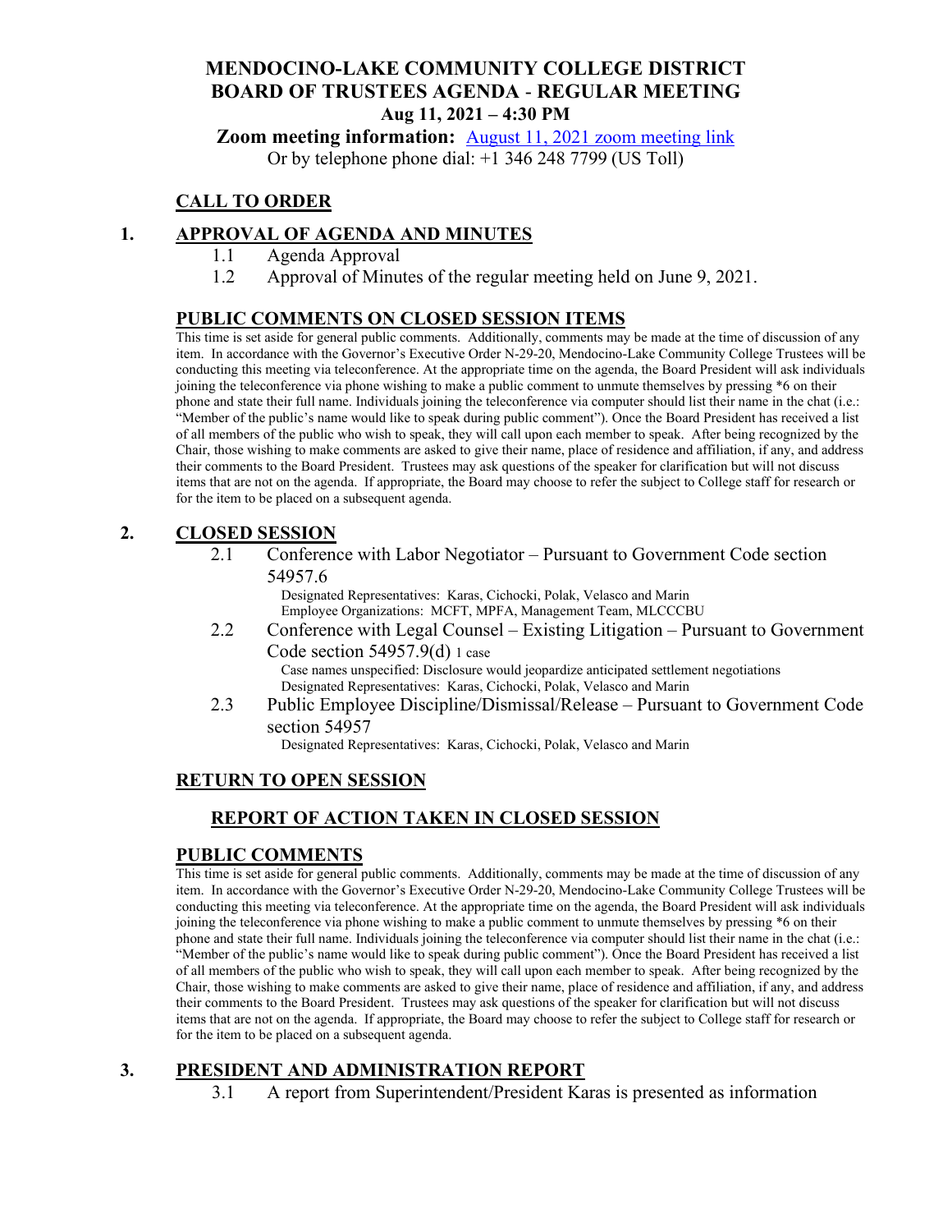# MENDOCINO-LAKE COMMUNITY COLLEGE DISTRICT
# BOARD OF TRUSTEES AGENDA - REGULAR MEETING
## Aug 11, 2021 – 4:30 PM

**Zoom meeting information:** August 11, 2021 zoom meeting link
Or by telephone phone dial: +1 346 248 7799 (US Toll)

## CALL TO ORDER

## 1. APPROVAL OF AGENDA AND MINUTES

1.1 Agenda Approval

1.2 Approval of Minutes of the regular meeting held on June 9, 2021.

## PUBLIC COMMENTS ON CLOSED SESSION ITEMS

This time is set aside for general public comments. Additionally, comments may be made at the time of discussion of any item. In accordance with the Governor's Executive Order N-29-20, Mendocino-Lake Community College Trustees will be conducting this meeting via teleconference. At the appropriate time on the agenda, the Board President will ask individuals joining the teleconference via phone wishing to make a public comment to unmute themselves by pressing *6 on their phone and state their full name. Individuals joining the teleconference via computer should list their name in the chat (i.e.: "Member of the public's name would like to speak during public comment"). Once the Board President has received a list of all members of the public who wish to speak, they will call upon each member to speak. After being recognized by the Chair, those wishing to make comments are asked to give their name, place of residence and affiliation, if any, and address their comments to the Board President. Trustees may ask questions of the speaker for clarification but will not discuss items that are not on the agenda. If appropriate, the Board may choose to refer the subject to College staff for research or for the item to be placed on a subsequent agenda.

## 2. CLOSED SESSION

2.1 Conference with Labor Negotiator – Pursuant to Government Code section 54957.6

Designated Representatives: Karas, Cichocki, Polak, Velasco and Marin
Employee Organizations: MCFT, MPFA, Management Team, MLCCCBU

2.2 Conference with Legal Counsel – Existing Litigation – Pursuant to Government Code section 54957.9(d) 1 case

Case names unspecified: Disclosure would jeopardize anticipated settlement negotiations
Designated Representatives: Karas, Cichocki, Polak, Velasco and Marin

2.3 Public Employee Discipline/Dismissal/Release – Pursuant to Government Code section 54957

Designated Representatives: Karas, Cichocki, Polak, Velasco and Marin

## RETURN TO OPEN SESSION

### REPORT OF ACTION TAKEN IN CLOSED SESSION

## PUBLIC COMMENTS

This time is set aside for general public comments. Additionally, comments may be made at the time of discussion of any item. In accordance with the Governor's Executive Order N-29-20, Mendocino-Lake Community College Trustees will be conducting this meeting via teleconference. At the appropriate time on the agenda, the Board President will ask individuals joining the teleconference via phone wishing to make a public comment to unmute themselves by pressing *6 on their phone and state their full name. Individuals joining the teleconference via computer should list their name in the chat (i.e.: "Member of the public's name would like to speak during public comment"). Once the Board President has received a list of all members of the public who wish to speak, they will call upon each member to speak. After being recognized by the Chair, those wishing to make comments are asked to give their name, place of residence and affiliation, if any, and address their comments to the Board President. Trustees may ask questions of the speaker for clarification but will not discuss items that are not on the agenda. If appropriate, the Board may choose to refer the subject to College staff for research or for the item to be placed on a subsequent agenda.

## 3. PRESIDENT AND ADMINISTRATION REPORT

3.1 A report from Superintendent/President Karas is presented as information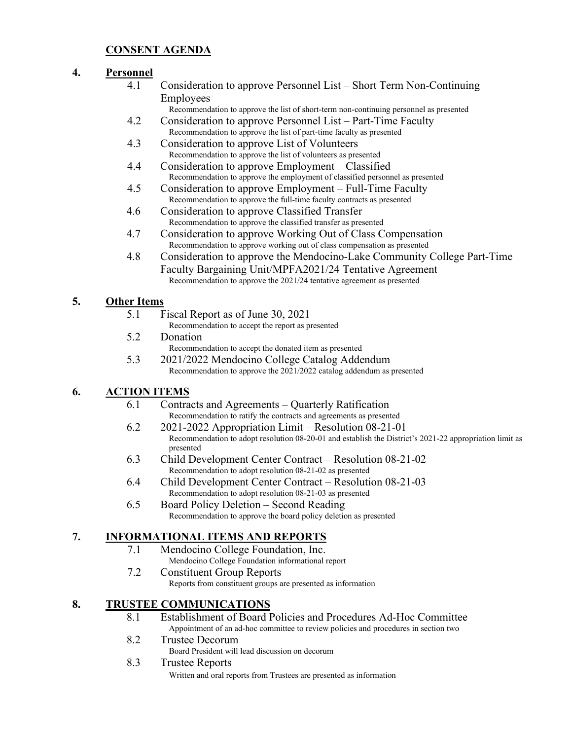## CONSENT AGENDA

### 4. Personnel

- 4.1 Consideration to approve Personnel List – Short Term Non-Continuing Employees
  Recommendation to approve the list of short-term non-continuing personnel as presented
- 4.2 Consideration to approve Personnel List – Part-Time Faculty
  Recommendation to approve the list of part-time faculty as presented
- 4.3 Consideration to approve List of Volunteers
  Recommendation to approve the list of volunteers as presented
- 4.4 Consideration to approve Employment – Classified
  Recommendation to approve the employment of classified personnel as presented
- 4.5 Consideration to approve Employment – Full-Time Faculty
  Recommendation to approve the full-time faculty contracts as presented
- 4.6 Consideration to approve Classified Transfer
  Recommendation to approve the classified transfer as presented
- 4.7 Consideration to approve Working Out of Class Compensation
  Recommendation to approve working out of class compensation as presented
- 4.8 Consideration to approve the Mendocino-Lake Community College Part-Time Faculty Bargaining Unit/MPFA2021/24 Tentative Agreement
  Recommendation to approve the 2021/24 tentative agreement as presented

### 5. Other Items

- 5.1 Fiscal Report as of June 30, 2021
  Recommendation to accept the report as presented
- 5.2 Donation
  Recommendation to accept the donated item as presented
- 5.3 2021/2022 Mendocino College Catalog Addendum
  Recommendation to approve the 2021/2022 catalog addendum as presented

### 6. ACTION ITEMS

- 6.1 Contracts and Agreements – Quarterly Ratification
  Recommendation to ratify the contracts and agreements as presented
- 6.2 2021-2022 Appropriation Limit – Resolution 08-21-01
  Recommendation to adopt resolution 08-20-01 and establish the District's 2021-22 appropriation limit as presented
- 6.3 Child Development Center Contract – Resolution 08-21-02
  Recommendation to adopt resolution 08-21-02 as presented
- 6.4 Child Development Center Contract – Resolution 08-21-03
  Recommendation to adopt resolution 08-21-03 as presented
- 6.5 Board Policy Deletion – Second Reading
  Recommendation to approve the board policy deletion as presented

### 7. INFORMATIONAL ITEMS AND REPORTS

- 7.1 Mendocino College Foundation, Inc.
  Mendocino College Foundation informational report
- 7.2 Constituent Group Reports
  Reports from constituent groups are presented as information

### 8. TRUSTEE COMMUNICATIONS

- 8.1 Establishment of Board Policies and Procedures Ad-Hoc Committee
  Appointment of an ad-hoc committee to review policies and procedures in section two
- 8.2 Trustee Decorum
  Board President will lead discussion on decorum
- 8.3 Trustee Reports
  Written and oral reports from Trustees are presented as information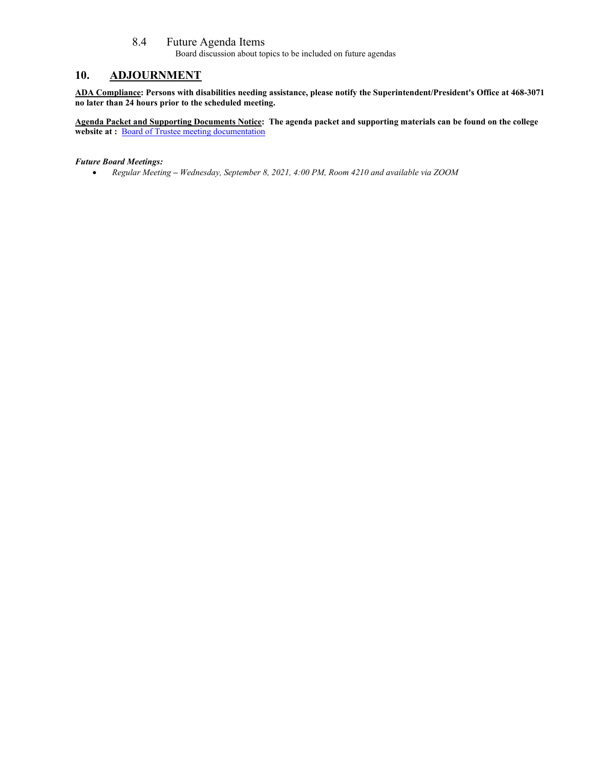### 8.4 Future Agenda Items

Board discussion about topics to be included on future agendas

## 10. ADJOURNMENT

**ADA Compliance: Persons with disabilities needing assistance, please notify the Superintendent/President's Office at 468-3071 no later than 24 hours prior to the scheduled meeting.**

**Agenda Packet and Supporting Documents Notice: The agenda packet and supporting materials can be found on the college website at :** Board of Trustee meeting documentation

***Future Board Meetings:***

- *Regular Meeting – Wednesday, September 8, 2021, 4:00 PM, Room 4210 and available via ZOOM*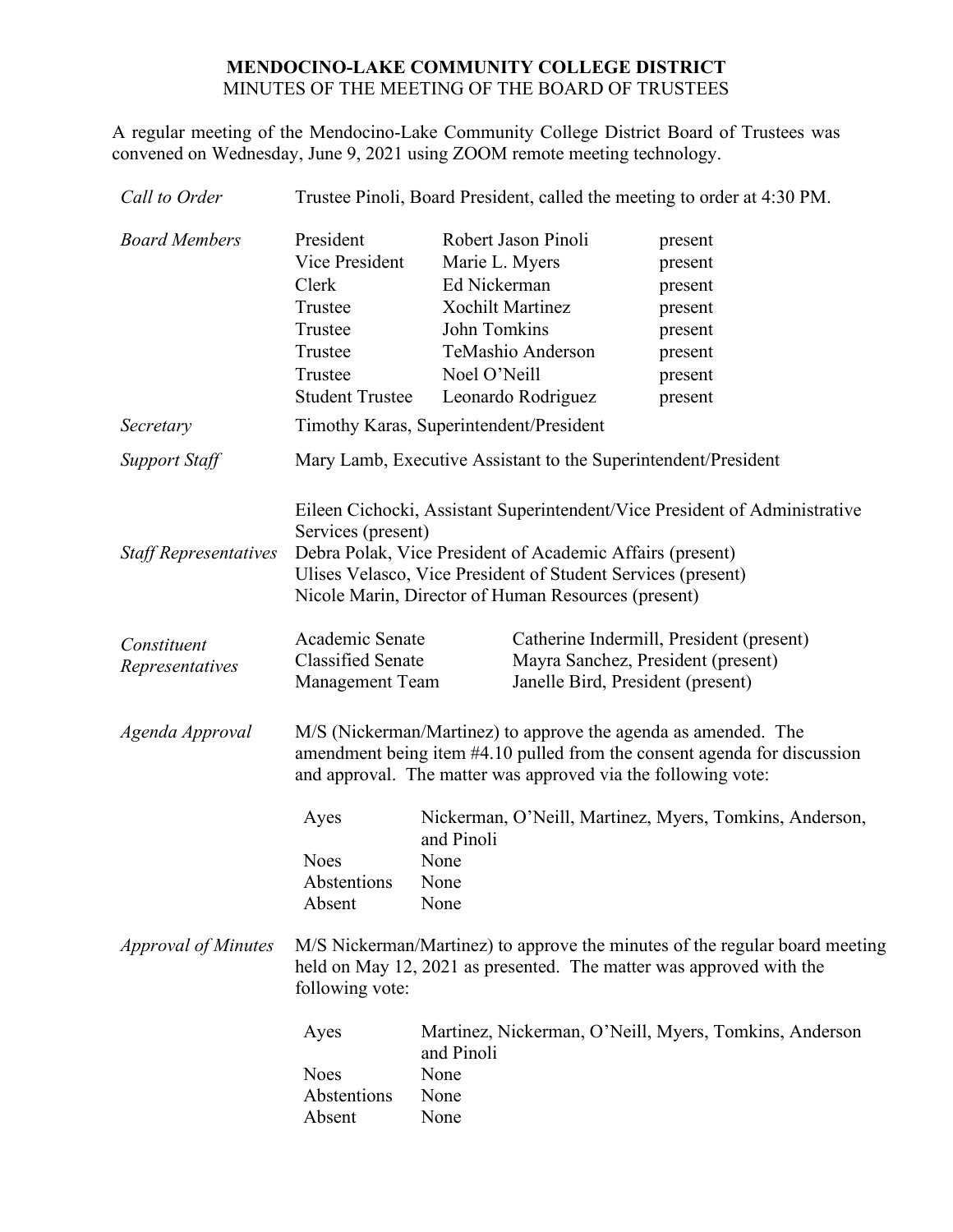**MENDOCINO-LAKE COMMUNITY COLLEGE DISTRICT**
MINUTES OF THE MEETING OF THE BOARD OF TRUSTEES

A regular meeting of the Mendocino-Lake Community College District Board of Trustees was convened on Wednesday, June 9, 2021 using ZOOM remote meeting technology.

*Call to Order* — Trustee Pinoli, Board President, called the meeting to order at 4:30 PM.

*Board Members*

| | | |
|---|---|---|
| President | Robert Jason Pinoli | present |
| Vice President | Marie L. Myers | present |
| Clerk | Ed Nickerman | present |
| Trustee | Xochilt Martinez | present |
| Trustee | John Tomkins | present |
| Trustee | TeMashio Anderson | present |
| Trustee | Noel O'Neill | present |
| Student Trustee | Leonardo Rodriguez | present |

*Secretary* — Timothy Karas, Superintendent/President

*Support Staff* — Mary Lamb, Executive Assistant to the Superintendent/President

*Staff Representatives*

Eileen Cichocki, Assistant Superintendent/Vice President of Administrative Services (present)
Debra Polak, Vice President of Academic Affairs (present)
Ulises Velasco, Vice President of Student Services (present)
Nicole Marin, Director of Human Resources (present)

*Constituent Representatives*

| | |
|---|---|
| Academic Senate | Catherine Indermill, President (present) |
| Classified Senate | Mayra Sanchez, President (present) |
| Management Team | Janelle Bird, President (present) |

*Agenda Approval*

M/S (Nickerman/Martinez) to approve the agenda as amended. The amendment being item #4.10 pulled from the consent agenda for discussion and approval. The matter was approved via the following vote:

| | |
|---|---|
| Ayes | Nickerman, O'Neill, Martinez, Myers, Tomkins, Anderson, and Pinoli |
| Noes | None |
| Abstentions | None |
| Absent | None |

*Approval of Minutes*

M/S Nickerman/Martinez) to approve the minutes of the regular board meeting held on May 12, 2021 as presented. The matter was approved with the following vote:

| | |
|---|---|
| Ayes | Martinez, Nickerman, O'Neill, Myers, Tomkins, Anderson and Pinoli |
| Noes | None |
| Abstentions | None |
| Absent | None |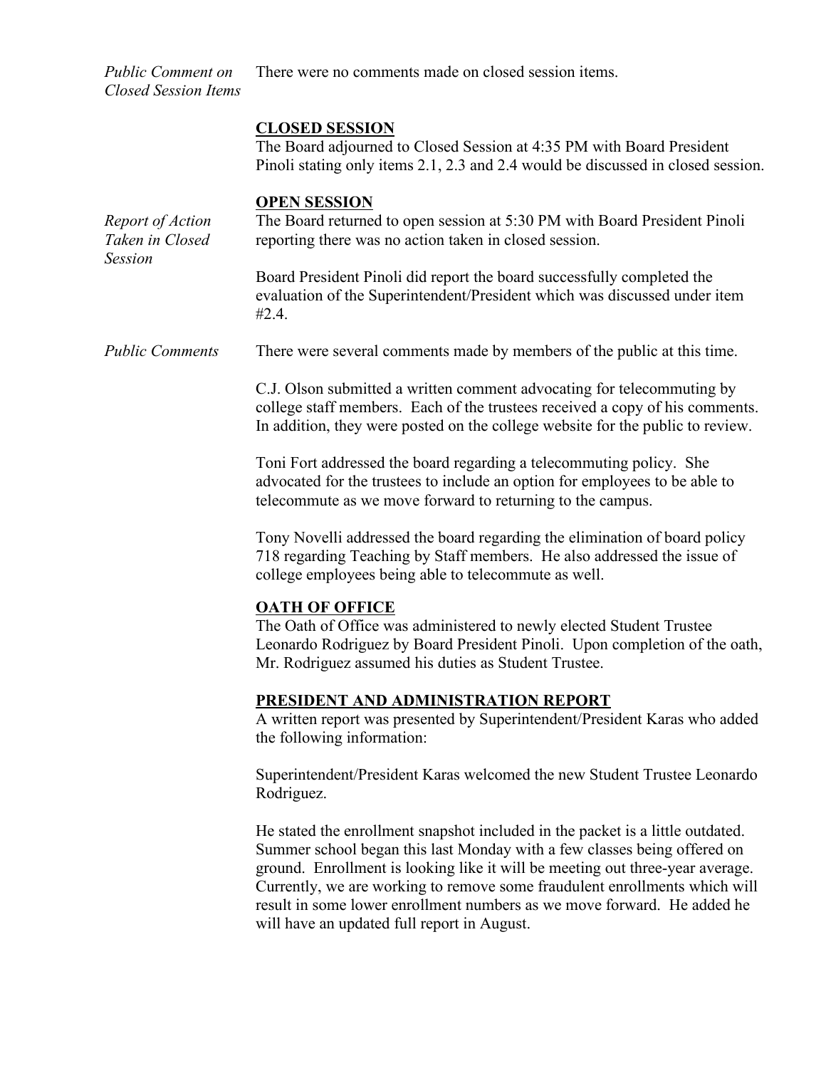*Public Comment on Closed Session Items*

There were no comments made on closed session items.

**CLOSED SESSION**

The Board adjourned to Closed Session at 4:35 PM with Board President Pinoli stating only items 2.1, 2.3 and 2.4 would be discussed in closed session.

**OPEN SESSION**

*Report of Action Taken in Closed Session*

The Board returned to open session at 5:30 PM with Board President Pinoli reporting there was no action taken in closed session.

Board President Pinoli did report the board successfully completed the evaluation of the Superintendent/President which was discussed under item #2.4.

*Public Comments*

There were several comments made by members of the public at this time.

C.J. Olson submitted a written comment advocating for telecommuting by college staff members. Each of the trustees received a copy of his comments. In addition, they were posted on the college website for the public to review.

Toni Fort addressed the board regarding a telecommuting policy. She advocated for the trustees to include an option for employees to be able to telecommute as we move forward to returning to the campus.

Tony Novelli addressed the board regarding the elimination of board policy 718 regarding Teaching by Staff members. He also addressed the issue of college employees being able to telecommute as well.

**OATH OF OFFICE**

The Oath of Office was administered to newly elected Student Trustee Leonardo Rodriguez by Board President Pinoli. Upon completion of the oath, Mr. Rodriguez assumed his duties as Student Trustee.

**PRESIDENT AND ADMINISTRATION REPORT**

A written report was presented by Superintendent/President Karas who added the following information:

Superintendent/President Karas welcomed the new Student Trustee Leonardo Rodriguez.

He stated the enrollment snapshot included in the packet is a little outdated. Summer school began this last Monday with a few classes being offered on ground. Enrollment is looking like it will be meeting out three-year average. Currently, we are working to remove some fraudulent enrollments which will result in some lower enrollment numbers as we move forward. He added he will have an updated full report in August.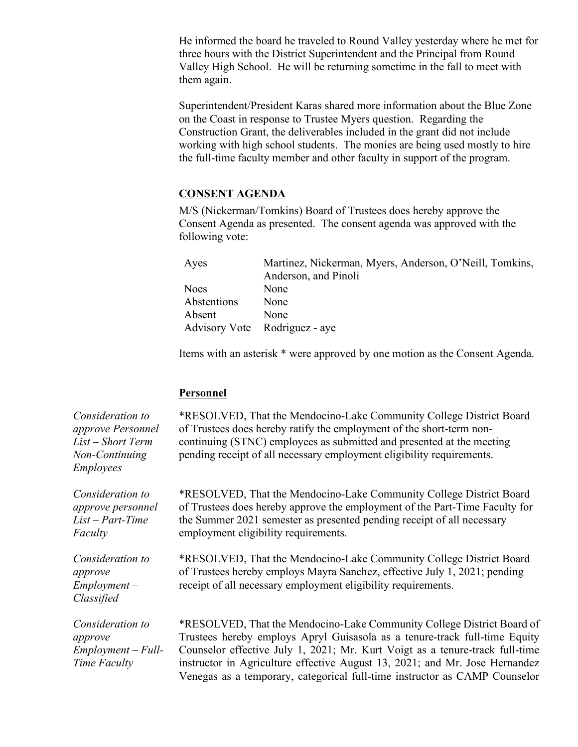He informed the board he traveled to Round Valley yesterday where he met for three hours with the District Superintendent and the Principal from Round Valley High School. He will be returning sometime in the fall to meet with them again.

Superintendent/President Karas shared more information about the Blue Zone on the Coast in response to Trustee Myers question. Regarding the Construction Grant, the deliverables included in the grant did not include working with high school students. The monies are being used mostly to hire the full-time faculty member and other faculty in support of the program.

## CONSENT AGENDA

M/S (Nickerman/Tomkins) Board of Trustees does hereby approve the Consent Agenda as presented. The consent agenda was approved with the following vote:

| | |
|---|---|
| Ayes | Martinez, Nickerman, Myers, Anderson, O'Neill, Tomkins, Anderson, and Pinoli |
| Noes | None |
| Abstentions | None |
| Absent | None |
| Advisory Vote | Rodriguez - aye |

Items with an asterisk * were approved by one motion as the Consent Agenda.

### Personnel

*Consideration to approve Personnel List – Short Term Non-Continuing Employees*

*RESOLVED, That the Mendocino-Lake Community College District Board of Trustees does hereby ratify the employment of the short-term non-continuing (STNC) employees as submitted and presented at the meeting pending receipt of all necessary employment eligibility requirements.

*Consideration to approve personnel List – Part-Time Faculty*

*RESOLVED, That the Mendocino-Lake Community College District Board of Trustees does hereby approve the employment of the Part-Time Faculty for the Summer 2021 semester as presented pending receipt of all necessary employment eligibility requirements.

*Consideration to approve Employment – Classified*

*RESOLVED, That the Mendocino-Lake Community College District Board of Trustees hereby employs Mayra Sanchez, effective July 1, 2021; pending receipt of all necessary employment eligibility requirements.

*Consideration to approve Employment – Full-Time Faculty*

*RESOLVED, That the Mendocino-Lake Community College District Board of Trustees hereby employs Apryl Guisasola as a tenure-track full-time Equity Counselor effective July 1, 2021; Mr. Kurt Voigt as a tenure-track full-time instructor in Agriculture effective August 13, 2021; and Mr. Jose Hernandez Venegas as a temporary, categorical full-time instructor as CAMP Counselor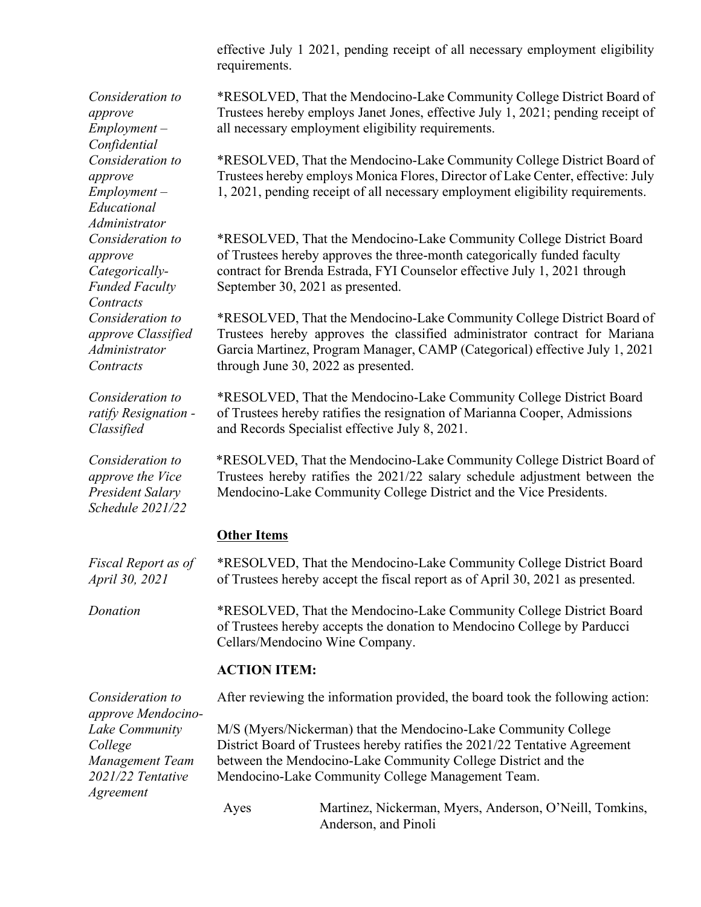effective July 1 2021, pending receipt of all necessary employment eligibility requirements.

*Consideration to approve Employment – Confidential*

*RESOLVED, That the Mendocino-Lake Community College District Board of Trustees hereby employs Janet Jones, effective July 1, 2021; pending receipt of all necessary employment eligibility requirements.

*Consideration to approve Employment – Educational Administrator*

*RESOLVED, That the Mendocino-Lake Community College District Board of Trustees hereby employs Monica Flores, Director of Lake Center, effective: July 1, 2021, pending receipt of all necessary employment eligibility requirements.

*Consideration to approve Categorically-Funded Faculty Contracts*

*RESOLVED, That the Mendocino-Lake Community College District Board of Trustees hereby approves the three-month categorically funded faculty contract for Brenda Estrada, FYI Counselor effective July 1, 2021 through September 30, 2021 as presented.

*Consideration to approve Classified Administrator Contracts*

*RESOLVED, That the Mendocino-Lake Community College District Board of Trustees hereby approves the classified administrator contract for Mariana Garcia Martinez, Program Manager, CAMP (Categorical) effective July 1, 2021 through June 30, 2022 as presented.

*Consideration to ratify Resignation - Classified*

*RESOLVED, That the Mendocino-Lake Community College District Board of Trustees hereby ratifies the resignation of Marianna Cooper, Admissions and Records Specialist effective July 8, 2021.

*Consideration to approve the Vice President Salary Schedule 2021/22*

*RESOLVED, That the Mendocino-Lake Community College District Board of Trustees hereby ratifies the 2021/22 salary schedule adjustment between the Mendocino-Lake Community College District and the Vice Presidents.

**Other Items**

*Fiscal Report as of April 30, 2021*

*RESOLVED, That the Mendocino-Lake Community College District Board of Trustees hereby accept the fiscal report as of April 30, 2021 as presented.

*Donation*

*RESOLVED, That the Mendocino-Lake Community College District Board of Trustees hereby accepts the donation to Mendocino College by Parducci Cellars/Mendocino Wine Company.

**ACTION ITEM:**

*Consideration to approve Mendocino-Lake Community College Management Team 2021/22 Tentative Agreement*

After reviewing the information provided, the board took the following action:

M/S (Myers/Nickerman) that the Mendocino-Lake Community College District Board of Trustees hereby ratifies the 2021/22 Tentative Agreement between the Mendocino-Lake Community College District and the Mendocino-Lake Community College Management Team.

Ayes Martinez, Nickerman, Myers, Anderson, O'Neill, Tomkins, Anderson, and Pinoli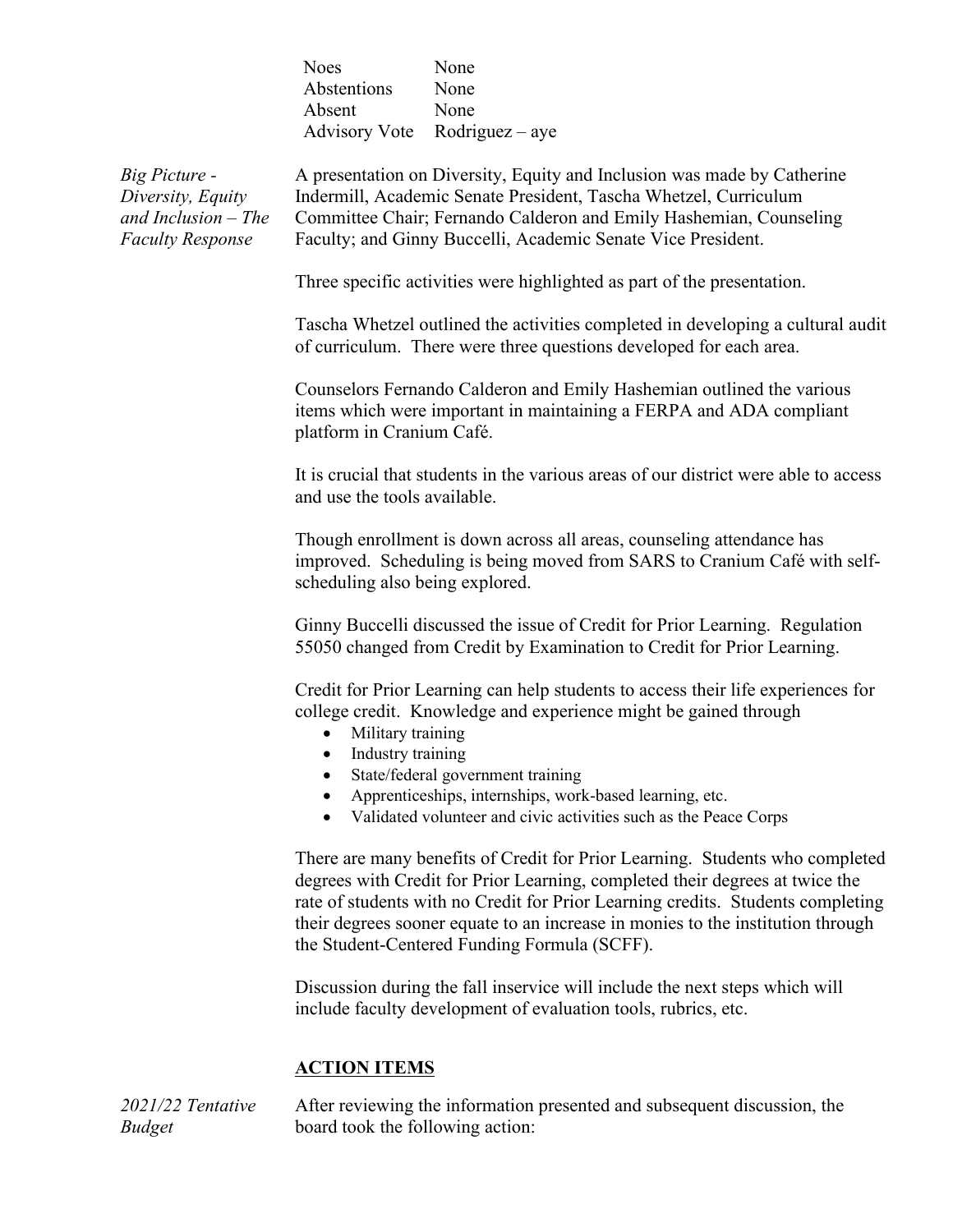| | |
|---|---|
| Noes | None |
| Abstentions | None |
| Absent | None |
| Advisory Vote | Rodriguez – aye |

*Big Picture - Diversity, Equity and Inclusion – The Faculty Response*

A presentation on Diversity, Equity and Inclusion was made by Catherine Indermill, Academic Senate President, Tascha Whetzel, Curriculum Committee Chair; Fernando Calderon and Emily Hashemian, Counseling Faculty; and Ginny Buccelli, Academic Senate Vice President.

Three specific activities were highlighted as part of the presentation.

Tascha Whetzel outlined the activities completed in developing a cultural audit of curriculum. There were three questions developed for each area.

Counselors Fernando Calderon and Emily Hashemian outlined the various items which were important in maintaining a FERPA and ADA compliant platform in Cranium Café.

It is crucial that students in the various areas of our district were able to access and use the tools available.

Though enrollment is down across all areas, counseling attendance has improved. Scheduling is being moved from SARS to Cranium Café with self-scheduling also being explored.

Ginny Buccelli discussed the issue of Credit for Prior Learning. Regulation 55050 changed from Credit by Examination to Credit for Prior Learning.

Credit for Prior Learning can help students to access their life experiences for college credit. Knowledge and experience might be gained through

- Military training
- Industry training
- State/federal government training
- Apprenticeships, internships, work-based learning, etc.
- Validated volunteer and civic activities such as the Peace Corps

There are many benefits of Credit for Prior Learning. Students who completed degrees with Credit for Prior Learning, completed their degrees at twice the rate of students with no Credit for Prior Learning credits. Students completing their degrees sooner equate to an increase in monies to the institution through the Student-Centered Funding Formula (SCFF).

Discussion during the fall inservice will include the next steps which will include faculty development of evaluation tools, rubrics, etc.

## ACTION ITEMS

*2021/22 Tentative Budget*

After reviewing the information presented and subsequent discussion, the board took the following action: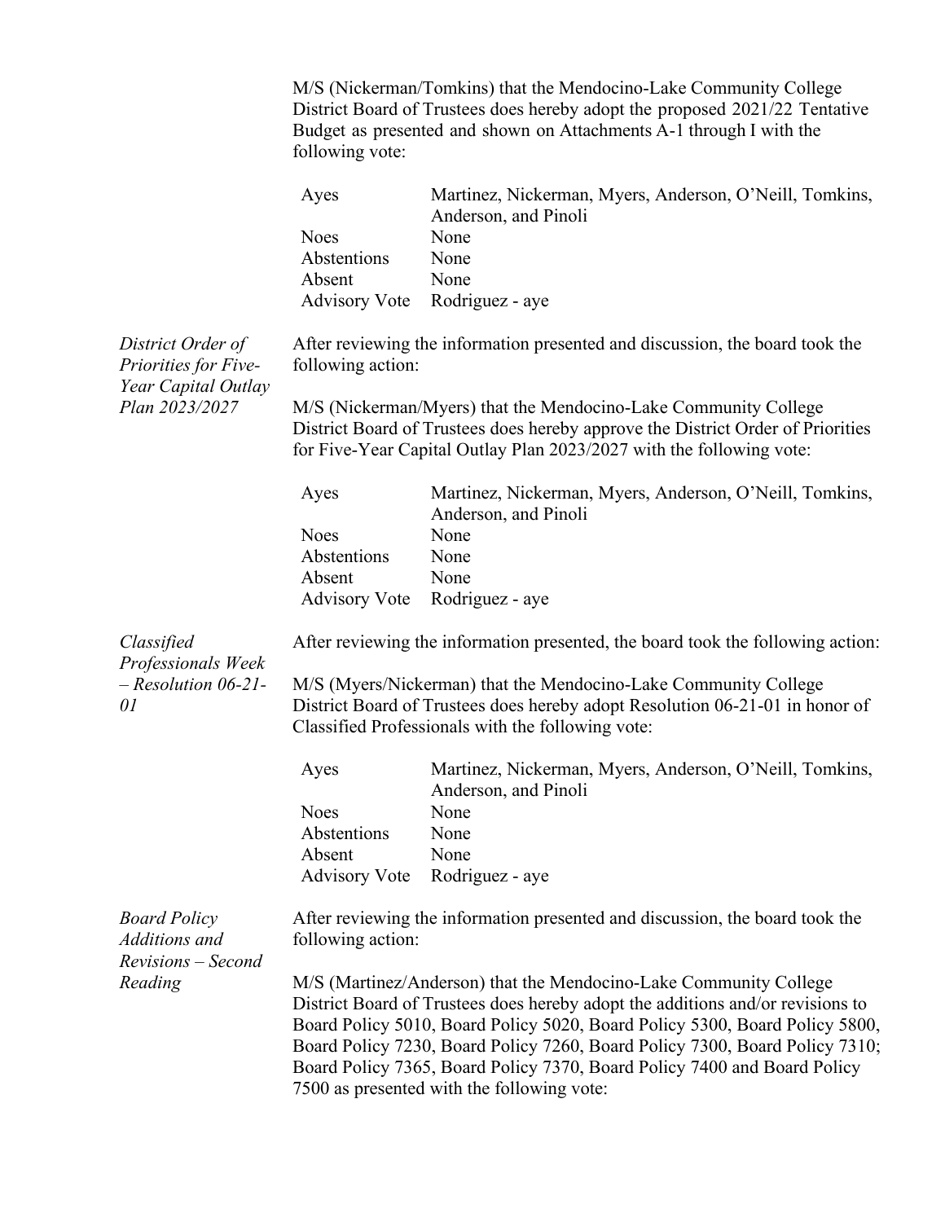M/S (Nickerman/Tomkins) that the Mendocino-Lake Community College District Board of Trustees does hereby adopt the proposed 2021/22 Tentative Budget as presented and shown on Attachments A-1 through I with the following vote:

| | |
|---|---|
| Ayes | Martinez, Nickerman, Myers, Anderson, O'Neill, Tomkins, Anderson, and Pinoli |
| Noes | None |
| Abstentions | None |
| Absent | None |
| Advisory Vote | Rodriguez - aye |

*District Order of Priorities for Five-Year Capital Outlay Plan 2023/2027*

After reviewing the information presented and discussion, the board took the following action:

M/S (Nickerman/Myers) that the Mendocino-Lake Community College District Board of Trustees does hereby approve the District Order of Priorities for Five-Year Capital Outlay Plan 2023/2027 with the following vote:

| | |
|---|---|
| Ayes | Martinez, Nickerman, Myers, Anderson, O'Neill, Tomkins, Anderson, and Pinoli |
| Noes | None |
| Abstentions | None |
| Absent | None |
| Advisory Vote | Rodriguez - aye |

*Classified Professionals Week – Resolution 06-21-01*

After reviewing the information presented, the board took the following action:

M/S (Myers/Nickerman) that the Mendocino-Lake Community College District Board of Trustees does hereby adopt Resolution 06-21-01 in honor of Classified Professionals with the following vote:

| | |
|---|---|
| Ayes | Martinez, Nickerman, Myers, Anderson, O'Neill, Tomkins, Anderson, and Pinoli |
| Noes | None |
| Abstentions | None |
| Absent | None |
| Advisory Vote | Rodriguez - aye |

*Board Policy Additions and Revisions – Second Reading*

After reviewing the information presented and discussion, the board took the following action:

M/S (Martinez/Anderson) that the Mendocino-Lake Community College District Board of Trustees does hereby adopt the additions and/or revisions to Board Policy 5010, Board Policy 5020, Board Policy 5300, Board Policy 5800, Board Policy 7230, Board Policy 7260, Board Policy 7300, Board Policy 7310; Board Policy 7365, Board Policy 7370, Board Policy 7400 and Board Policy 7500 as presented with the following vote: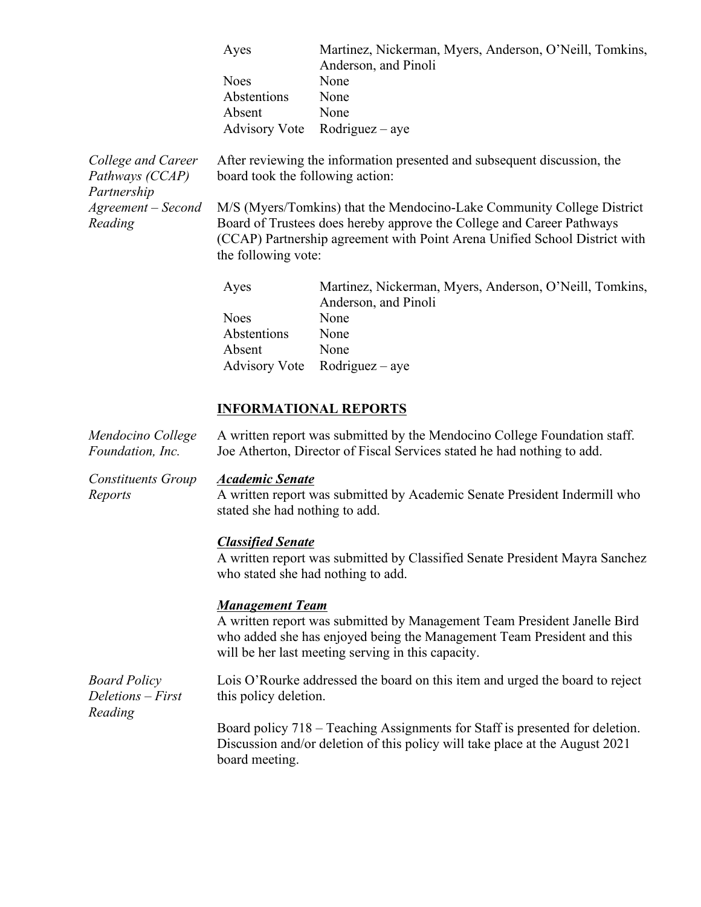| | |
|---|---|
| Ayes | Martinez, Nickerman, Myers, Anderson, O'Neill, Tomkins, Anderson, and Pinoli |
| Noes | None |
| Abstentions | None |
| Absent | None |
| Advisory Vote | Rodriguez – aye |

*College and Career Pathways (CCAP) Partnership Agreement – Second Reading*

After reviewing the information presented and subsequent discussion, the board took the following action:

M/S (Myers/Tomkins) that the Mendocino-Lake Community College District Board of Trustees does hereby approve the College and Career Pathways (CCAP) Partnership agreement with Point Arena Unified School District with the following vote:

| | |
|---|---|
| Ayes | Martinez, Nickerman, Myers, Anderson, O'Neill, Tomkins, Anderson, and Pinoli |
| Noes | None |
| Abstentions | None |
| Absent | None |
| Advisory Vote | Rodriguez – aye |

## INFORMATIONAL REPORTS

*Mendocino College Foundation, Inc.*

A written report was submitted by the Mendocino College Foundation staff. Joe Atherton, Director of Fiscal Services stated he had nothing to add.

*Constituents Group Reports*

***Academic Senate***

A written report was submitted by Academic Senate President Indermill who stated she had nothing to add.

***Classified Senate***

A written report was submitted by Classified Senate President Mayra Sanchez who stated she had nothing to add.

***Management Team***

A written report was submitted by Management Team President Janelle Bird who added she has enjoyed being the Management Team President and this will be her last meeting serving in this capacity.

*Board Policy Deletions – First Reading*

Lois O'Rourke addressed the board on this item and urged the board to reject this policy deletion.

Board policy 718 – Teaching Assignments for Staff is presented for deletion. Discussion and/or deletion of this policy will take place at the August 2021 board meeting.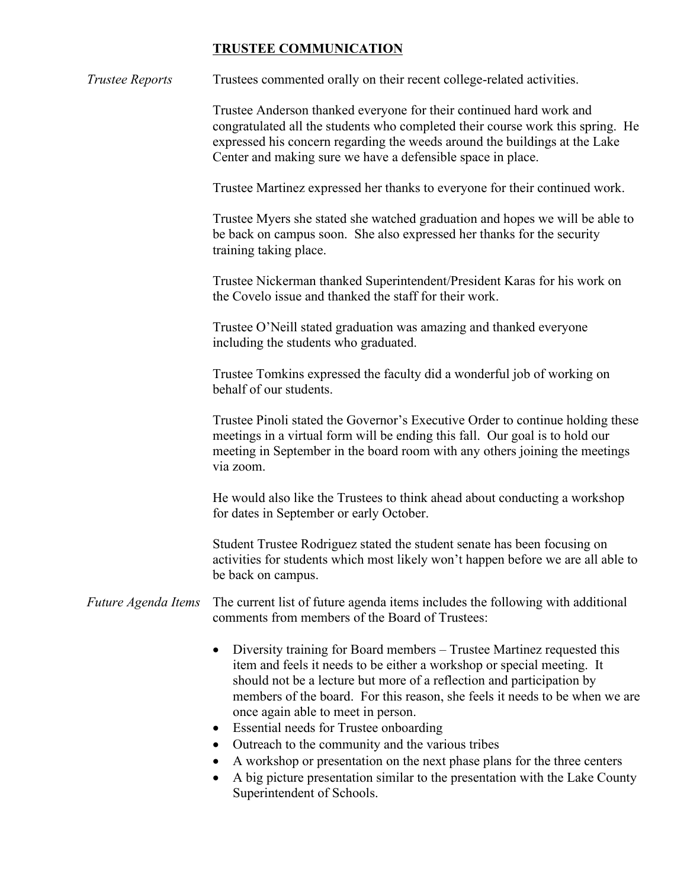## TRUSTEE COMMUNICATION

*Trustee Reports*

Trustees commented orally on their recent college-related activities.

Trustee Anderson thanked everyone for their continued hard work and congratulated all the students who completed their course work this spring. He expressed his concern regarding the weeds around the buildings at the Lake Center and making sure we have a defensible space in place.

Trustee Martinez expressed her thanks to everyone for their continued work.

Trustee Myers she stated she watched graduation and hopes we will be able to be back on campus soon. She also expressed her thanks for the security training taking place.

Trustee Nickerman thanked Superintendent/President Karas for his work on the Covelo issue and thanked the staff for their work.

Trustee O'Neill stated graduation was amazing and thanked everyone including the students who graduated.

Trustee Tomkins expressed the faculty did a wonderful job of working on behalf of our students.

Trustee Pinoli stated the Governor's Executive Order to continue holding these meetings in a virtual form will be ending this fall. Our goal is to hold our meeting in September in the board room with any others joining the meetings via zoom.

He would also like the Trustees to think ahead about conducting a workshop for dates in September or early October.

Student Trustee Rodriguez stated the student senate has been focusing on activities for students which most likely won't happen before we are all able to be back on campus.

*Future Agenda Items*

The current list of future agenda items includes the following with additional comments from members of the Board of Trustees:

- Diversity training for Board members – Trustee Martinez requested this item and feels it needs to be either a workshop or special meeting. It should not be a lecture but more of a reflection and participation by members of the board. For this reason, she feels it needs to be when we are once again able to meet in person.
- Essential needs for Trustee onboarding
- Outreach to the community and the various tribes
- A workshop or presentation on the next phase plans for the three centers
- A big picture presentation similar to the presentation with the Lake County Superintendent of Schools.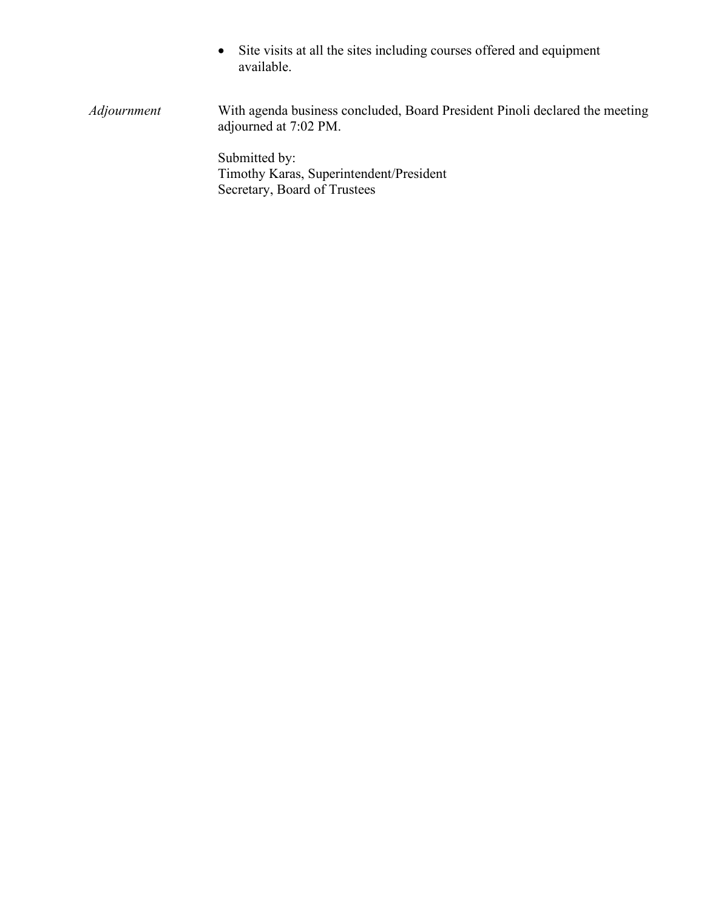- Site visits at all the sites including courses offered and equipment available.

*Adjournment*

With agenda business concluded, Board President Pinoli declared the meeting adjourned at 7:02 PM.

Submitted by:
Timothy Karas, Superintendent/President
Secretary, Board of Trustees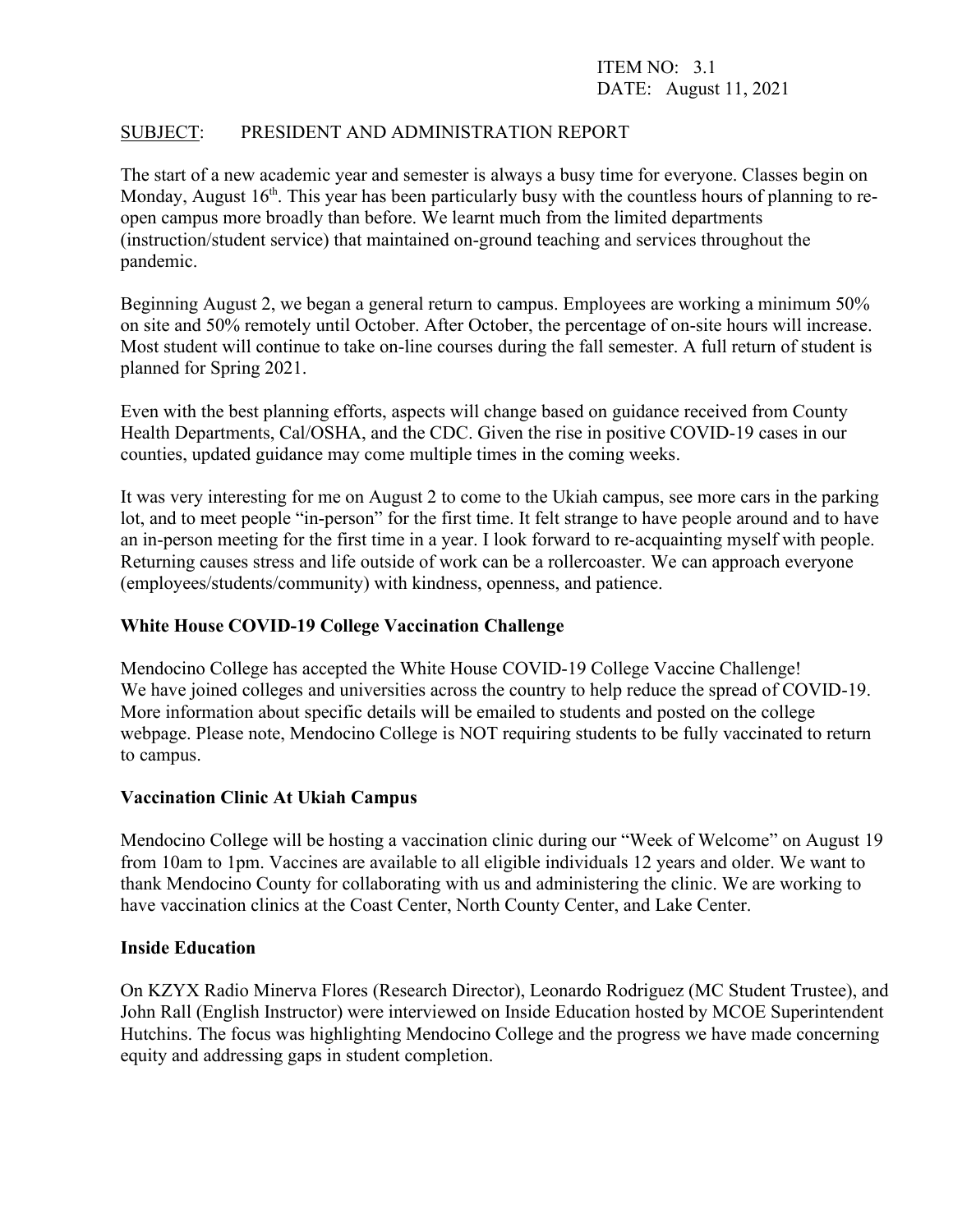ITEM NO: 3.1
DATE: August 11, 2021

SUBJECT: PRESIDENT AND ADMINISTRATION REPORT

The start of a new academic year and semester is always a busy time for everyone. Classes begin on Monday, August 16th. This year has been particularly busy with the countless hours of planning to re-open campus more broadly than before. We learnt much from the limited departments (instruction/student service) that maintained on-ground teaching and services throughout the pandemic.

Beginning August 2, we began a general return to campus. Employees are working a minimum 50% on site and 50% remotely until October. After October, the percentage of on-site hours will increase. Most student will continue to take on-line courses during the fall semester. A full return of student is planned for Spring 2021.

Even with the best planning efforts, aspects will change based on guidance received from County Health Departments, Cal/OSHA, and the CDC. Given the rise in positive COVID-19 cases in our counties, updated guidance may come multiple times in the coming weeks.

It was very interesting for me on August 2 to come to the Ukiah campus, see more cars in the parking lot, and to meet people "in-person" for the first time. It felt strange to have people around and to have an in-person meeting for the first time in a year. I look forward to re-acquainting myself with people. Returning causes stress and life outside of work can be a rollercoaster. We can approach everyone (employees/students/community) with kindness, openness, and patience.

**White House COVID-19 College Vaccination Challenge**

Mendocino College has accepted the White House COVID-19 College Vaccine Challenge! We have joined colleges and universities across the country to help reduce the spread of COVID-19. More information about specific details will be emailed to students and posted on the college webpage. Please note, Mendocino College is NOT requiring students to be fully vaccinated to return to campus.

**Vaccination Clinic At Ukiah Campus**

Mendocino College will be hosting a vaccination clinic during our "Week of Welcome" on August 19 from 10am to 1pm. Vaccines are available to all eligible individuals 12 years and older. We want to thank Mendocino County for collaborating with us and administering the clinic. We are working to have vaccination clinics at the Coast Center, North County Center, and Lake Center.

**Inside Education**

On KZYX Radio Minerva Flores (Research Director), Leonardo Rodriguez (MC Student Trustee), and John Rall (English Instructor) were interviewed on Inside Education hosted by MCOE Superintendent Hutchins. The focus was highlighting Mendocino College and the progress we have made concerning equity and addressing gaps in student completion.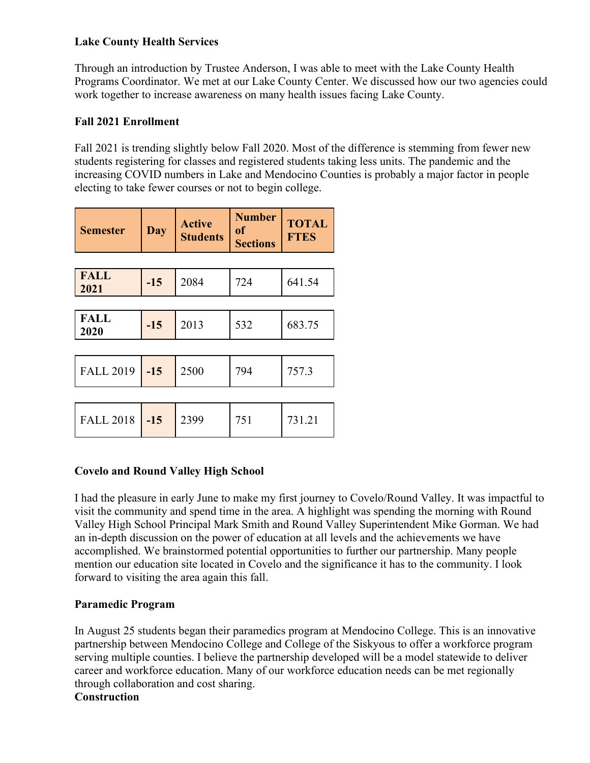**Lake County Health Services**

Through an introduction by Trustee Anderson, I was able to meet with the Lake County Health Programs Coordinator. We met at our Lake County Center. We discussed how our two agencies could work together to increase awareness on many health issues facing Lake County.

**Fall 2021 Enrollment**

Fall 2021 is trending slightly below Fall 2020. Most of the difference is stemming from fewer new students registering for classes and registered students taking less units. The pandemic and the increasing COVID numbers in Lake and Mendocino Counties is probably a major factor in people electing to take fewer courses or not to begin college.

| Semester | Day | Active Students | Number of Sections | TOTAL FTES |
|---|---|---|---|---|
| **FALL 2021** | **-15** | 2084 | 724 | 641.54 |
| **FALL 2020** | **-15** | 2013 | 532 | 683.75 |
| FALL 2019 | **-15** | 2500 | 794 | 757.3 |
| FALL 2018 | **-15** | 2399 | 751 | 731.21 |

**Covelo and Round Valley High School**

I had the pleasure in early June to make my first journey to Covelo/Round Valley. It was impactful to visit the community and spend time in the area. A highlight was spending the morning with Round Valley High School Principal Mark Smith and Round Valley Superintendent Mike Gorman. We had an in-depth discussion on the power of education at all levels and the achievements we have accomplished. We brainstormed potential opportunities to further our partnership. Many people mention our education site located in Covelo and the significance it has to the community. I look forward to visiting the area again this fall.

**Paramedic Program**

In August 25 students began their paramedics program at Mendocino College. This is an innovative partnership between Mendocino College and College of the Siskyous to offer a workforce program serving multiple counties. I believe the partnership developed will be a model statewide to deliver career and workforce education. Many of our workforce education needs can be met regionally through collaboration and cost sharing.

**Construction**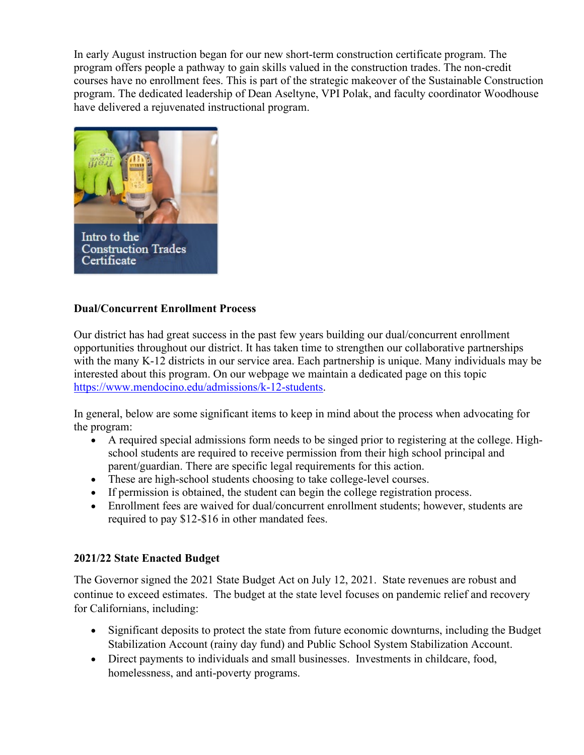In early August instruction began for our new short-term construction certificate program. The program offers people a pathway to gain skills valued in the construction trades. The non-credit courses have no enrollment fees. This is part of the strategic makeover of the Sustainable Construction program. The dedicated leadership of Dean Aseltyne, VPI Polak, and faculty coordinator Woodhouse have delivered a rejuvenated instructional program.

Intro to the Construction Trades Certificate

**Dual/Concurrent Enrollment Process**

Our district has had great success in the past few years building our dual/concurrent enrollment opportunities throughout our district. It has taken time to strengthen our collaborative partnerships with the many K-12 districts in our service area. Each partnership is unique. Many individuals may be interested about this program. On our webpage we maintain a dedicated page on this topic https://www.mendocino.edu/admissions/k-12-students.

In general, below are some significant items to keep in mind about the process when advocating for the program:

- A required special admissions form needs to be singed prior to registering at the college. High-school students are required to receive permission from their high school principal and parent/guardian. There are specific legal requirements for this action.
- These are high-school students choosing to take college-level courses.
- If permission is obtained, the student can begin the college registration process.
- Enrollment fees are waived for dual/concurrent enrollment students; however, students are required to pay $12-$16 in other mandated fees.

**2021/22 State Enacted Budget**

The Governor signed the 2021 State Budget Act on July 12, 2021. State revenues are robust and continue to exceed estimates. The budget at the state level focuses on pandemic relief and recovery for Californians, including:

- Significant deposits to protect the state from future economic downturns, including the Budget Stabilization Account (rainy day fund) and Public School System Stabilization Account.
- Direct payments to individuals and small businesses. Investments in childcare, food, homelessness, and anti-poverty programs.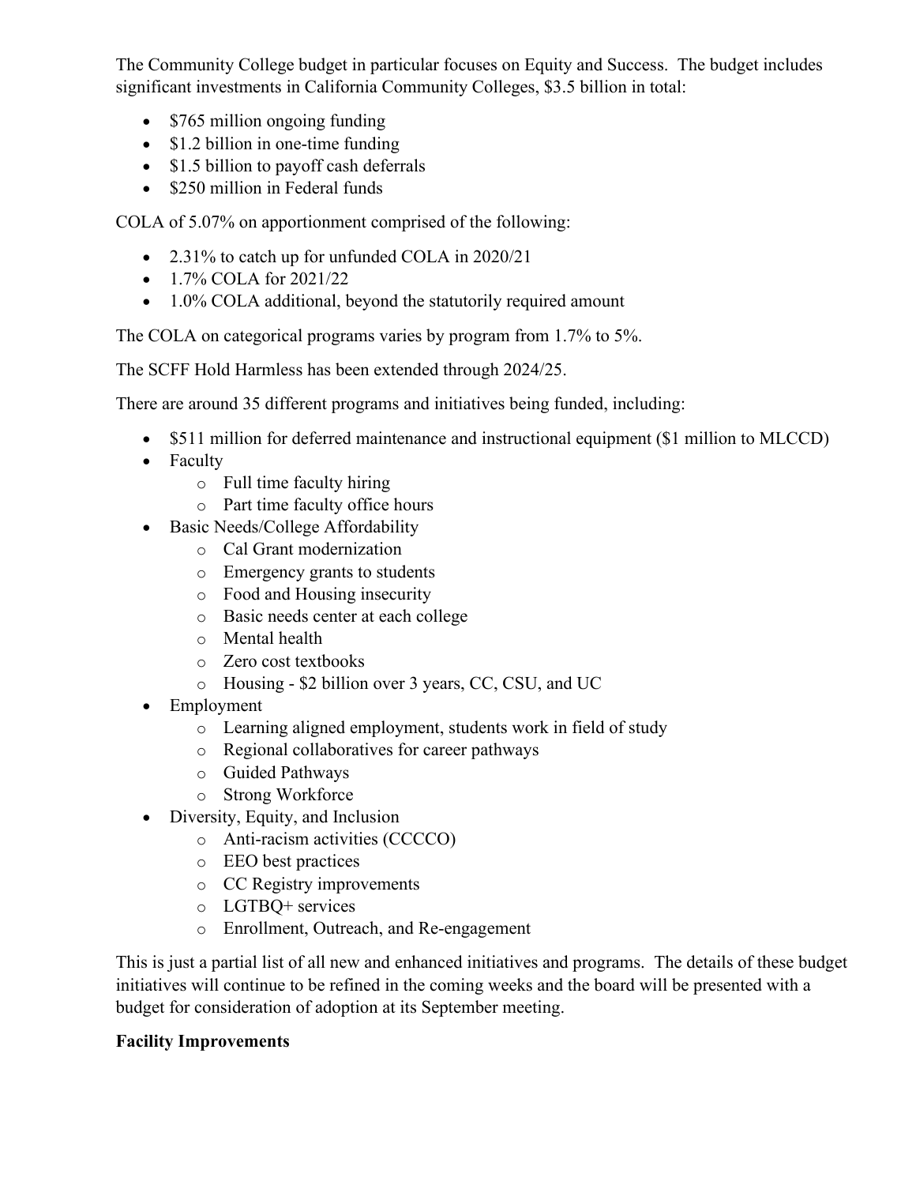The Community College budget in particular focuses on Equity and Success. The budget includes significant investments in California Community Colleges, $3.5 billion in total:

- $765 million ongoing funding
- $1.2 billion in one-time funding
- $1.5 billion to payoff cash deferrals
- $250 million in Federal funds

COLA of 5.07% on apportionment comprised of the following:

- 2.31% to catch up for unfunded COLA in 2020/21
- 1.7% COLA for 2021/22
- 1.0% COLA additional, beyond the statutorily required amount

The COLA on categorical programs varies by program from 1.7% to 5%.

The SCFF Hold Harmless has been extended through 2024/25.

There are around 35 different programs and initiatives being funded, including:

- $511 million for deferred maintenance and instructional equipment ($1 million to MLCCD)
- Faculty
    - Full time faculty hiring
    - Part time faculty office hours
- Basic Needs/College Affordability
    - Cal Grant modernization
    - Emergency grants to students
    - Food and Housing insecurity
    - Basic needs center at each college
    - Mental health
    - Zero cost textbooks
    - Housing - $2 billion over 3 years, CC, CSU, and UC
- Employment
    - Learning aligned employment, students work in field of study
    - Regional collaboratives for career pathways
    - Guided Pathways
    - Strong Workforce
- Diversity, Equity, and Inclusion
    - Anti-racism activities (CCCCO)
    - EEO best practices
    - CC Registry improvements
    - LGTBQ+ services
    - Enrollment, Outreach, and Re-engagement

This is just a partial list of all new and enhanced initiatives and programs. The details of these budget initiatives will continue to be refined in the coming weeks and the board will be presented with a budget for consideration of adoption at its September meeting.

**Facility Improvements**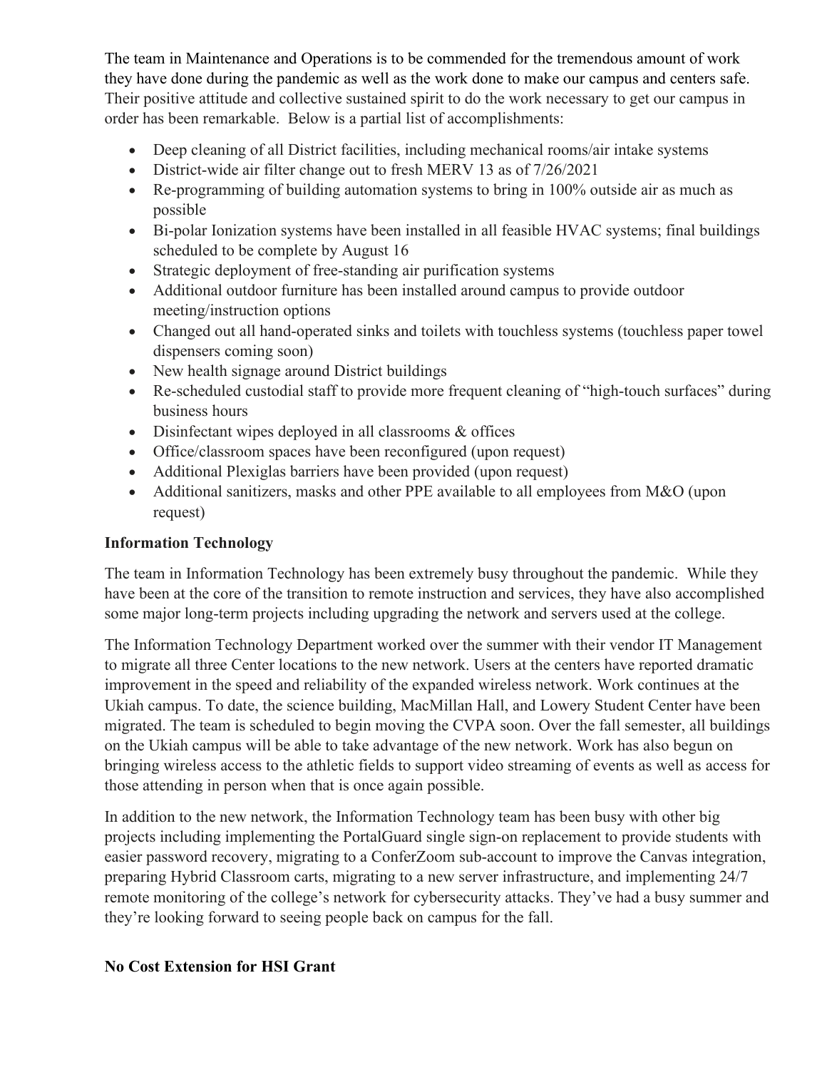The team in Maintenance and Operations is to be commended for the tremendous amount of work they have done during the pandemic as well as the work done to make our campus and centers safe. Their positive attitude and collective sustained spirit to do the work necessary to get our campus in order has been remarkable. Below is a partial list of accomplishments:

- Deep cleaning of all District facilities, including mechanical rooms/air intake systems
- District-wide air filter change out to fresh MERV 13 as of 7/26/2021
- Re-programming of building automation systems to bring in 100% outside air as much as possible
- Bi-polar Ionization systems have been installed in all feasible HVAC systems; final buildings scheduled to be complete by August 16
- Strategic deployment of free-standing air purification systems
- Additional outdoor furniture has been installed around campus to provide outdoor meeting/instruction options
- Changed out all hand-operated sinks and toilets with touchless systems (touchless paper towel dispensers coming soon)
- New health signage around District buildings
- Re-scheduled custodial staff to provide more frequent cleaning of "high-touch surfaces" during business hours
- Disinfectant wipes deployed in all classrooms & offices
- Office/classroom spaces have been reconfigured (upon request)
- Additional Plexiglas barriers have been provided (upon request)
- Additional sanitizers, masks and other PPE available to all employees from M&O (upon request)

**Information Technology**

The team in Information Technology has been extremely busy throughout the pandemic. While they have been at the core of the transition to remote instruction and services, they have also accomplished some major long-term projects including upgrading the network and servers used at the college.

The Information Technology Department worked over the summer with their vendor IT Management to migrate all three Center locations to the new network. Users at the centers have reported dramatic improvement in the speed and reliability of the expanded wireless network. Work continues at the Ukiah campus. To date, the science building, MacMillan Hall, and Lowery Student Center have been migrated. The team is scheduled to begin moving the CVPA soon. Over the fall semester, all buildings on the Ukiah campus will be able to take advantage of the new network. Work has also begun on bringing wireless access to the athletic fields to support video streaming of events as well as access for those attending in person when that is once again possible.

In addition to the new network, the Information Technology team has been busy with other big projects including implementing the PortalGuard single sign-on replacement to provide students with easier password recovery, migrating to a ConferZoom sub-account to improve the Canvas integration, preparing Hybrid Classroom carts, migrating to a new server infrastructure, and implementing 24/7 remote monitoring of the college's network for cybersecurity attacks. They've had a busy summer and they're looking forward to seeing people back on campus for the fall.

**No Cost Extension for HSI Grant**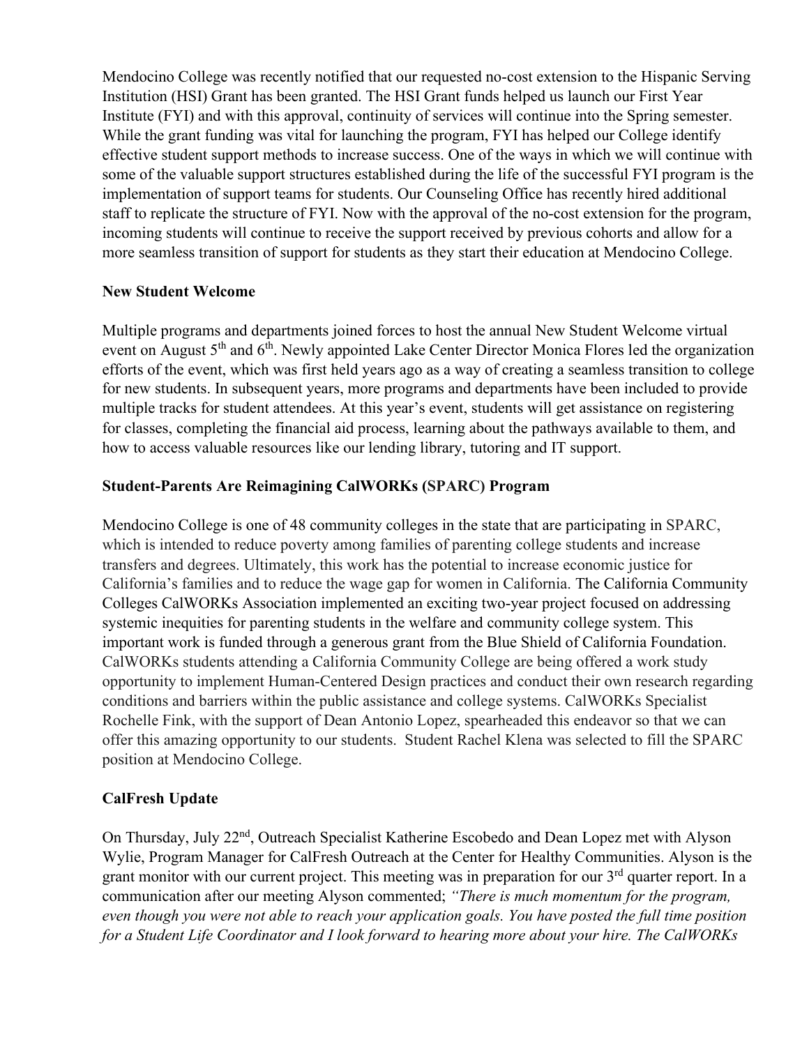Mendocino College was recently notified that our requested no-cost extension to the Hispanic Serving Institution (HSI) Grant has been granted. The HSI Grant funds helped us launch our First Year Institute (FYI) and with this approval, continuity of services will continue into the Spring semester. While the grant funding was vital for launching the program, FYI has helped our College identify effective student support methods to increase success. One of the ways in which we will continue with some of the valuable support structures established during the life of the successful FYI program is the implementation of support teams for students. Our Counseling Office has recently hired additional staff to replicate the structure of FYI. Now with the approval of the no-cost extension for the program, incoming students will continue to receive the support received by previous cohorts and allow for a more seamless transition of support for students as they start their education at Mendocino College.

**New Student Welcome**

Multiple programs and departments joined forces to host the annual New Student Welcome virtual event on August 5th and 6th. Newly appointed Lake Center Director Monica Flores led the organization efforts of the event, which was first held years ago as a way of creating a seamless transition to college for new students. In subsequent years, more programs and departments have been included to provide multiple tracks for student attendees. At this year's event, students will get assistance on registering for classes, completing the financial aid process, learning about the pathways available to them, and how to access valuable resources like our lending library, tutoring and IT support.

**Student-Parents Are Reimagining CalWORKs (SPARC) Program**

Mendocino College is one of 48 community colleges in the state that are participating in SPARC, which is intended to reduce poverty among families of parenting college students and increase transfers and degrees. Ultimately, this work has the potential to increase economic justice for California's families and to reduce the wage gap for women in California. The California Community Colleges CalWORKs Association implemented an exciting two-year project focused on addressing systemic inequities for parenting students in the welfare and community college system. This important work is funded through a generous grant from the Blue Shield of California Foundation. CalWORKs students attending a California Community College are being offered a work study opportunity to implement Human-Centered Design practices and conduct their own research regarding conditions and barriers within the public assistance and college systems. CalWORKs Specialist Rochelle Fink, with the support of Dean Antonio Lopez, spearheaded this endeavor so that we can offer this amazing opportunity to our students. Student Rachel Klena was selected to fill the SPARC position at Mendocino College.

**CalFresh Update**

On Thursday, July 22nd, Outreach Specialist Katherine Escobedo and Dean Lopez met with Alyson Wylie, Program Manager for CalFresh Outreach at the Center for Healthy Communities. Alyson is the grant monitor with our current project. This meeting was in preparation for our 3rd quarter report. In a communication after our meeting Alyson commented; *"There is much momentum for the program, even though you were not able to reach your application goals. You have posted the full time position for a Student Life Coordinator and I look forward to hearing more about your hire. The CalWORKs*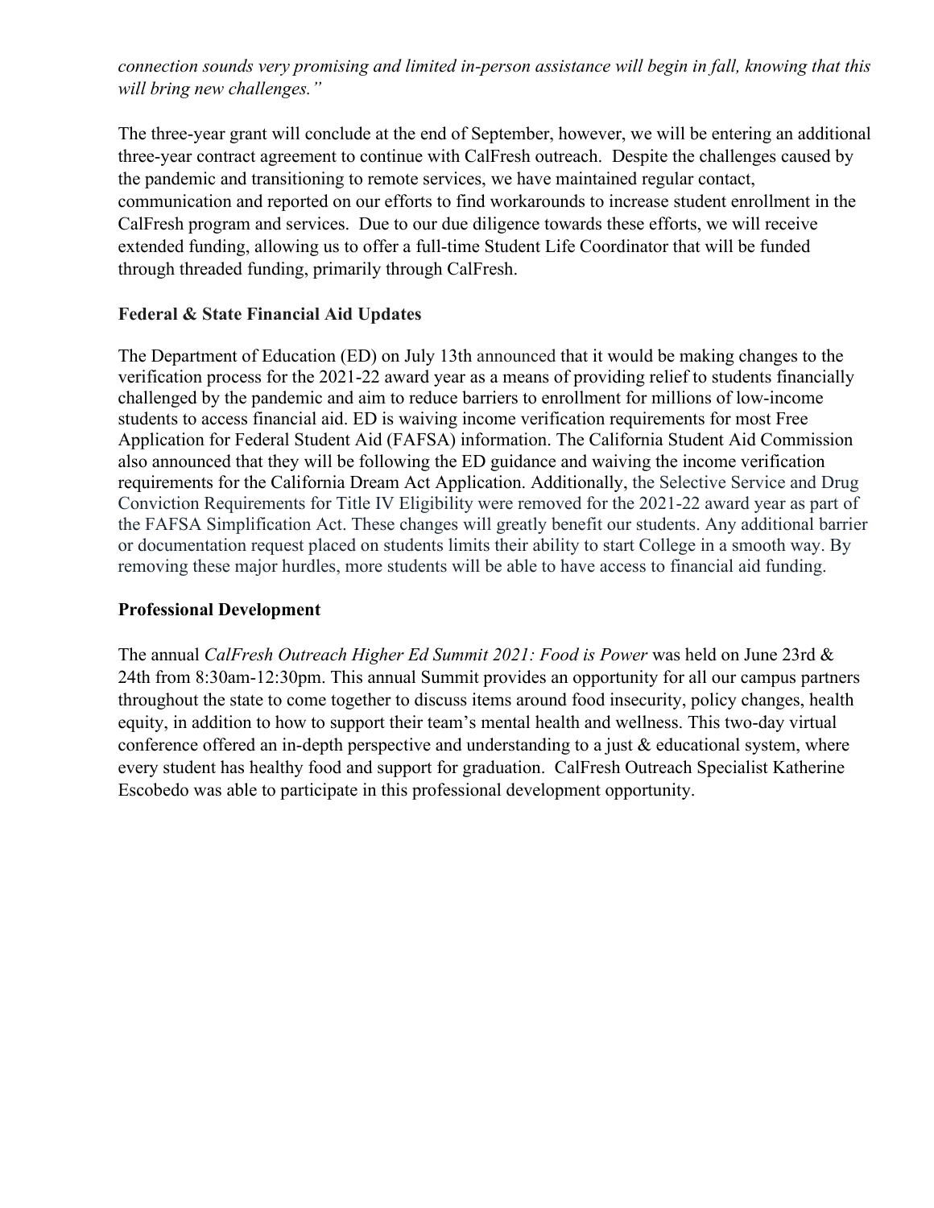*connection sounds very promising and limited in-person assistance will begin in fall, knowing that this will bring new challenges."*

The three-year grant will conclude at the end of September, however, we will be entering an additional three-year contract agreement to continue with CalFresh outreach. Despite the challenges caused by the pandemic and transitioning to remote services, we have maintained regular contact, communication and reported on our efforts to find workarounds to increase student enrollment in the CalFresh program and services. Due to our due diligence towards these efforts, we will receive extended funding, allowing us to offer a full-time Student Life Coordinator that will be funded through threaded funding, primarily through CalFresh.

**Federal & State Financial Aid Updates**

The Department of Education (ED) on July 13th announced that it would be making changes to the verification process for the 2021-22 award year as a means of providing relief to students financially challenged by the pandemic and aim to reduce barriers to enrollment for millions of low-income students to access financial aid. ED is waiving income verification requirements for most Free Application for Federal Student Aid (FAFSA) information. The California Student Aid Commission also announced that they will be following the ED guidance and waiving the income verification requirements for the California Dream Act Application. Additionally, the Selective Service and Drug Conviction Requirements for Title IV Eligibility were removed for the 2021-22 award year as part of the FAFSA Simplification Act. These changes will greatly benefit our students. Any additional barrier or documentation request placed on students limits their ability to start College in a smooth way. By removing these major hurdles, more students will be able to have access to financial aid funding.

**Professional Development**

The annual *CalFresh Outreach Higher Ed Summit 2021: Food is Power* was held on June 23rd & 24th from 8:30am-12:30pm. This annual Summit provides an opportunity for all our campus partners throughout the state to come together to discuss items around food insecurity, policy changes, health equity, in addition to how to support their team's mental health and wellness. This two-day virtual conference offered an in-depth perspective and understanding to a just & educational system, where every student has healthy food and support for graduation. CalFresh Outreach Specialist Katherine Escobedo was able to participate in this professional development opportunity.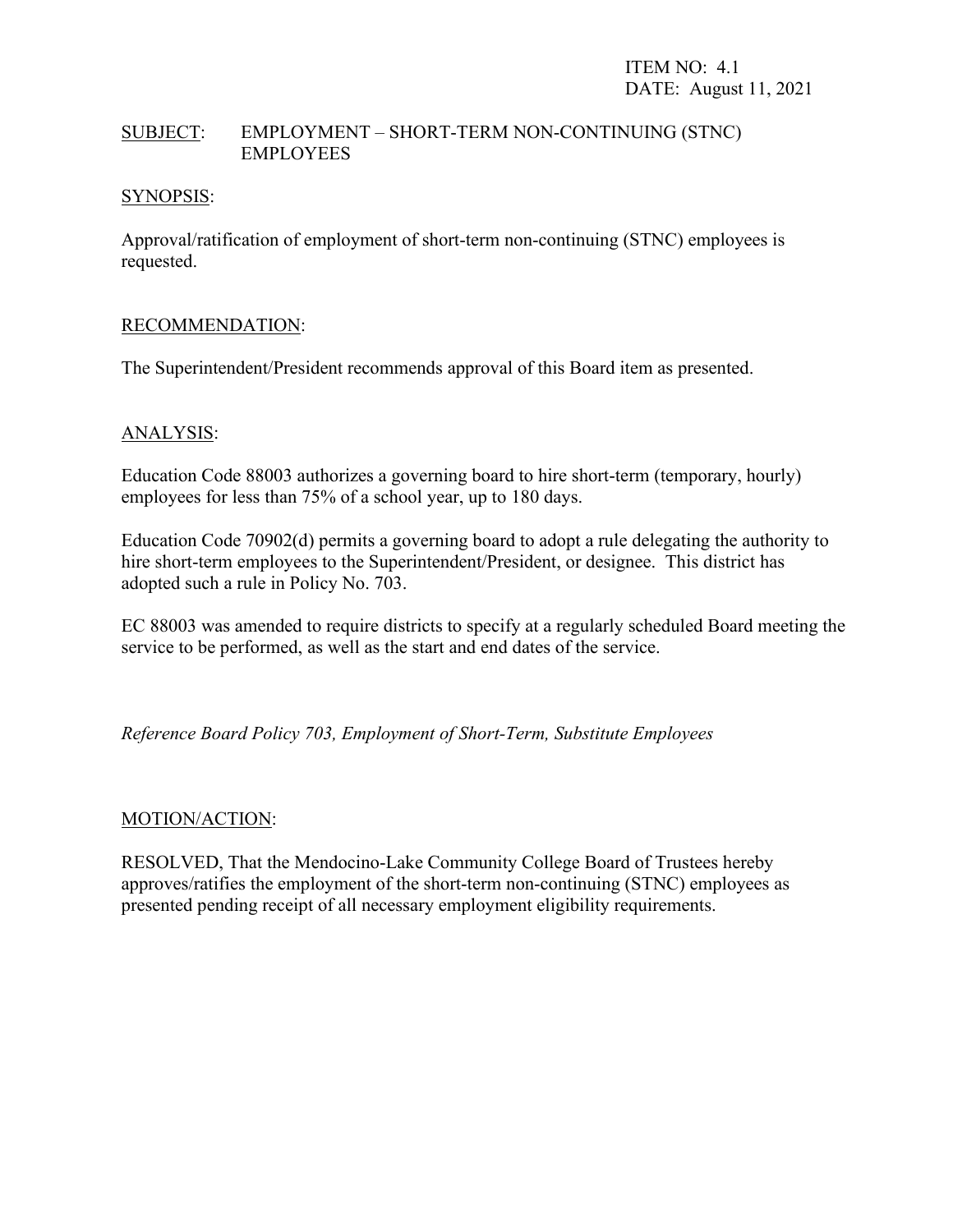ITEM NO: 4.1
DATE: August 11, 2021

SUBJECT: EMPLOYMENT – SHORT-TERM NON-CONTINUING (STNC) EMPLOYEES

SYNOPSIS:

Approval/ratification of employment of short-term non-continuing (STNC) employees is requested.

RECOMMENDATION:

The Superintendent/President recommends approval of this Board item as presented.

ANALYSIS:

Education Code 88003 authorizes a governing board to hire short-term (temporary, hourly) employees for less than 75% of a school year, up to 180 days.

Education Code 70902(d) permits a governing board to adopt a rule delegating the authority to hire short-term employees to the Superintendent/President, or designee. This district has adopted such a rule in Policy No. 703.

EC 88003 was amended to require districts to specify at a regularly scheduled Board meeting the service to be performed, as well as the start and end dates of the service.

*Reference Board Policy 703, Employment of Short-Term, Substitute Employees*

MOTION/ACTION:

RESOLVED, That the Mendocino-Lake Community College Board of Trustees hereby approves/ratifies the employment of the short-term non-continuing (STNC) employees as presented pending receipt of all necessary employment eligibility requirements.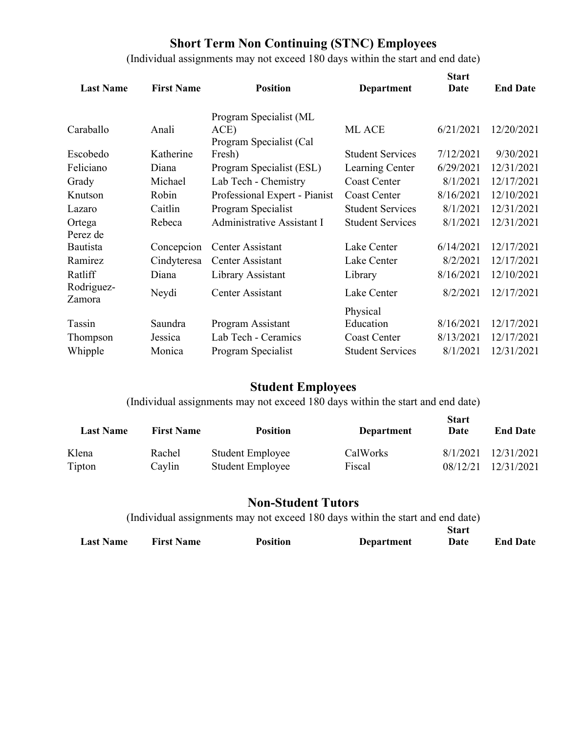## Short Term Non Continuing (STNC) Employees

(Individual assignments may not exceed 180 days within the start and end date)

| Last Name | First Name | Position | Department | Start Date | End Date |
|---|---|---|---|---|---|
| Caraballo | Anali | Program Specialist (ML ACE) | ML ACE | 6/21/2021 | 12/20/2021 |
| Escobedo | Katherine | Program Specialist (Cal Fresh) | Student Services | 7/12/2021 | 9/30/2021 |
| Feliciano | Diana | Program Specialist (ESL) | Learning Center | 6/29/2021 | 12/31/2021 |
| Grady | Michael | Lab Tech - Chemistry | Coast Center | 8/1/2021 | 12/17/2021 |
| Knutson | Robin | Professional Expert - Pianist | Coast Center | 8/16/2021 | 12/10/2021 |
| Lazaro | Caitlin | Program Specialist | Student Services | 8/1/2021 | 12/31/2021 |
| Ortega | Rebeca | Administrative Assistant I | Student Services | 8/1/2021 | 12/31/2021 |
| Perez de Bautista | Concepcion | Center Assistant | Lake Center | 6/14/2021 | 12/17/2021 |
| Ramirez | Cindyteresa | Center Assistant | Lake Center | 8/2/2021 | 12/17/2021 |
| Ratliff | Diana | Library Assistant | Library | 8/16/2021 | 12/10/2021 |
| Rodriguez-Zamora | Neydi | Center Assistant | Lake Center | 8/2/2021 | 12/17/2021 |
| Tassin | Saundra | Program Assistant | Physical Education | 8/16/2021 | 12/17/2021 |
| Thompson | Jessica | Lab Tech - Ceramics | Coast Center | 8/13/2021 | 12/17/2021 |
| Whipple | Monica | Program Specialist | Student Services | 8/1/2021 | 12/31/2021 |

## Student Employees

(Individual assignments may not exceed 180 days within the start and end date)

| Last Name | First Name | Position | Department | Start Date | End Date |
|---|---|---|---|---|---|
| Klena | Rachel | Student Employee | CalWorks | 8/1/2021 | 12/31/2021 |
| Tipton | Caylin | Student Employee | Fiscal | 08/12/21 | 12/31/2021 |

## Non-Student Tutors

(Individual assignments may not exceed 180 days within the start and end date)

| Last Name | First Name | Position | Department | Start Date | End Date |
|---|---|---|---|---|---|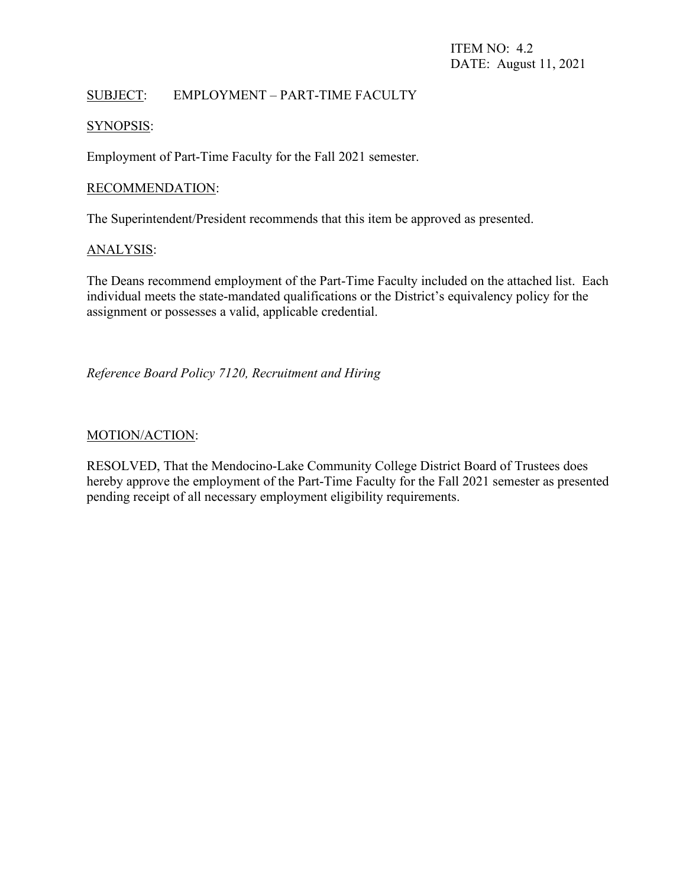ITEM NO: 4.2
DATE: August 11, 2021

SUBJECT: EMPLOYMENT – PART-TIME FACULTY

SYNOPSIS:

Employment of Part-Time Faculty for the Fall 2021 semester.

RECOMMENDATION:

The Superintendent/President recommends that this item be approved as presented.

ANALYSIS:

The Deans recommend employment of the Part-Time Faculty included on the attached list. Each individual meets the state-mandated qualifications or the District's equivalency policy for the assignment or possesses a valid, applicable credential.

*Reference Board Policy 7120, Recruitment and Hiring*

MOTION/ACTION:

RESOLVED, That the Mendocino-Lake Community College District Board of Trustees does hereby approve the employment of the Part-Time Faculty for the Fall 2021 semester as presented pending receipt of all necessary employment eligibility requirements.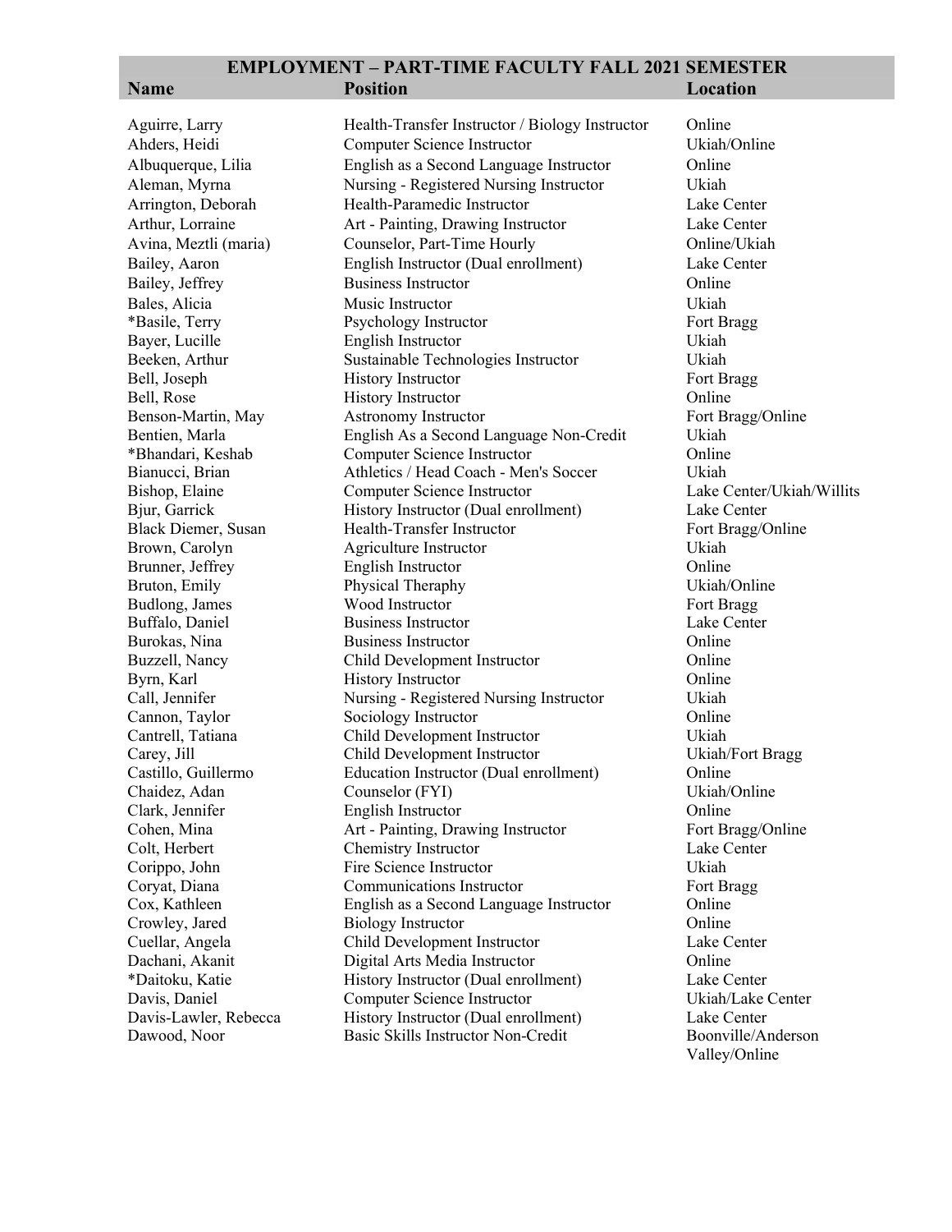## EMPLOYMENT – PART-TIME FACULTY FALL 2021 SEMESTER

| Name | Position | Location |
|---|---|---|
| Aguirre, Larry | Health-Transfer Instructor / Biology Instructor | Online |
| Ahders, Heidi | Computer Science Instructor | Ukiah/Online |
| Albuquerque, Lilia | English as a Second Language Instructor | Online |
| Aleman, Myrna | Nursing - Registered Nursing Instructor | Ukiah |
| Arrington, Deborah | Health-Paramedic Instructor | Lake Center |
| Arthur, Lorraine | Art - Painting, Drawing Instructor | Lake Center |
| Avina, Meztli (maria) | Counselor, Part-Time Hourly | Online/Ukiah |
| Bailey, Aaron | English Instructor (Dual enrollment) | Lake Center |
| Bailey, Jeffrey | Business Instructor | Online |
| Bales, Alicia | Music Instructor | Ukiah |
| *Basile, Terry | Psychology Instructor | Fort Bragg |
| Bayer, Lucille | English Instructor | Ukiah |
| Beeken, Arthur | Sustainable Technologies Instructor | Ukiah |
| Bell, Joseph | History Instructor | Fort Bragg |
| Bell, Rose | History Instructor | Online |
| Benson-Martin, May | Astronomy Instructor | Fort Bragg/Online |
| Bentien, Marla | English As a Second Language Non-Credit | Ukiah |
| *Bhandari, Keshab | Computer Science Instructor | Online |
| Bianucci, Brian | Athletics / Head Coach - Men's Soccer | Ukiah |
| Bishop, Elaine | Computer Science Instructor | Lake Center/Ukiah/Willits |
| Bjur, Garrick | History Instructor (Dual enrollment) | Lake Center |
| Black Diemer, Susan | Health-Transfer Instructor | Fort Bragg/Online |
| Brown, Carolyn | Agriculture Instructor | Ukiah |
| Brunner, Jeffrey | English Instructor | Online |
| Bruton, Emily | Physical Theraphy | Ukiah/Online |
| Budlong, James | Wood Instructor | Fort Bragg |
| Buffalo, Daniel | Business Instructor | Lake Center |
| Burokas, Nina | Business Instructor | Online |
| Buzzell, Nancy | Child Development Instructor | Online |
| Byrn, Karl | History Instructor | Online |
| Call, Jennifer | Nursing - Registered Nursing Instructor | Ukiah |
| Cannon, Taylor | Sociology Instructor | Online |
| Cantrell, Tatiana | Child Development Instructor | Ukiah |
| Carey, Jill | Child Development Instructor | Ukiah/Fort Bragg |
| Castillo, Guillermo | Education Instructor (Dual enrollment) | Online |
| Chaidez, Adan | Counselor (FYI) | Ukiah/Online |
| Clark, Jennifer | English Instructor | Online |
| Cohen, Mina | Art - Painting, Drawing Instructor | Fort Bragg/Online |
| Colt, Herbert | Chemistry Instructor | Lake Center |
| Corippo, John | Fire Science Instructor | Ukiah |
| Coryat, Diana | Communications Instructor | Fort Bragg |
| Cox, Kathleen | English as a Second Language Instructor | Online |
| Crowley, Jared | Biology Instructor | Online |
| Cuellar, Angela | Child Development Instructor | Lake Center |
| Dachani, Akanit | Digital Arts Media Instructor | Online |
| *Daitoku, Katie | History Instructor (Dual enrollment) | Lake Center |
| Davis, Daniel | Computer Science Instructor | Ukiah/Lake Center |
| Davis-Lawler, Rebecca | History Instructor (Dual enrollment) | Lake Center |
| Dawood, Noor | Basic Skills Instructor Non-Credit | Boonville/Anderson Valley/Online |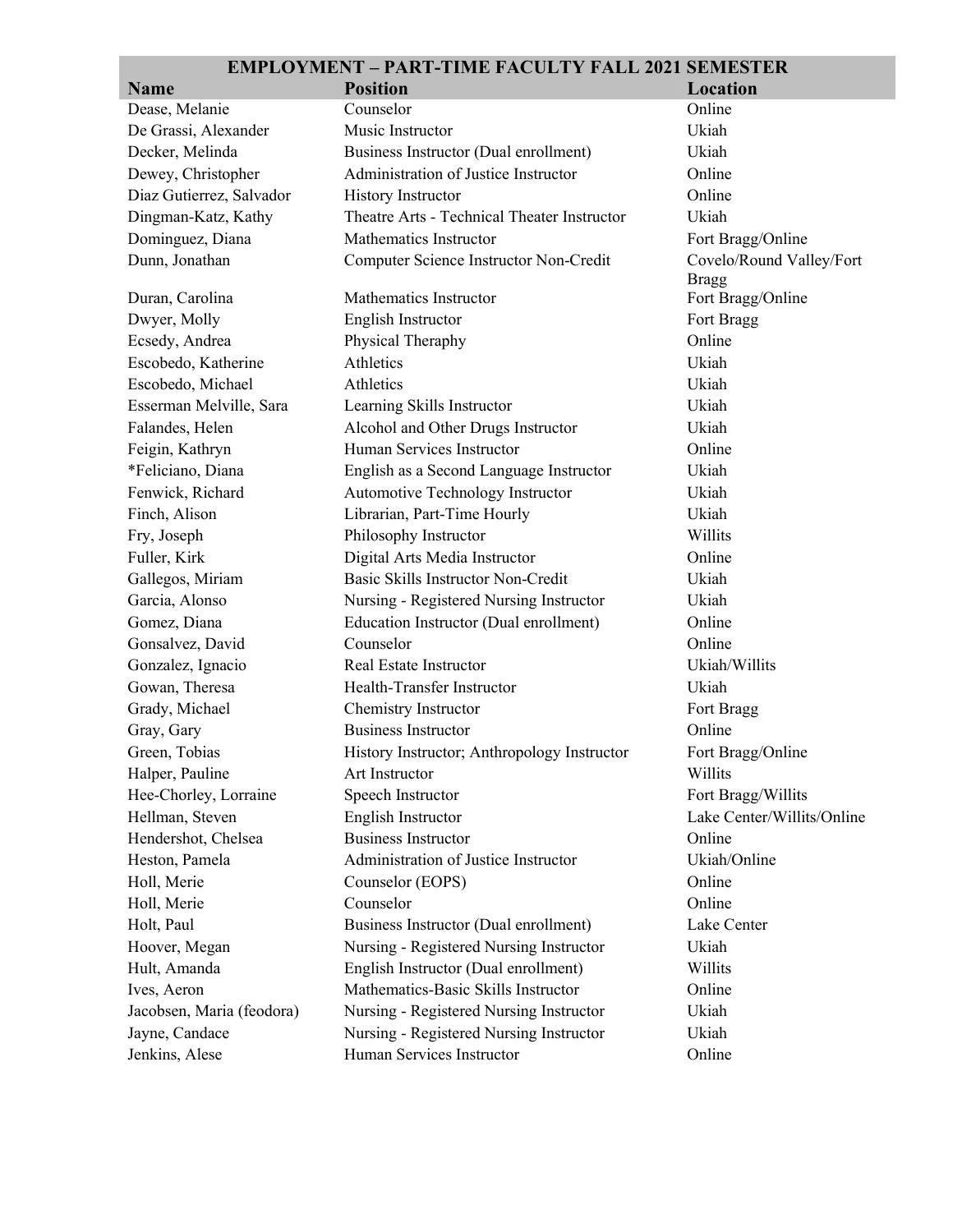| EMPLOYMENT – PART-TIME FACULTY FALL 2021 SEMESTER | | |
|---|---|---|
| **Name** | **Position** | **Location** |
| Dease, Melanie | Counselor | Online |
| De Grassi, Alexander | Music Instructor | Ukiah |
| Decker, Melinda | Business Instructor (Dual enrollment) | Ukiah |
| Dewey, Christopher | Administration of Justice Instructor | Online |
| Diaz Gutierrez, Salvador | History Instructor | Online |
| Dingman-Katz, Kathy | Theatre Arts - Technical Theater Instructor | Ukiah |
| Dominguez, Diana | Mathematics Instructor | Fort Bragg/Online |
| Dunn, Jonathan | Computer Science Instructor Non-Credit | Covelo/Round Valley/Fort Bragg |
| Duran, Carolina | Mathematics Instructor | Fort Bragg/Online |
| Dwyer, Molly | English Instructor | Fort Bragg |
| Ecsedy, Andrea | Physical Theraphy | Online |
| Escobedo, Katherine | Athletics | Ukiah |
| Escobedo, Michael | Athletics | Ukiah |
| Esserman Melville, Sara | Learning Skills Instructor | Ukiah |
| Falandes, Helen | Alcohol and Other Drugs Instructor | Ukiah |
| Feigin, Kathryn | Human Services Instructor | Online |
| *Feliciano, Diana | English as a Second Language Instructor | Ukiah |
| Fenwick, Richard | Automotive Technology Instructor | Ukiah |
| Finch, Alison | Librarian, Part-Time Hourly | Ukiah |
| Fry, Joseph | Philosophy Instructor | Willits |
| Fuller, Kirk | Digital Arts Media Instructor | Online |
| Gallegos, Miriam | Basic Skills Instructor Non-Credit | Ukiah |
| Garcia, Alonso | Nursing - Registered Nursing Instructor | Ukiah |
| Gomez, Diana | Education Instructor (Dual enrollment) | Online |
| Gonsalvez, David | Counselor | Online |
| Gonzalez, Ignacio | Real Estate Instructor | Ukiah/Willits |
| Gowan, Theresa | Health-Transfer Instructor | Ukiah |
| Grady, Michael | Chemistry Instructor | Fort Bragg |
| Gray, Gary | Business Instructor | Online |
| Green, Tobias | History Instructor; Anthropology Instructor | Fort Bragg/Online |
| Halper, Pauline | Art Instructor | Willits |
| Hee-Chorley, Lorraine | Speech Instructor | Fort Bragg/Willits |
| Hellman, Steven | English Instructor | Lake Center/Willits/Online |
| Hendershot, Chelsea | Business Instructor | Online |
| Heston, Pamela | Administration of Justice Instructor | Ukiah/Online |
| Holl, Merie | Counselor (EOPS) | Online |
| Holl, Merie | Counselor | Online |
| Holt, Paul | Business Instructor (Dual enrollment) | Lake Center |
| Hoover, Megan | Nursing - Registered Nursing Instructor | Ukiah |
| Hult, Amanda | English Instructor (Dual enrollment) | Willits |
| Ives, Aeron | Mathematics-Basic Skills Instructor | Online |
| Jacobsen, Maria (feodora) | Nursing - Registered Nursing Instructor | Ukiah |
| Jayne, Candace | Nursing - Registered Nursing Instructor | Ukiah |
| Jenkins, Alese | Human Services Instructor | Online |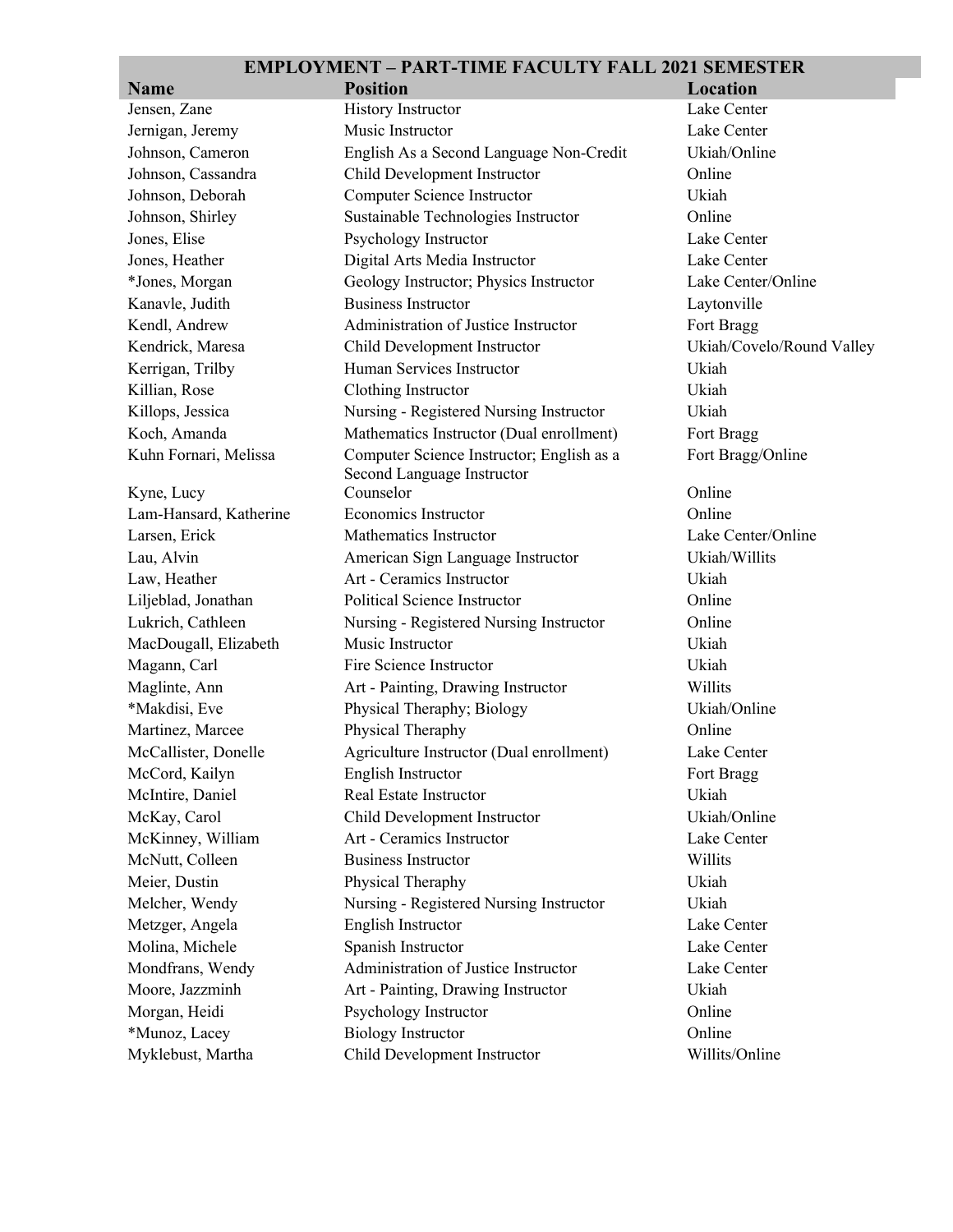## EMPLOYMENT – PART-TIME FACULTY FALL 2021 SEMESTER

| Name | Position | Location |
| --- | --- | --- |
| Jensen, Zane | History Instructor | Lake Center |
| Jernigan, Jeremy | Music Instructor | Lake Center |
| Johnson, Cameron | English As a Second Language Non-Credit | Ukiah/Online |
| Johnson, Cassandra | Child Development Instructor | Online |
| Johnson, Deborah | Computer Science Instructor | Ukiah |
| Johnson, Shirley | Sustainable Technologies Instructor | Online |
| Jones, Elise | Psychology Instructor | Lake Center |
| Jones, Heather | Digital Arts Media Instructor | Lake Center |
| *Jones, Morgan | Geology Instructor; Physics Instructor | Lake Center/Online |
| Kanavle, Judith | Business Instructor | Laytonville |
| Kendl, Andrew | Administration of Justice Instructor | Fort Bragg |
| Kendrick, Maresa | Child Development Instructor | Ukiah/Covelo/Round Valley |
| Kerrigan, Trilby | Human Services Instructor | Ukiah |
| Killian, Rose | Clothing Instructor | Ukiah |
| Killops, Jessica | Nursing - Registered Nursing Instructor | Ukiah |
| Koch, Amanda | Mathematics Instructor (Dual enrollment) | Fort Bragg |
| Kuhn Fornari, Melissa | Computer Science Instructor; English as a Second Language Instructor | Fort Bragg/Online |
| Kyne, Lucy | Counselor | Online |
| Lam-Hansard, Katherine | Economics Instructor | Online |
| Larsen, Erick | Mathematics Instructor | Lake Center/Online |
| Lau, Alvin | American Sign Language Instructor | Ukiah/Willits |
| Law, Heather | Art - Ceramics Instructor | Ukiah |
| Liljeblad, Jonathan | Political Science Instructor | Online |
| Lukrich, Cathleen | Nursing - Registered Nursing Instructor | Online |
| MacDougall, Elizabeth | Music Instructor | Ukiah |
| Magann, Carl | Fire Science Instructor | Ukiah |
| Maglinte, Ann | Art - Painting, Drawing Instructor | Willits |
| *Makdisi, Eve | Physical Theraphy; Biology | Ukiah/Online |
| Martinez, Marcee | Physical Theraphy | Online |
| McCallister, Donelle | Agriculture Instructor (Dual enrollment) | Lake Center |
| McCord, Kailyn | English Instructor | Fort Bragg |
| McIntire, Daniel | Real Estate Instructor | Ukiah |
| McKay, Carol | Child Development Instructor | Ukiah/Online |
| McKinney, William | Art - Ceramics Instructor | Lake Center |
| McNutt, Colleen | Business Instructor | Willits |
| Meier, Dustin | Physical Theraphy | Ukiah |
| Melcher, Wendy | Nursing - Registered Nursing Instructor | Ukiah |
| Metzger, Angela | English Instructor | Lake Center |
| Molina, Michele | Spanish Instructor | Lake Center |
| Mondfrans, Wendy | Administration of Justice Instructor | Lake Center |
| Moore, Jazzminh | Art - Painting, Drawing Instructor | Ukiah |
| Morgan, Heidi | Psychology Instructor | Online |
| *Munoz, Lacey | Biology Instructor | Online |
| Myklebust, Martha | Child Development Instructor | Willits/Online |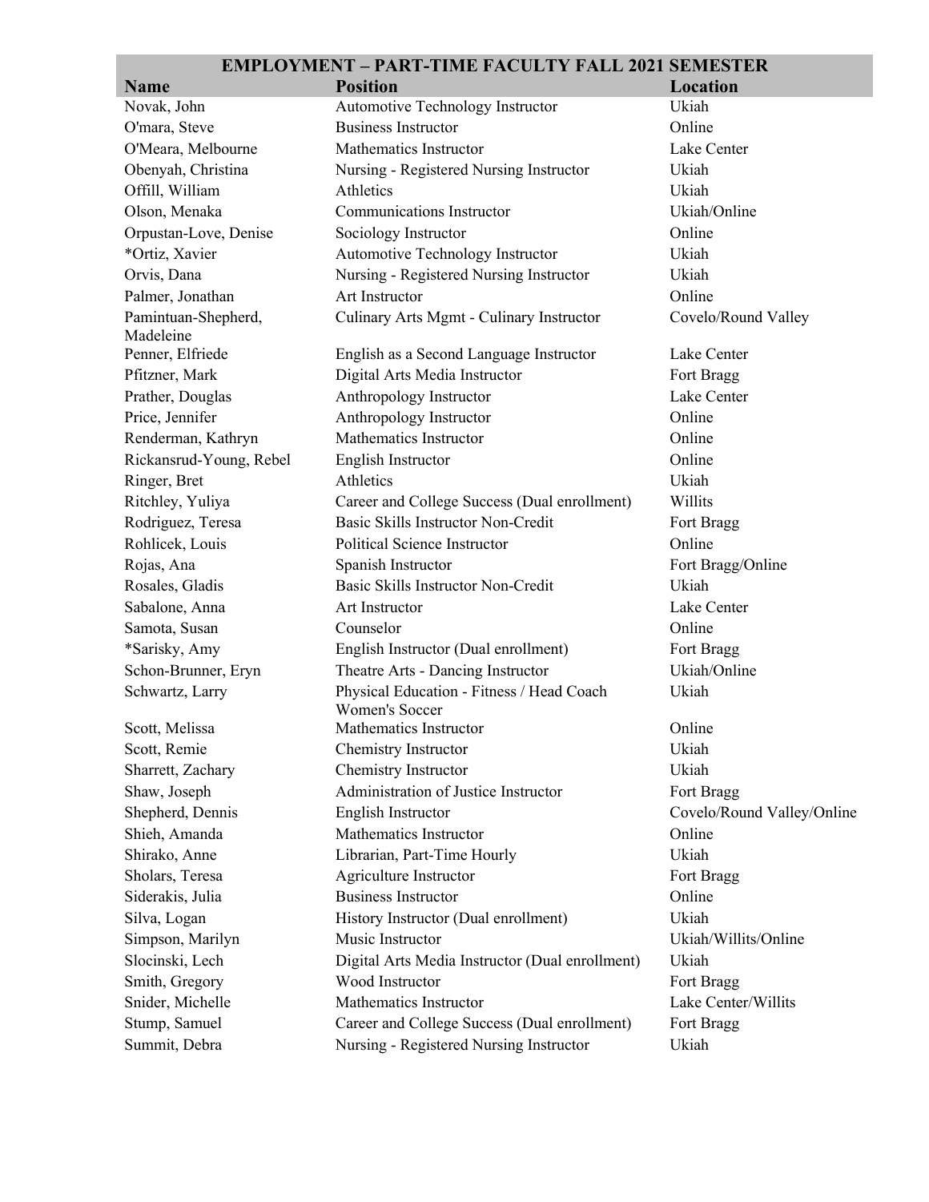## EMPLOYMENT – PART-TIME FACULTY FALL 2021 SEMESTER

| Name | Position | Location |
|---|---|---|
| Novak, John | Automotive Technology Instructor | Ukiah |
| O'mara, Steve | Business Instructor | Online |
| O'Meara, Melbourne | Mathematics Instructor | Lake Center |
| Obenyah, Christina | Nursing - Registered Nursing Instructor | Ukiah |
| Offill, William | Athletics | Ukiah |
| Olson, Menaka | Communications Instructor | Ukiah/Online |
| Orpustan-Love, Denise | Sociology Instructor | Online |
| *Ortiz, Xavier | Automotive Technology Instructor | Ukiah |
| Orvis, Dana | Nursing - Registered Nursing Instructor | Ukiah |
| Palmer, Jonathan | Art Instructor | Online |
| Pamintuan-Shepherd, Madeleine | Culinary Arts Mgmt - Culinary Instructor | Covelo/Round Valley |
| Penner, Elfriede | English as a Second Language Instructor | Lake Center |
| Pfitzner, Mark | Digital Arts Media Instructor | Fort Bragg |
| Prather, Douglas | Anthropology Instructor | Lake Center |
| Price, Jennifer | Anthropology Instructor | Online |
| Renderman, Kathryn | Mathematics Instructor | Online |
| Rickansrud-Young, Rebel | English Instructor | Online |
| Ringer, Bret | Athletics | Ukiah |
| Ritchley, Yuliya | Career and College Success (Dual enrollment) | Willits |
| Rodriguez, Teresa | Basic Skills Instructor Non-Credit | Fort Bragg |
| Rohlicek, Louis | Political Science Instructor | Online |
| Rojas, Ana | Spanish Instructor | Fort Bragg/Online |
| Rosales, Gladis | Basic Skills Instructor Non-Credit | Ukiah |
| Sabalone, Anna | Art Instructor | Lake Center |
| Samota, Susan | Counselor | Online |
| *Sarisky, Amy | English Instructor (Dual enrollment) | Fort Bragg |
| Schon-Brunner, Eryn | Theatre Arts - Dancing Instructor | Ukiah/Online |
| Schwartz, Larry | Physical Education - Fitness / Head Coach Women's Soccer | Ukiah |
| Scott, Melissa | Mathematics Instructor | Online |
| Scott, Remie | Chemistry Instructor | Ukiah |
| Sharrett, Zachary | Chemistry Instructor | Ukiah |
| Shaw, Joseph | Administration of Justice Instructor | Fort Bragg |
| Shepherd, Dennis | English Instructor | Covelo/Round Valley/Online |
| Shieh, Amanda | Mathematics Instructor | Online |
| Shirako, Anne | Librarian, Part-Time Hourly | Ukiah |
| Sholars, Teresa | Agriculture Instructor | Fort Bragg |
| Siderakis, Julia | Business Instructor | Online |
| Silva, Logan | History Instructor (Dual enrollment) | Ukiah |
| Simpson, Marilyn | Music Instructor | Ukiah/Willits/Online |
| Slocinski, Lech | Digital Arts Media Instructor (Dual enrollment) | Ukiah |
| Smith, Gregory | Wood Instructor | Fort Bragg |
| Snider, Michelle | Mathematics Instructor | Lake Center/Willits |
| Stump, Samuel | Career and College Success (Dual enrollment) | Fort Bragg |
| Summit, Debra | Nursing - Registered Nursing Instructor | Ukiah |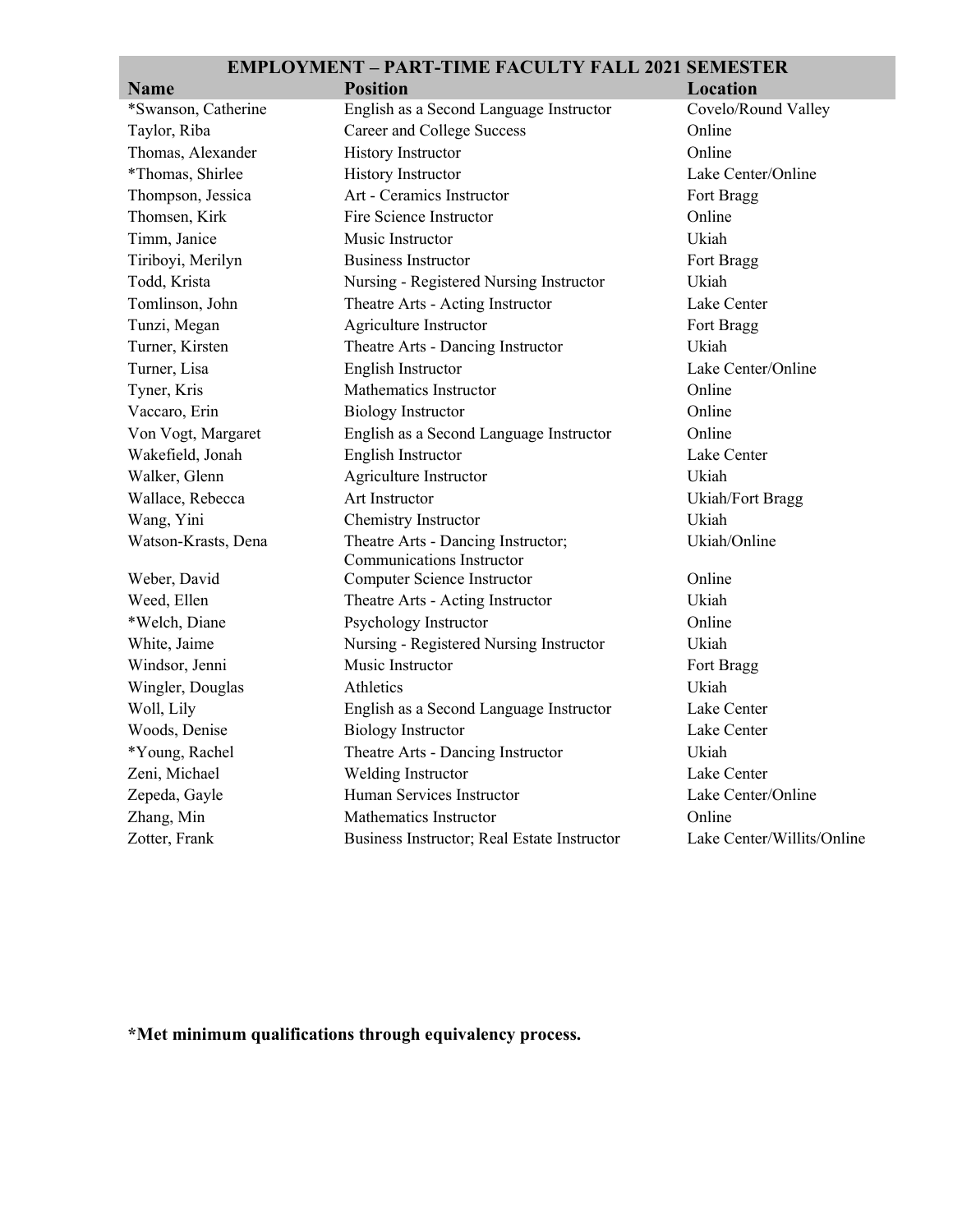| EMPLOYMENT – PART-TIME FACULTY FALL 2021 SEMESTER | | |
|---|---|---|
| **Name** | **Position** | **Location** |
| *Swanson, Catherine | English as a Second Language Instructor | Covelo/Round Valley |
| Taylor, Riba | Career and College Success | Online |
| Thomas, Alexander | History Instructor | Online |
| *Thomas, Shirlee | History Instructor | Lake Center/Online |
| Thompson, Jessica | Art - Ceramics Instructor | Fort Bragg |
| Thomsen, Kirk | Fire Science Instructor | Online |
| Timm, Janice | Music Instructor | Ukiah |
| Tiriboyi, Merilyn | Business Instructor | Fort Bragg |
| Todd, Krista | Nursing - Registered Nursing Instructor | Ukiah |
| Tomlinson, John | Theatre Arts - Acting Instructor | Lake Center |
| Tunzi, Megan | Agriculture Instructor | Fort Bragg |
| Turner, Kirsten | Theatre Arts - Dancing Instructor | Ukiah |
| Turner, Lisa | English Instructor | Lake Center/Online |
| Tyner, Kris | Mathematics Instructor | Online |
| Vaccaro, Erin | Biology Instructor | Online |
| Von Vogt, Margaret | English as a Second Language Instructor | Online |
| Wakefield, Jonah | English Instructor | Lake Center |
| Walker, Glenn | Agriculture Instructor | Ukiah |
| Wallace, Rebecca | Art Instructor | Ukiah/Fort Bragg |
| Wang, Yini | Chemistry Instructor | Ukiah |
| Watson-Krasts, Dena | Theatre Arts - Dancing Instructor; Communications Instructor | Ukiah/Online |
| Weber, David | Computer Science Instructor | Online |
| Weed, Ellen | Theatre Arts - Acting Instructor | Ukiah |
| *Welch, Diane | Psychology Instructor | Online |
| White, Jaime | Nursing - Registered Nursing Instructor | Ukiah |
| Windsor, Jenni | Music Instructor | Fort Bragg |
| Wingler, Douglas | Athletics | Ukiah |
| Woll, Lily | English as a Second Language Instructor | Lake Center |
| Woods, Denise | Biology Instructor | Lake Center |
| *Young, Rachel | Theatre Arts - Dancing Instructor | Ukiah |
| Zeni, Michael | Welding Instructor | Lake Center |
| Zepeda, Gayle | Human Services Instructor | Lake Center/Online |
| Zhang, Min | Mathematics Instructor | Online |
| Zotter, Frank | Business Instructor; Real Estate Instructor | Lake Center/Willits/Online |

**\*Met minimum qualifications through equivalency process.**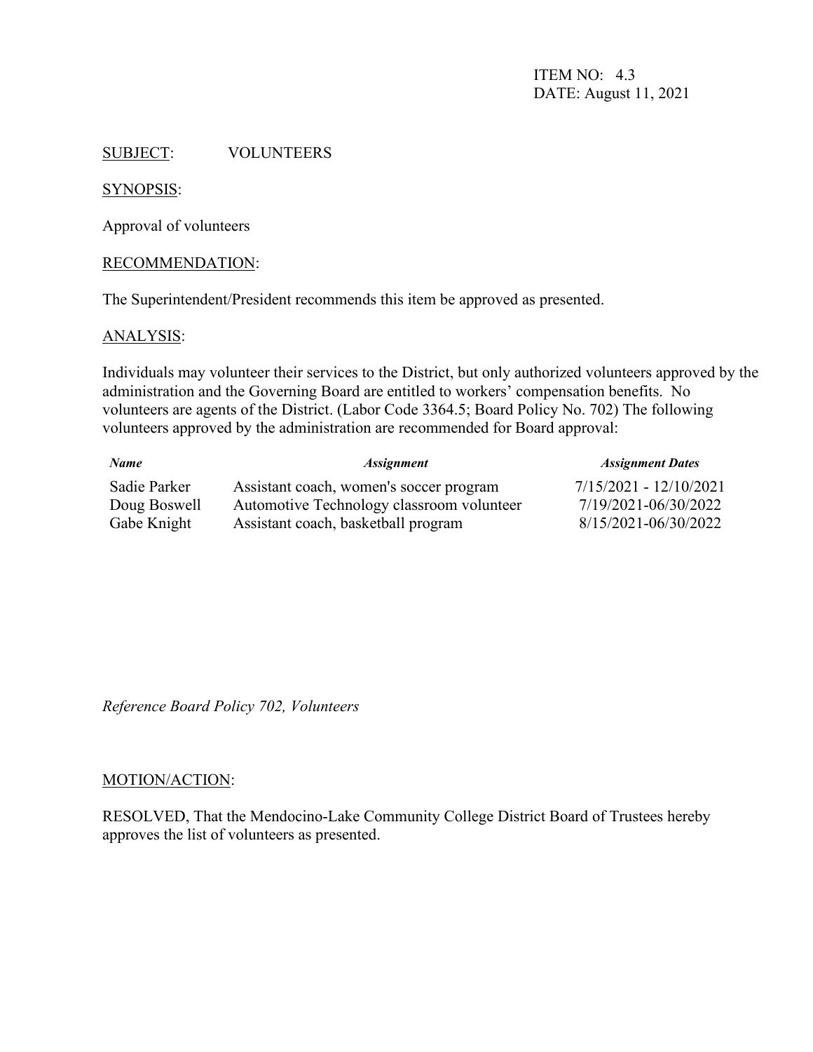ITEM NO: 4.3
DATE: August 11, 2021

SUBJECT: VOLUNTEERS

SYNOPSIS:

Approval of volunteers

RECOMMENDATION:

The Superintendent/President recommends this item be approved as presented.

ANALYSIS:

Individuals may volunteer their services to the District, but only authorized volunteers approved by the administration and the Governing Board are entitled to workers' compensation benefits. No volunteers are agents of the District. (Labor Code 3364.5; Board Policy No. 702) The following volunteers approved by the administration are recommended for Board approval:

| *Name* | *Assignment* | *Assignment Dates* |
|---|---|---|
| Sadie Parker | Assistant coach, women's soccer program | 7/15/2021 - 12/10/2021 |
| Doug Boswell | Automotive Technology classroom volunteer | 7/19/2021-06/30/2022 |
| Gabe Knight | Assistant coach, basketball program | 8/15/2021-06/30/2022 |

*Reference Board Policy 702, Volunteers*

MOTION/ACTION:

RESOLVED, That the Mendocino-Lake Community College District Board of Trustees hereby approves the list of volunteers as presented.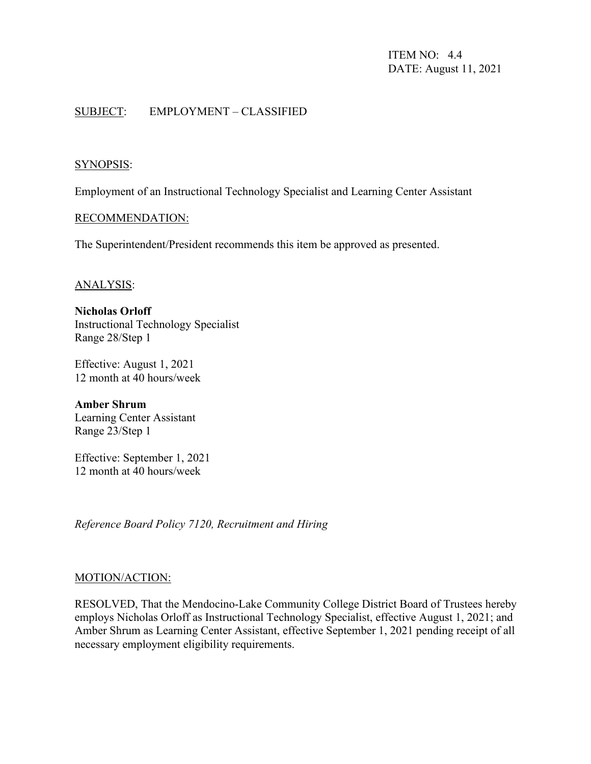ITEM NO: 4.4
DATE: August 11, 2021

SUBJECT: EMPLOYMENT – CLASSIFIED

SYNOPSIS:

Employment of an Instructional Technology Specialist and Learning Center Assistant

RECOMMENDATION:

The Superintendent/President recommends this item be approved as presented.

ANALYSIS:

**Nicholas Orloff**
Instructional Technology Specialist
Range 28/Step 1

Effective: August 1, 2021
12 month at 40 hours/week

**Amber Shrum**
Learning Center Assistant
Range 23/Step 1

Effective: September 1, 2021
12 month at 40 hours/week

*Reference Board Policy 7120, Recruitment and Hiring*

MOTION/ACTION:

RESOLVED, That the Mendocino-Lake Community College District Board of Trustees hereby employs Nicholas Orloff as Instructional Technology Specialist, effective August 1, 2021; and Amber Shrum as Learning Center Assistant, effective September 1, 2021 pending receipt of all necessary employment eligibility requirements.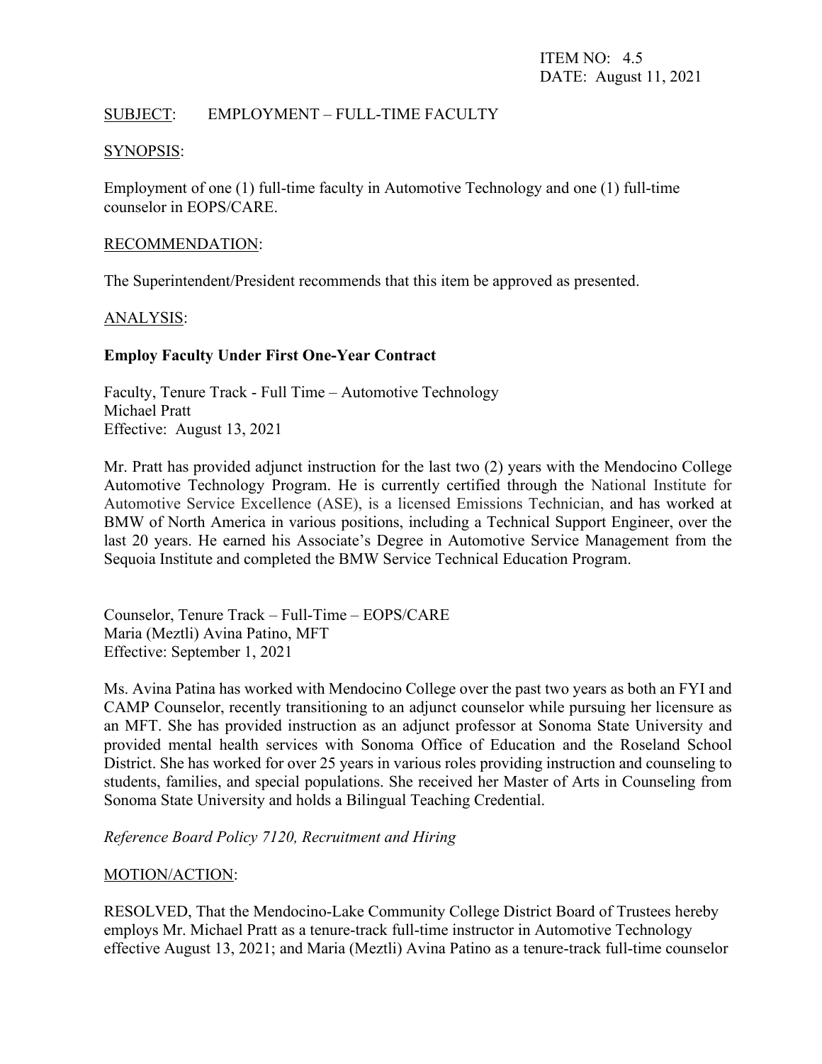ITEM NO: 4.5
DATE: August 11, 2021

SUBJECT: EMPLOYMENT – FULL-TIME FACULTY

SYNOPSIS:

Employment of one (1) full-time faculty in Automotive Technology and one (1) full-time counselor in EOPS/CARE.

RECOMMENDATION:

The Superintendent/President recommends that this item be approved as presented.

ANALYSIS:

**Employ Faculty Under First One-Year Contract**

Faculty, Tenure Track - Full Time – Automotive Technology
Michael Pratt
Effective: August 13, 2021

Mr. Pratt has provided adjunct instruction for the last two (2) years with the Mendocino College Automotive Technology Program. He is currently certified through the National Institute for Automotive Service Excellence (ASE), is a licensed Emissions Technician, and has worked at BMW of North America in various positions, including a Technical Support Engineer, over the last 20 years. He earned his Associate's Degree in Automotive Service Management from the Sequoia Institute and completed the BMW Service Technical Education Program.

Counselor, Tenure Track – Full-Time – EOPS/CARE
Maria (Meztli) Avina Patino, MFT
Effective: September 1, 2021

Ms. Avina Patina has worked with Mendocino College over the past two years as both an FYI and CAMP Counselor, recently transitioning to an adjunct counselor while pursuing her licensure as an MFT. She has provided instruction as an adjunct professor at Sonoma State University and provided mental health services with Sonoma Office of Education and the Roseland School District. She has worked for over 25 years in various roles providing instruction and counseling to students, families, and special populations. She received her Master of Arts in Counseling from Sonoma State University and holds a Bilingual Teaching Credential.

*Reference Board Policy 7120, Recruitment and Hiring*

MOTION/ACTION:

RESOLVED, That the Mendocino-Lake Community College District Board of Trustees hereby employs Mr. Michael Pratt as a tenure-track full-time instructor in Automotive Technology effective August 13, 2021; and Maria (Meztli) Avina Patino as a tenure-track full-time counselor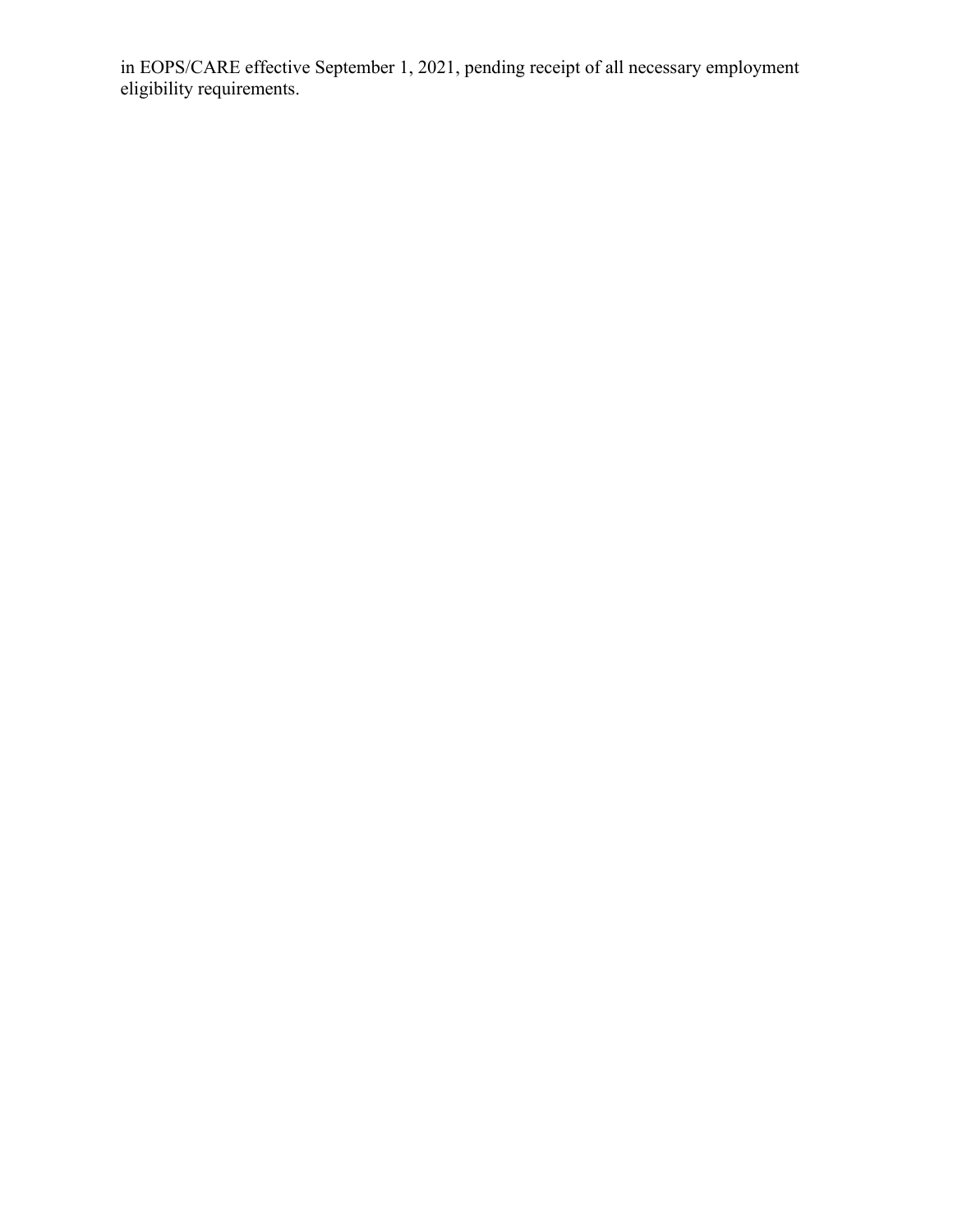in EOPS/CARE effective September 1, 2021, pending receipt of all necessary employment eligibility requirements.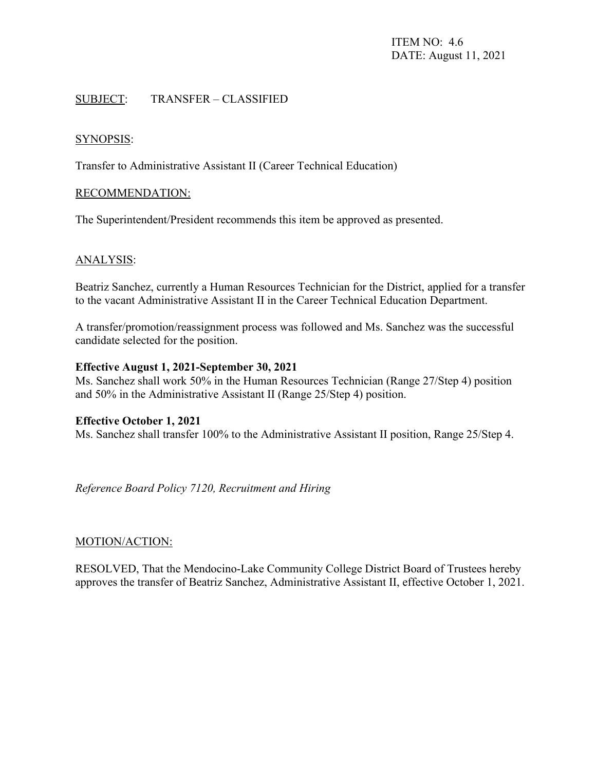ITEM NO: 4.6
DATE: August 11, 2021

SUBJECT: TRANSFER – CLASSIFIED

SYNOPSIS:

Transfer to Administrative Assistant II (Career Technical Education)

RECOMMENDATION:

The Superintendent/President recommends this item be approved as presented.

ANALYSIS:

Beatriz Sanchez, currently a Human Resources Technician for the District, applied for a transfer to the vacant Administrative Assistant II in the Career Technical Education Department.

A transfer/promotion/reassignment process was followed and Ms. Sanchez was the successful candidate selected for the position.

**Effective August 1, 2021-September 30, 2021**
Ms. Sanchez shall work 50% in the Human Resources Technician (Range 27/Step 4) position and 50% in the Administrative Assistant II (Range 25/Step 4) position.

**Effective October 1, 2021**
Ms. Sanchez shall transfer 100% to the Administrative Assistant II position, Range 25/Step 4.

*Reference Board Policy 7120, Recruitment and Hiring*

MOTION/ACTION:

RESOLVED, That the Mendocino-Lake Community College District Board of Trustees hereby approves the transfer of Beatriz Sanchez, Administrative Assistant II, effective October 1, 2021.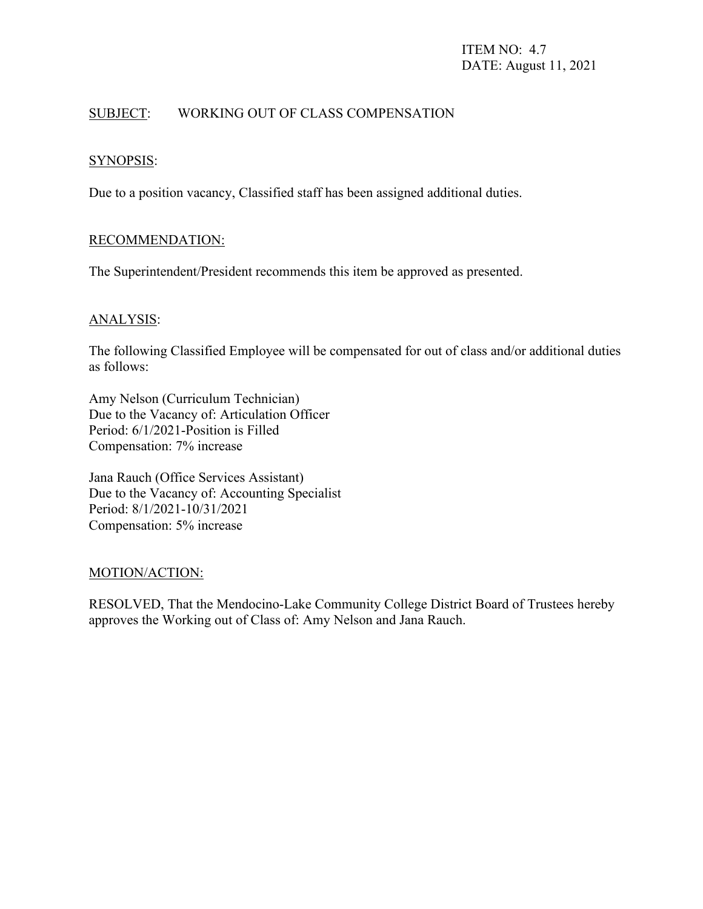ITEM NO: 4.7
DATE: August 11, 2021

SUBJECT: WORKING OUT OF CLASS COMPENSATION

SYNOPSIS:

Due to a position vacancy, Classified staff has been assigned additional duties.

RECOMMENDATION:

The Superintendent/President recommends this item be approved as presented.

ANALYSIS:

The following Classified Employee will be compensated for out of class and/or additional duties as follows:

Amy Nelson (Curriculum Technician)
Due to the Vacancy of: Articulation Officer
Period: 6/1/2021-Position is Filled
Compensation: 7% increase

Jana Rauch (Office Services Assistant)
Due to the Vacancy of: Accounting Specialist
Period: 8/1/2021-10/31/2021
Compensation: 5% increase

MOTION/ACTION:

RESOLVED, That the Mendocino-Lake Community College District Board of Trustees hereby approves the Working out of Class of: Amy Nelson and Jana Rauch.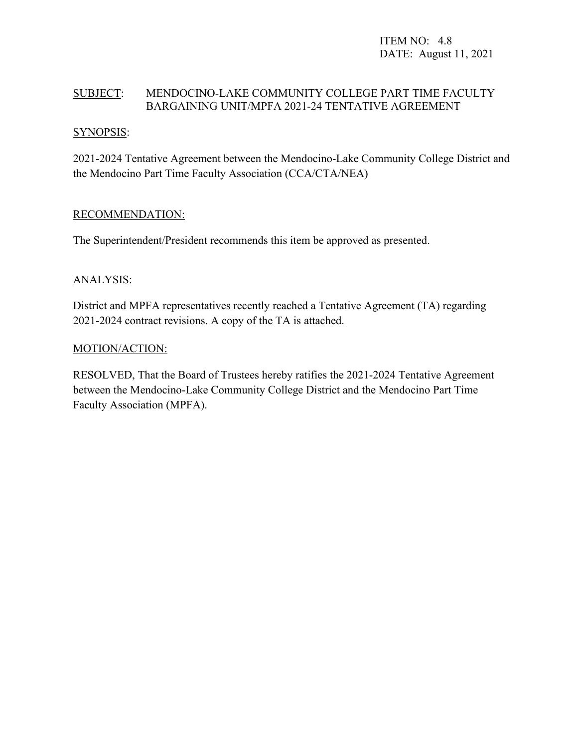ITEM NO: 4.8
DATE: August 11, 2021

SUBJECT: MENDOCINO-LAKE COMMUNITY COLLEGE PART TIME FACULTY BARGAINING UNIT/MPFA 2021-24 TENTATIVE AGREEMENT

SYNOPSIS:

2021-2024 Tentative Agreement between the Mendocino-Lake Community College District and the Mendocino Part Time Faculty Association (CCA/CTA/NEA)

RECOMMENDATION:

The Superintendent/President recommends this item be approved as presented.

ANALYSIS:

District and MPFA representatives recently reached a Tentative Agreement (TA) regarding 2021-2024 contract revisions. A copy of the TA is attached.

MOTION/ACTION:

RESOLVED, That the Board of Trustees hereby ratifies the 2021-2024 Tentative Agreement between the Mendocino-Lake Community College District and the Mendocino Part Time Faculty Association (MPFA).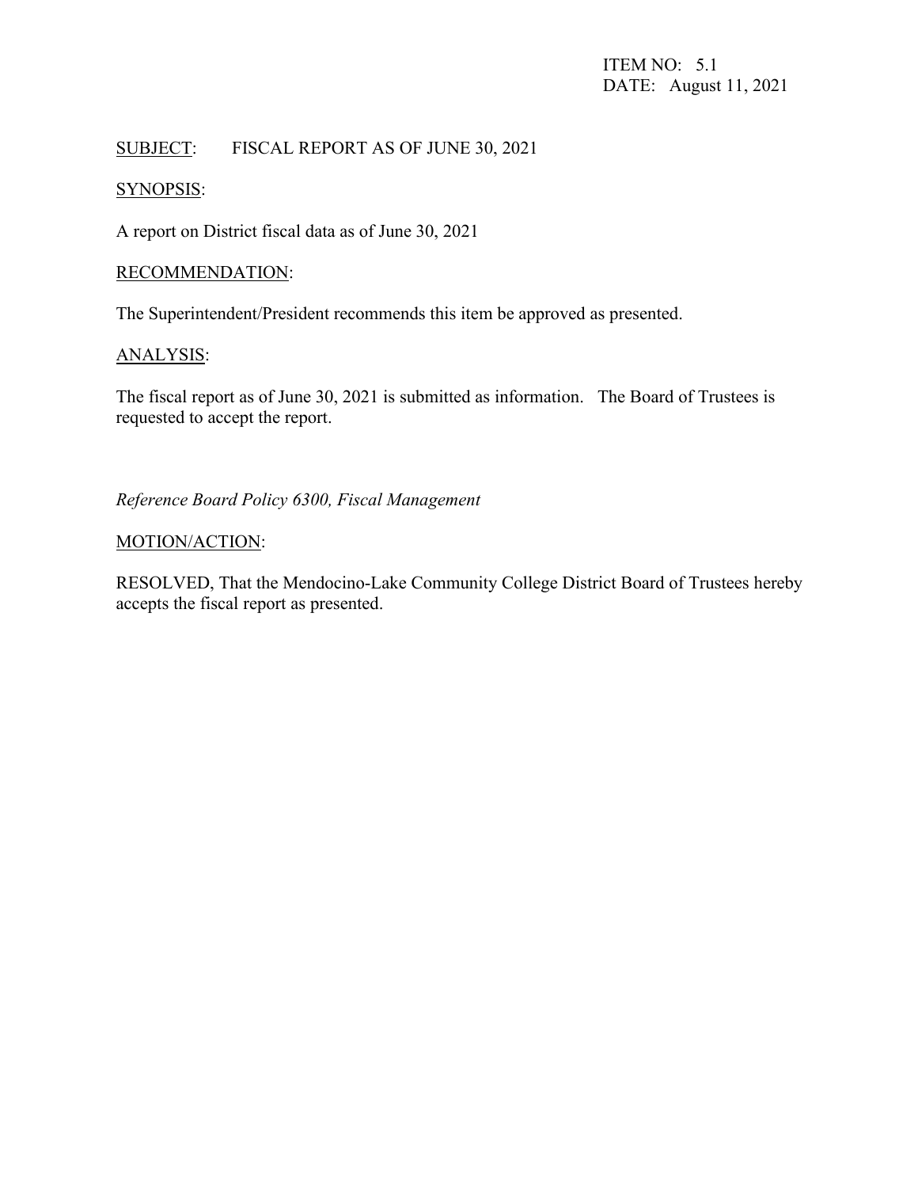ITEM NO: 5.1
DATE: August 11, 2021

SUBJECT: FISCAL REPORT AS OF JUNE 30, 2021

SYNOPSIS:

A report on District fiscal data as of June 30, 2021

RECOMMENDATION:

The Superintendent/President recommends this item be approved as presented.

ANALYSIS:

The fiscal report as of June 30, 2021 is submitted as information. The Board of Trustees is requested to accept the report.

*Reference Board Policy 6300, Fiscal Management*

MOTION/ACTION:

RESOLVED, That the Mendocino-Lake Community College District Board of Trustees hereby accepts the fiscal report as presented.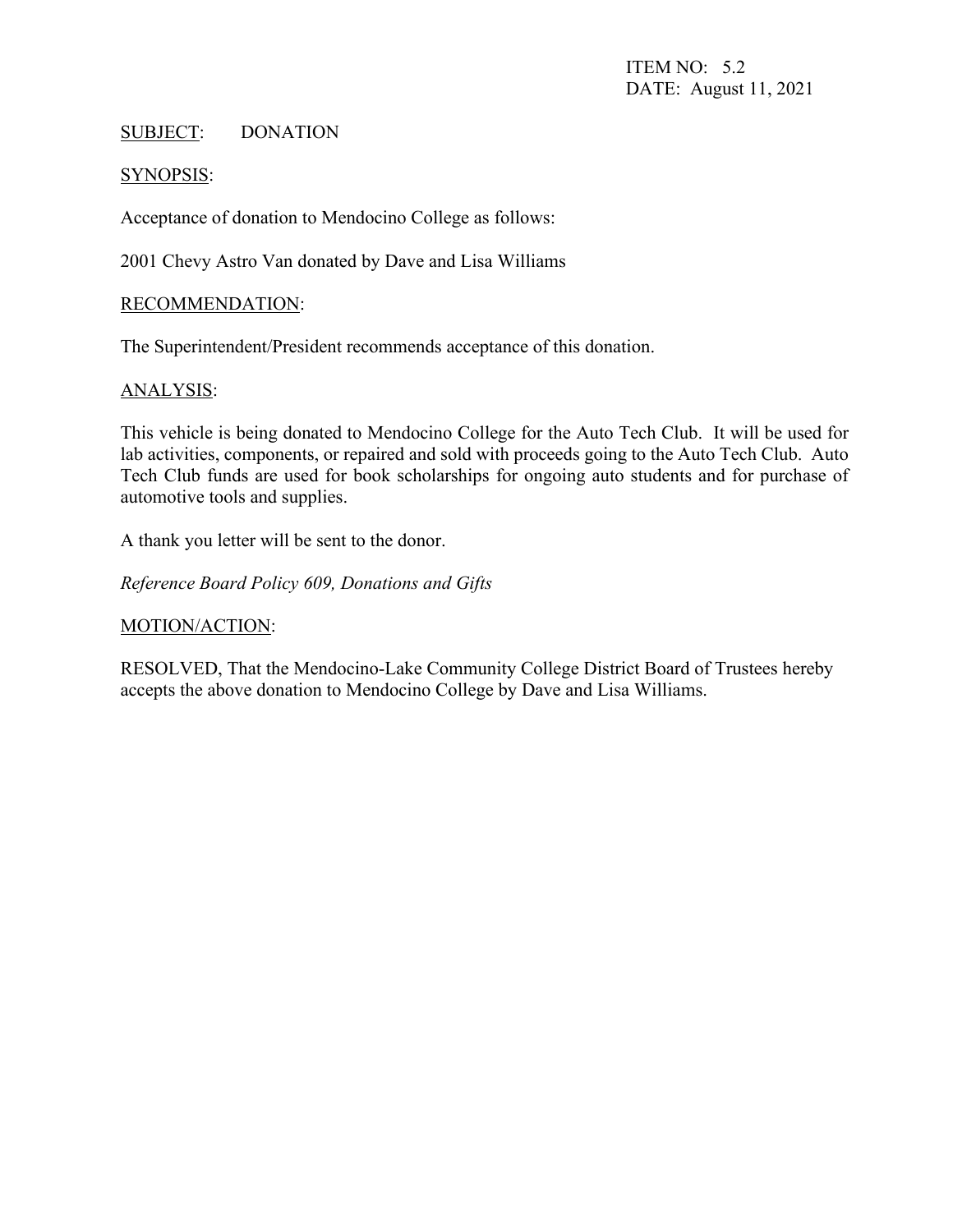ITEM NO: 5.2
DATE: August 11, 2021

SUBJECT: DONATION

SYNOPSIS:

Acceptance of donation to Mendocino College as follows:

2001 Chevy Astro Van donated by Dave and Lisa Williams

RECOMMENDATION:

The Superintendent/President recommends acceptance of this donation.

ANALYSIS:

This vehicle is being donated to Mendocino College for the Auto Tech Club. It will be used for lab activities, components, or repaired and sold with proceeds going to the Auto Tech Club. Auto Tech Club funds are used for book scholarships for ongoing auto students and for purchase of automotive tools and supplies.

A thank you letter will be sent to the donor.

*Reference Board Policy 609, Donations and Gifts*

MOTION/ACTION:

RESOLVED, That the Mendocino-Lake Community College District Board of Trustees hereby accepts the above donation to Mendocino College by Dave and Lisa Williams.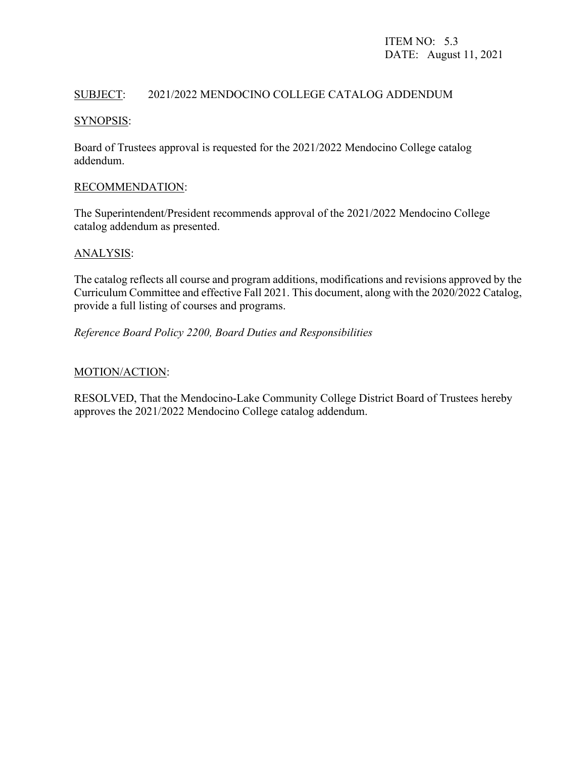ITEM NO: 5.3
DATE: August 11, 2021

SUBJECT: 2021/2022 MENDOCINO COLLEGE CATALOG ADDENDUM

SYNOPSIS:

Board of Trustees approval is requested for the 2021/2022 Mendocino College catalog addendum.

RECOMMENDATION:

The Superintendent/President recommends approval of the 2021/2022 Mendocino College catalog addendum as presented.

ANALYSIS:

The catalog reflects all course and program additions, modifications and revisions approved by the Curriculum Committee and effective Fall 2021. This document, along with the 2020/2022 Catalog, provide a full listing of courses and programs.

*Reference Board Policy 2200, Board Duties and Responsibilities*

MOTION/ACTION:

RESOLVED, That the Mendocino-Lake Community College District Board of Trustees hereby approves the 2021/2022 Mendocino College catalog addendum.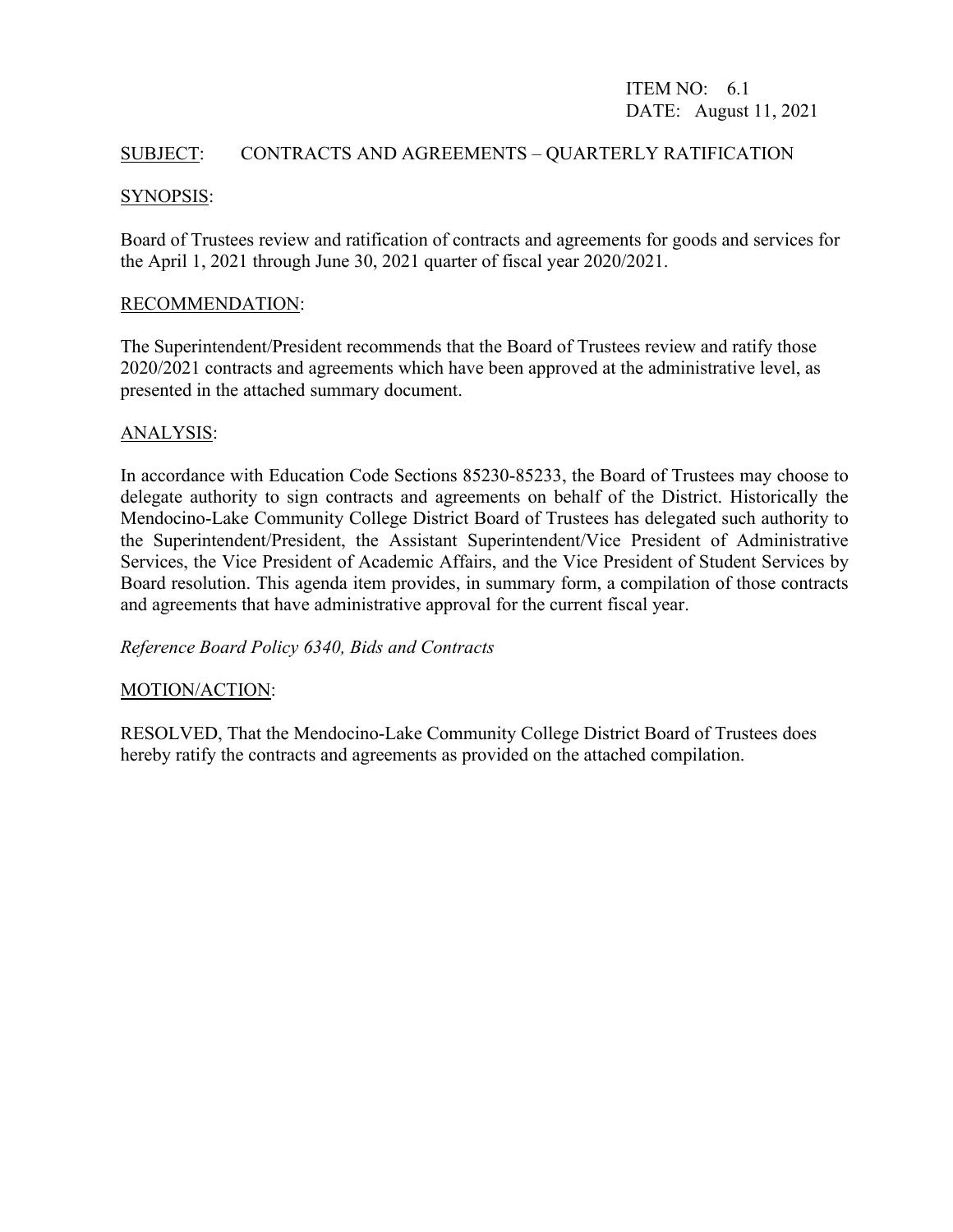ITEM NO: 6.1
DATE: August 11, 2021

SUBJECT: CONTRACTS AND AGREEMENTS – QUARTERLY RATIFICATION

SYNOPSIS:

Board of Trustees review and ratification of contracts and agreements for goods and services for the April 1, 2021 through June 30, 2021 quarter of fiscal year 2020/2021.

RECOMMENDATION:

The Superintendent/President recommends that the Board of Trustees review and ratify those 2020/2021 contracts and agreements which have been approved at the administrative level, as presented in the attached summary document.

ANALYSIS:

In accordance with Education Code Sections 85230-85233, the Board of Trustees may choose to delegate authority to sign contracts and agreements on behalf of the District. Historically the Mendocino-Lake Community College District Board of Trustees has delegated such authority to the Superintendent/President, the Assistant Superintendent/Vice President of Administrative Services, the Vice President of Academic Affairs, and the Vice President of Student Services by Board resolution. This agenda item provides, in summary form, a compilation of those contracts and agreements that have administrative approval for the current fiscal year.

*Reference Board Policy 6340, Bids and Contracts*

MOTION/ACTION:

RESOLVED, That the Mendocino-Lake Community College District Board of Trustees does hereby ratify the contracts and agreements as provided on the attached compilation.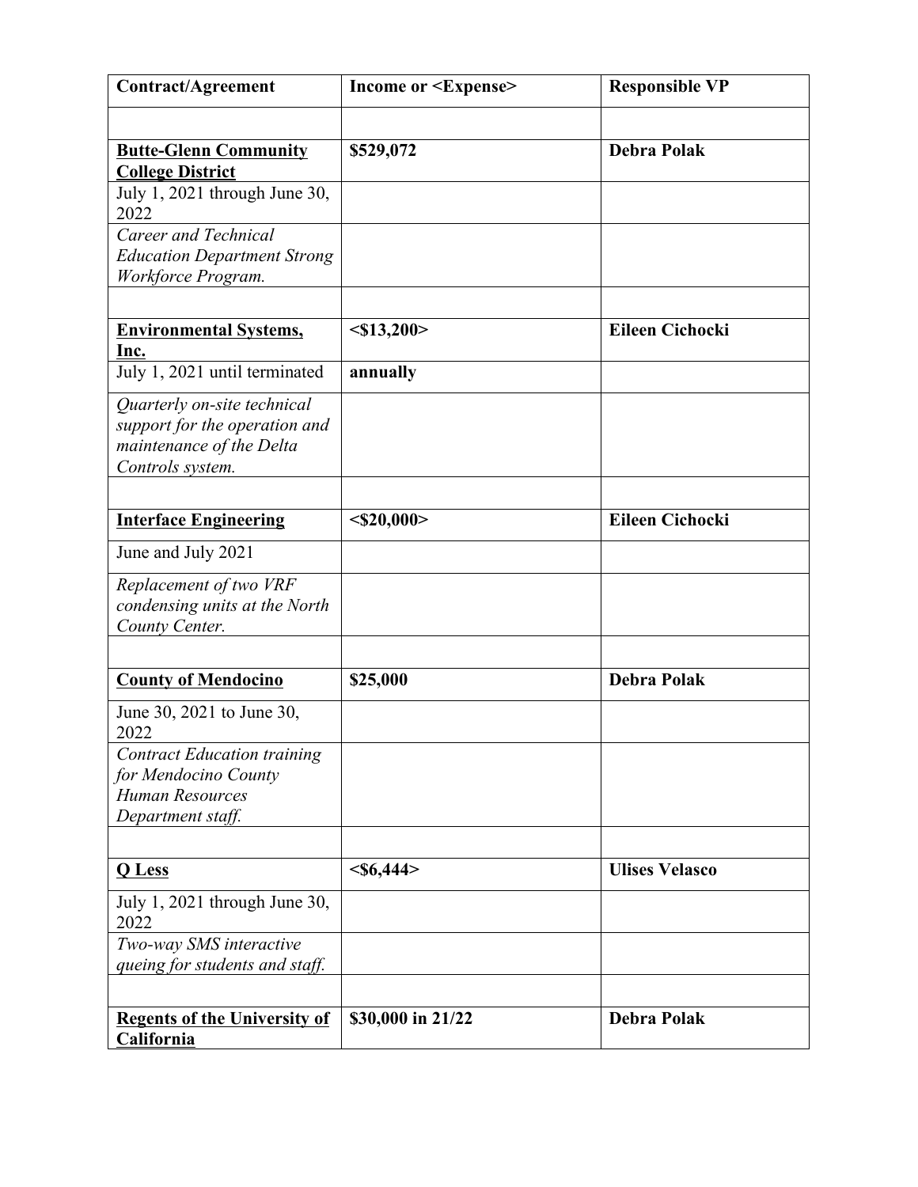| Contract/Agreement | Income or <Expense> | Responsible VP |
|---|---|---|
| | | |
| **Butte-Glenn Community College District** | **$529,072** | **Debra Polak** |
| July 1, 2021 through June 30, 2022 | | |
| *Career and Technical Education Department Strong Workforce Program.* | | |
| | | |
| **Environmental Systems, Inc.** | **<$13,200>** | **Eileen Cichocki** |
| July 1, 2021 until terminated | **annually** | |
| *Quarterly on-site technical support for the operation and maintenance of the Delta Controls system.* | | |
| | | |
| **Interface Engineering** | **<$20,000>** | **Eileen Cichocki** |
| June and July 2021 | | |
| *Replacement of two VRF condensing units at the North County Center.* | | |
| | | |
| **County of Mendocino** | **$25,000** | **Debra Polak** |
| June 30, 2021 to June 30, 2022 | | |
| *Contract Education training for Mendocino County Human Resources Department staff.* | | |
| | | |
| **Q Less** | **<$6,444>** | **Ulises Velasco** |
| July 1, 2021 through June 30, 2022 | | |
| *Two-way SMS interactive queing for students and staff.* | | |
| | | |
| **Regents of the University of California** | **$30,000 in 21/22** | **Debra Polak** |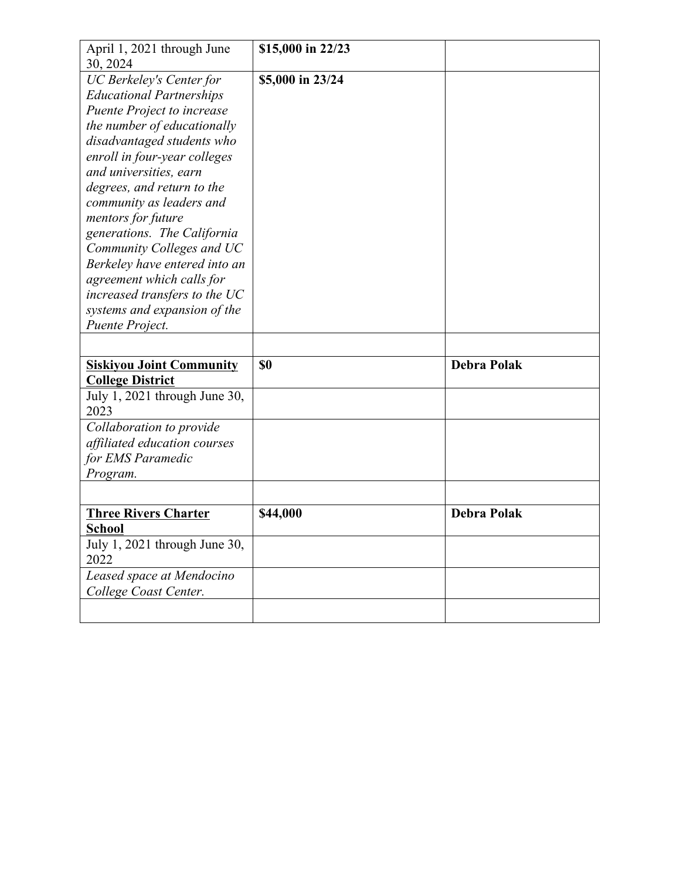| | | |
|---|---|---|
| April 1, 2021 through June 30, 2024 | **$15,000 in 22/23** | |
| *UC Berkeley's Center for Educational Partnerships Puente Project to increase the number of educationally disadvantaged students who enroll in four-year colleges and universities, earn degrees, and return to the community as leaders and mentors for future generations. The California Community Colleges and UC Berkeley have entered into an agreement which calls for increased transfers to the UC systems and expansion of the Puente Project.* | **$5,000 in 23/24** | |
| | | |
| **Siskiyou Joint Community College District** | **$0** | **Debra Polak** |
| July 1, 2021 through June 30, 2023 | | |
| *Collaboration to provide affiliated education courses for EMS Paramedic Program.* | | |
| | | |
| **Three Rivers Charter School** | **$44,000** | **Debra Polak** |
| July 1, 2021 through June 30, 2022 | | |
| *Leased space at Mendocino College Coast Center.* | | |
| | | |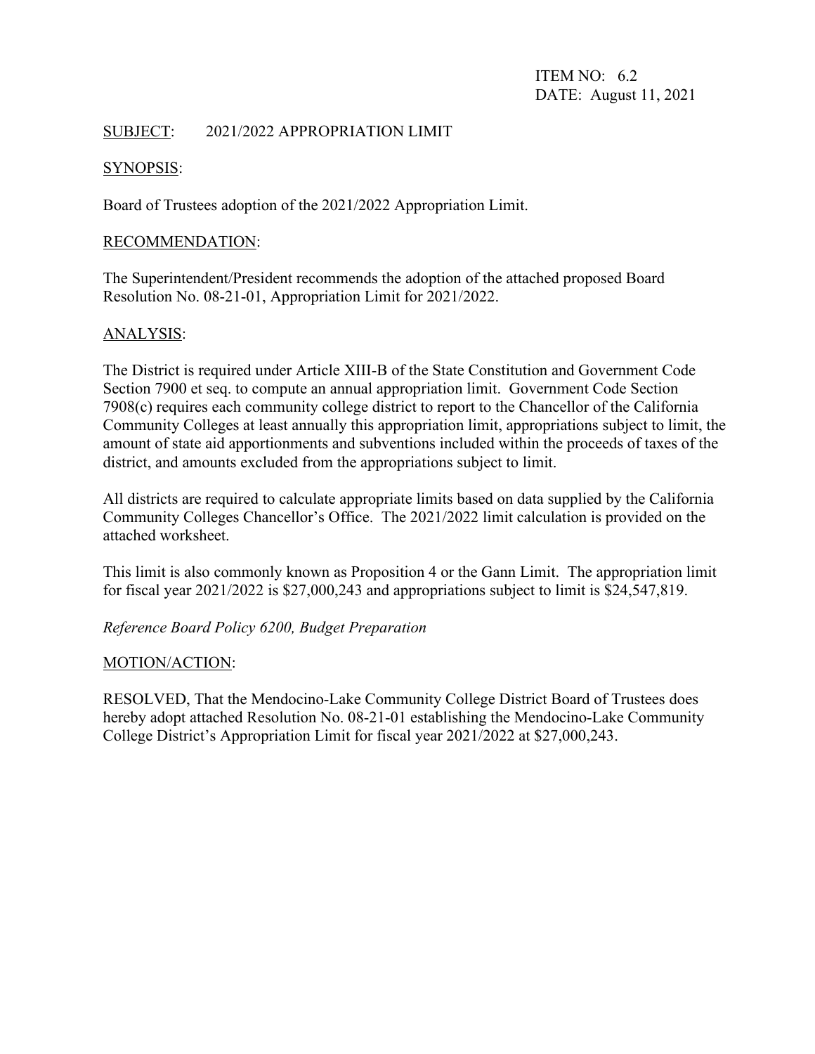ITEM NO: 6.2
DATE: August 11, 2021

SUBJECT: 2021/2022 APPROPRIATION LIMIT

SYNOPSIS:

Board of Trustees adoption of the 2021/2022 Appropriation Limit.

RECOMMENDATION:

The Superintendent/President recommends the adoption of the attached proposed Board Resolution No. 08-21-01, Appropriation Limit for 2021/2022.

ANALYSIS:

The District is required under Article XIII-B of the State Constitution and Government Code Section 7900 et seq. to compute an annual appropriation limit. Government Code Section 7908(c) requires each community college district to report to the Chancellor of the California Community Colleges at least annually this appropriation limit, appropriations subject to limit, the amount of state aid apportionments and subventions included within the proceeds of taxes of the district, and amounts excluded from the appropriations subject to limit.

All districts are required to calculate appropriate limits based on data supplied by the California Community Colleges Chancellor's Office. The 2021/2022 limit calculation is provided on the attached worksheet.

This limit is also commonly known as Proposition 4 or the Gann Limit. The appropriation limit for fiscal year 2021/2022 is $27,000,243 and appropriations subject to limit is $24,547,819.

*Reference Board Policy 6200, Budget Preparation*

MOTION/ACTION:

RESOLVED, That the Mendocino-Lake Community College District Board of Trustees does hereby adopt attached Resolution No. 08-21-01 establishing the Mendocino-Lake Community College District's Appropriation Limit for fiscal year 2021/2022 at $27,000,243.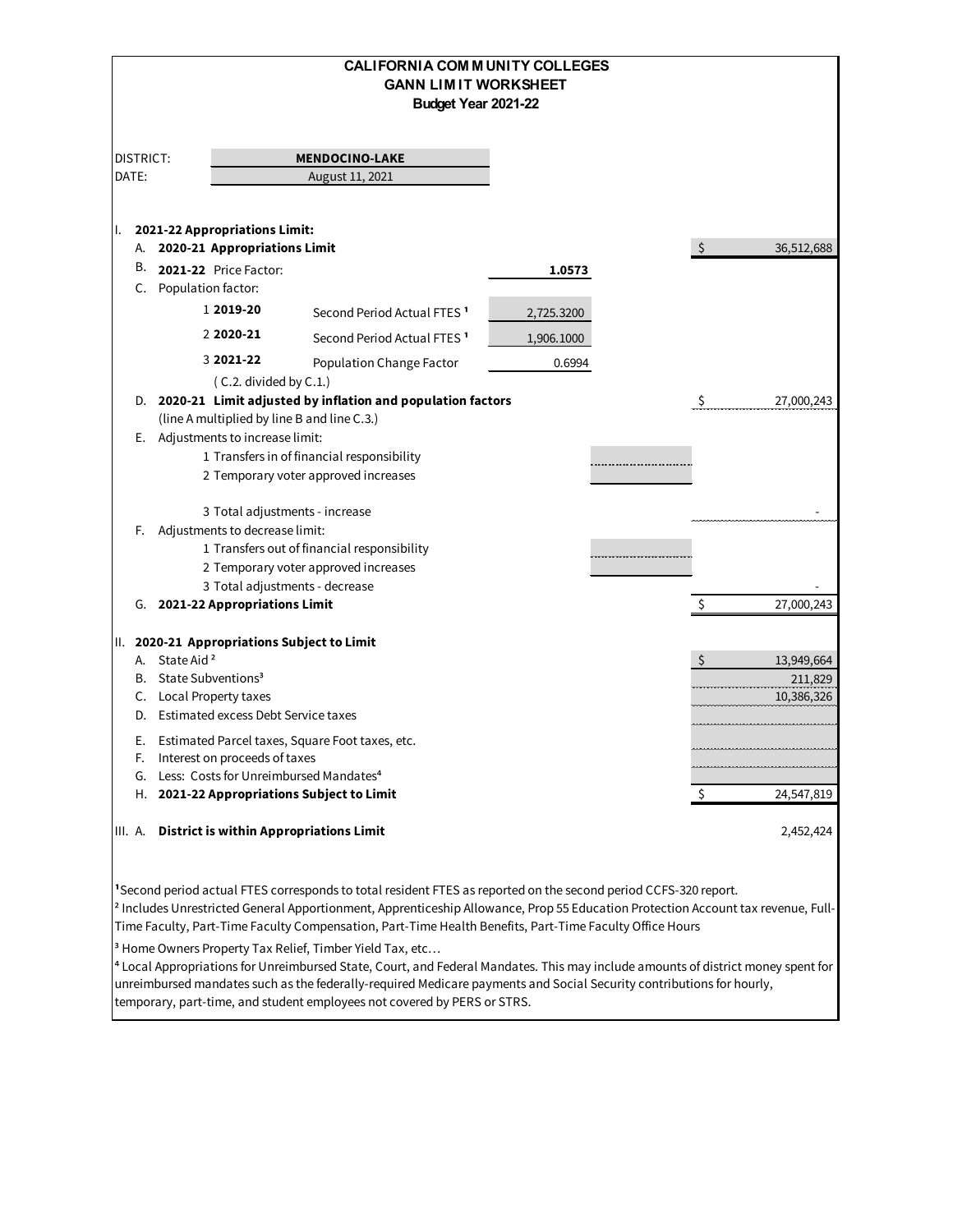# CALIFORNIA COMMUNITY COLLEGES
## GANN LIMIT WORKSHEET
### Budget Year 2021-22

| | |
|---|---|
| DISTRICT: | **MENDOCINO-LAKE** |
| DATE: | August 11, 2021 |

| | | | | | |
|---|---|---|---|---|---|
| I. | **2021-22 Appropriations Limit:** | | | | |
| A. | **2020-21 Appropriations Limit** | | | | $ 36,512,688 |
| B. | **2021-22** Price Factor: | | **1.0573** | | |
| C. | Population factor: | | | | |
| | 1 **2019-20** | Second Period Actual FTES [1] | 2,725.3200 | | |
| | 2 **2020-21** | Second Period Actual FTES [1] | 1,906.1000 | | |
| | 3 **2021-22** | Population Change Factor | 0.6994 | | |
| | ( C.2. divided by C.1.) | | | | |
| D. | **2020-21 Limit adjusted by inflation and population factors** | | | | $ 27,000,243 |
| | (line A multiplied by line B and line C.3.) | | | | |
| E. | Adjustments to increase limit: | | | | |
| | 1 Transfers in of financial responsibility | | | | |
| | 2 Temporary voter approved increases | | | | |
| | 3 Total adjustments - increase | | | | - |
| F. | Adjustments to decrease limit: | | | | |
| | 1 Transfers out of financial responsibility | | | | |
| | 2 Temporary voter approved increases | | | | |
| | 3 Total adjustments - decrease | | | | - |
| G. | **2021-22 Appropriations Limit** | | | | $ 27,000,243 |
| II. | **2020-21 Appropriations Subject to Limit** | | | | |
| A. | State Aid [2] | | | | $ 13,949,664 |
| B. | State Subventions[3] | | | | 211,829 |
| C. | Local Property taxes | | | | 10,386,326 |
| D. | Estimated excess Debt Service taxes | | | | |
| E. | Estimated Parcel taxes, Square Foot taxes, etc. | | | | |
| F. | Interest on proceeds of taxes | | | | |
| G. | Less: Costs for Unreimbursed Mandates[4] | | | | |
| H. | **2021-22 Appropriations Subject to Limit** | | | | $ 24,547,819 |
| III. A. | **District is within Appropriations Limit** | | | | 2,452,424 |

[1] Second period actual FTES corresponds to total resident FTES as reported on the second period CCFS-320 report.

[2] Includes Unrestricted General Apportionment, Apprenticeship Allowance, Prop 55 Education Protection Account tax revenue, Full-Time Faculty, Part-Time Faculty Compensation, Part-Time Health Benefits, Part-Time Faculty Office Hours

[3] Home Owners Property Tax Relief, Timber Yield Tax, etc…

[4] Local Appropriations for Unreimbursed State, Court, and Federal Mandates. This may include amounts of district money spent for unreimbursed mandates such as the federally-required Medicare payments and Social Security contributions for hourly, temporary, part-time, and student employees not covered by PERS or STRS.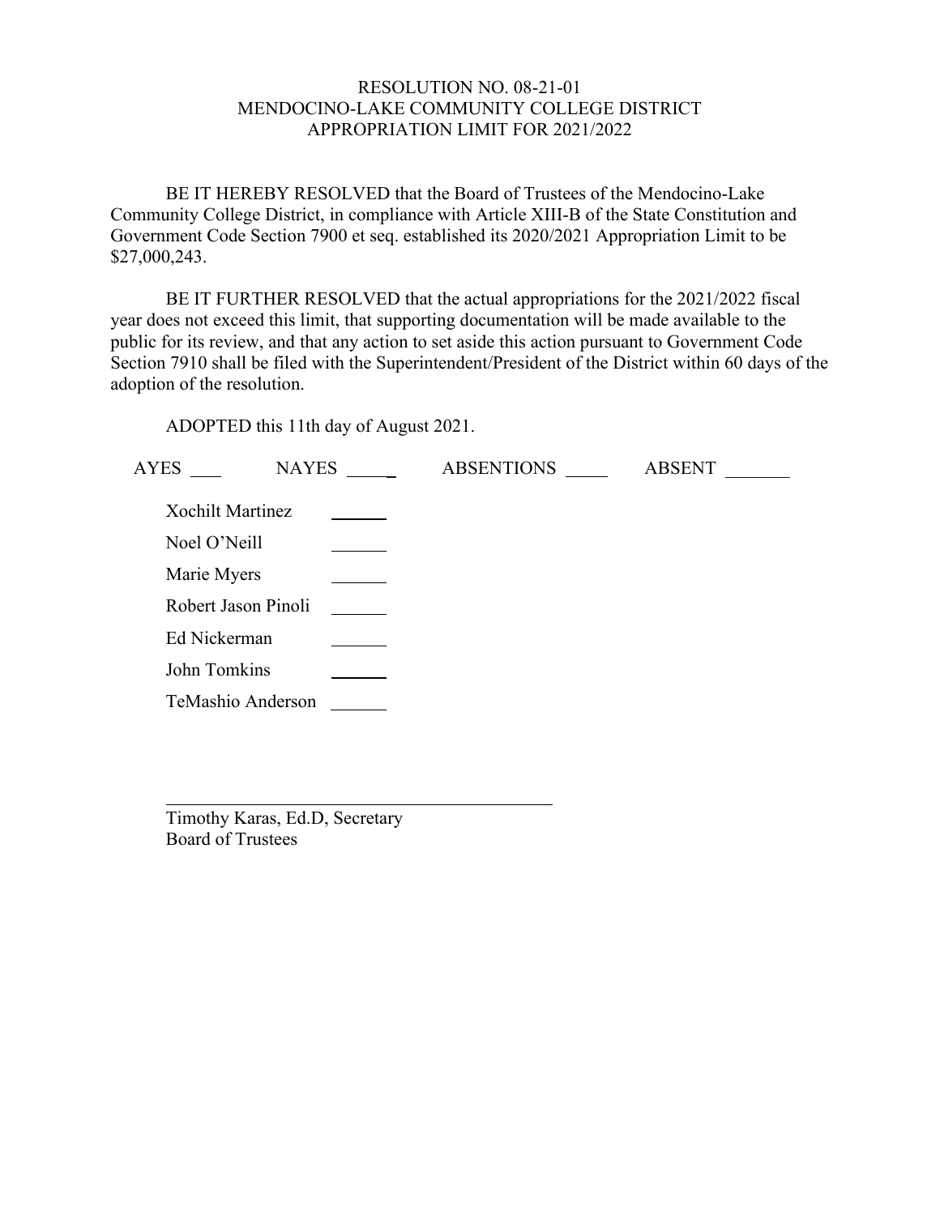RESOLUTION NO. 08-21-01
MENDOCINO-LAKE COMMUNITY COLLEGE DISTRICT
APPROPRIATION LIMIT FOR 2021/2022

BE IT HEREBY RESOLVED that the Board of Trustees of the Mendocino-Lake Community College District, in compliance with Article XIII-B of the State Constitution and Government Code Section 7900 et seq. established its 2020/2021 Appropriation Limit to be $27,000,243.

BE IT FURTHER RESOLVED that the actual appropriations for the 2021/2022 fiscal year does not exceed this limit, that supporting documentation will be made available to the public for its review, and that any action to set aside this action pursuant to Government Code Section 7910 shall be filed with the Superintendent/President of the District within 60 days of the adoption of the resolution.

ADOPTED this 11th day of August 2021.

AYES ___ NAYES _____ ABSENTIONS _____ ABSENT _______

Xochilt Martinez ______

Noel O'Neill ______

Marie Myers ______

Robert Jason Pinoli ______

Ed Nickerman ______

John Tomkins ______

TeMashio Anderson ______

_______________________________________

Timothy Karas, Ed.D, Secretary
Board of Trustees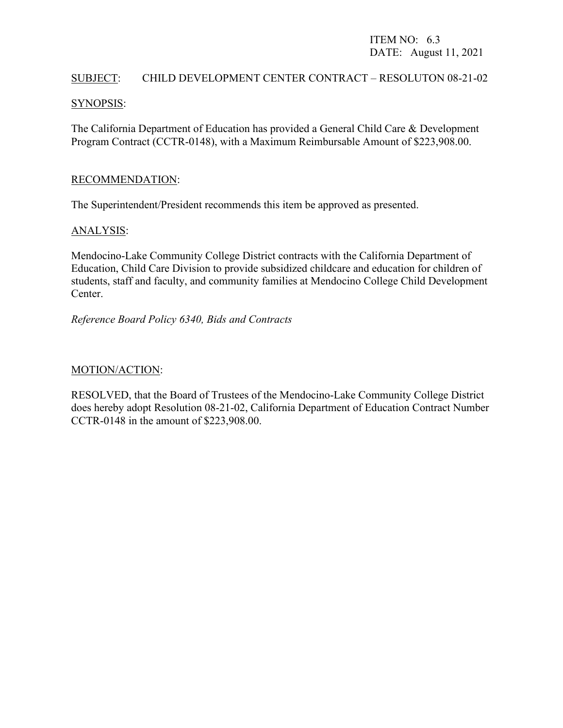ITEM NO: 6.3
DATE: August 11, 2021

<u>SUBJECT</u>: CHILD DEVELOPMENT CENTER CONTRACT – RESOLUTON 08-21-02

<u>SYNOPSIS</u>:

The California Department of Education has provided a General Child Care & Development Program Contract (CCTR-0148), with a Maximum Reimbursable Amount of $223,908.00.

<u>RECOMMENDATION</u>:

The Superintendent/President recommends this item be approved as presented.

<u>ANALYSIS</u>:

Mendocino-Lake Community College District contracts with the California Department of Education, Child Care Division to provide subsidized childcare and education for children of students, staff and faculty, and community families at Mendocino College Child Development Center.

*Reference Board Policy 6340, Bids and Contracts*

<u>MOTION/ACTION</u>:

RESOLVED, that the Board of Trustees of the Mendocino-Lake Community College District does hereby adopt Resolution 08-21-02, California Department of Education Contract Number CCTR-0148 in the amount of $223,908.00.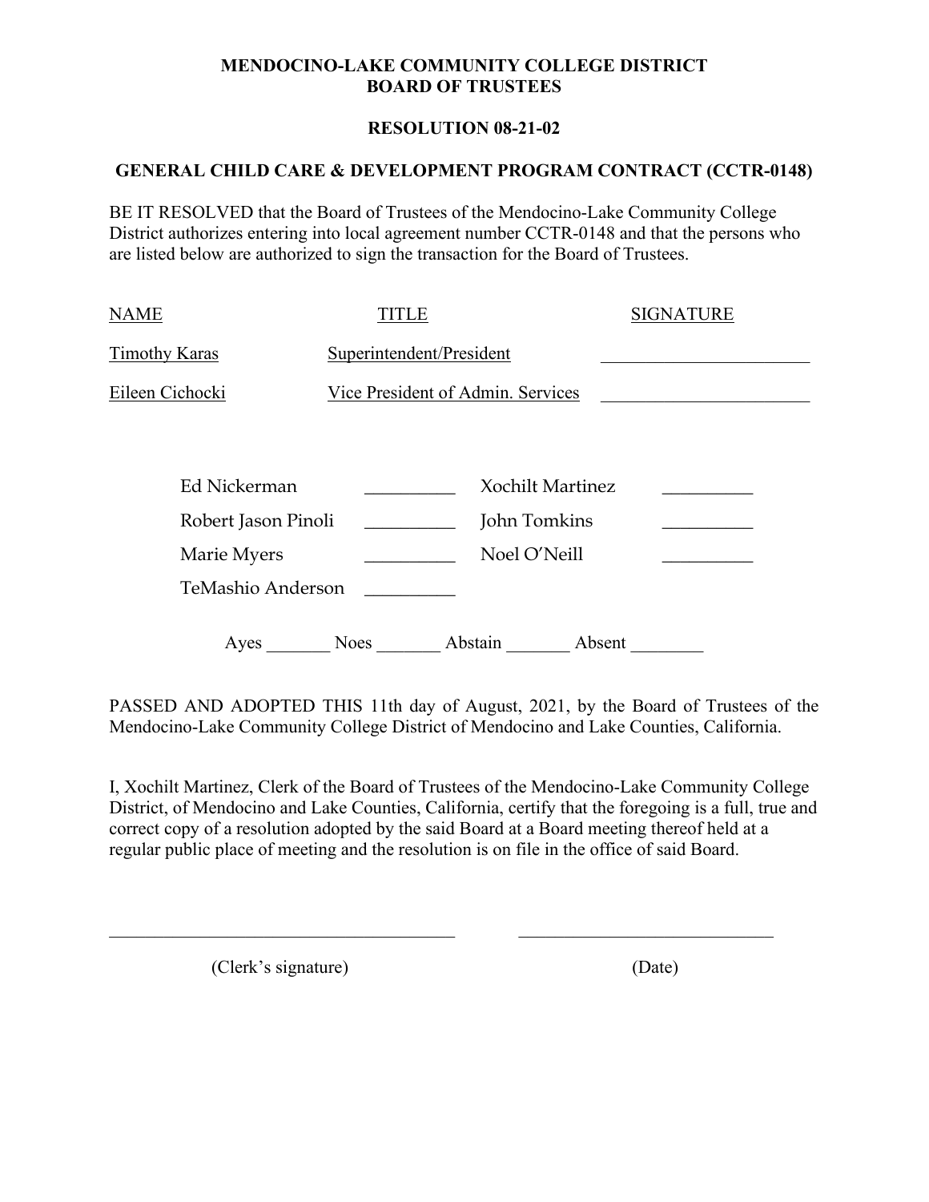**MENDOCINO-LAKE COMMUNITY COLLEGE DISTRICT**
**BOARD OF TRUSTEES**

**RESOLUTION 08-21-02**

**GENERAL CHILD CARE & DEVELOPMENT PROGRAM CONTRACT (CCTR-0148)**

BE IT RESOLVED that the Board of Trustees of the Mendocino-Lake Community College District authorizes entering into local agreement number CCTR-0148 and that the persons who are listed below are authorized to sign the transaction for the Board of Trustees.

| NAME | TITLE | SIGNATURE |
| --- | --- | --- |
| Timothy Karas | Superintendent/President | _______________________ |
| Eileen Cichocki | Vice President of Admin. Services | _______________________ |

| | | | |
| --- | --- | --- | --- |
| Ed Nickerman | __________ | Xochilt Martinez | __________ |
| Robert Jason Pinoli | __________ | John Tomkins | __________ |
| Marie Myers | __________ | Noel O'Neill | __________ |
| TeMashio Anderson | __________ | | |

Ayes _______ Noes _______ Abstain _______ Absent ________

PASSED AND ADOPTED THIS 11th day of August, 2021, by the Board of Trustees of the Mendocino-Lake Community College District of Mendocino and Lake Counties, California.

I, Xochilt Martinez, Clerk of the Board of Trustees of the Mendocino-Lake Community College District, of Mendocino and Lake Counties, California, certify that the foregoing is a full, true and correct copy of a resolution adopted by the said Board at a Board meeting thereof held at a regular public place of meeting and the resolution is on file in the office of said Board.

_______________________________________ _____________________________

(Clerk's signature) (Date)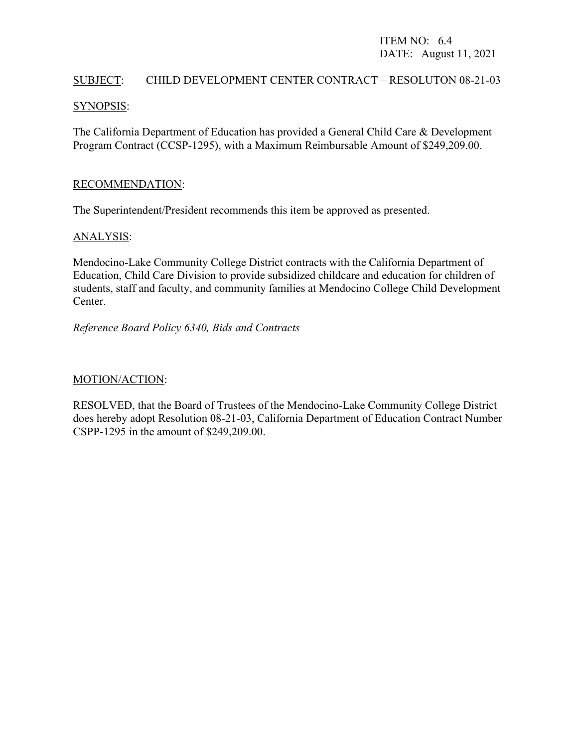ITEM NO: 6.4
DATE: August 11, 2021

<u>SUBJECT</u>: CHILD DEVELOPMENT CENTER CONTRACT – RESOLUTON 08-21-03

<u>SYNOPSIS</u>:

The California Department of Education has provided a General Child Care & Development Program Contract (CCSP-1295), with a Maximum Reimbursable Amount of $249,209.00.

<u>RECOMMENDATION</u>:

The Superintendent/President recommends this item be approved as presented.

<u>ANALYSIS</u>:

Mendocino-Lake Community College District contracts with the California Department of Education, Child Care Division to provide subsidized childcare and education for children of students, staff and faculty, and community families at Mendocino College Child Development Center.

*Reference Board Policy 6340, Bids and Contracts*

<u>MOTION/ACTION</u>:

RESOLVED, that the Board of Trustees of the Mendocino-Lake Community College District does hereby adopt Resolution 08-21-03, California Department of Education Contract Number CSPP-1295 in the amount of $249,209.00.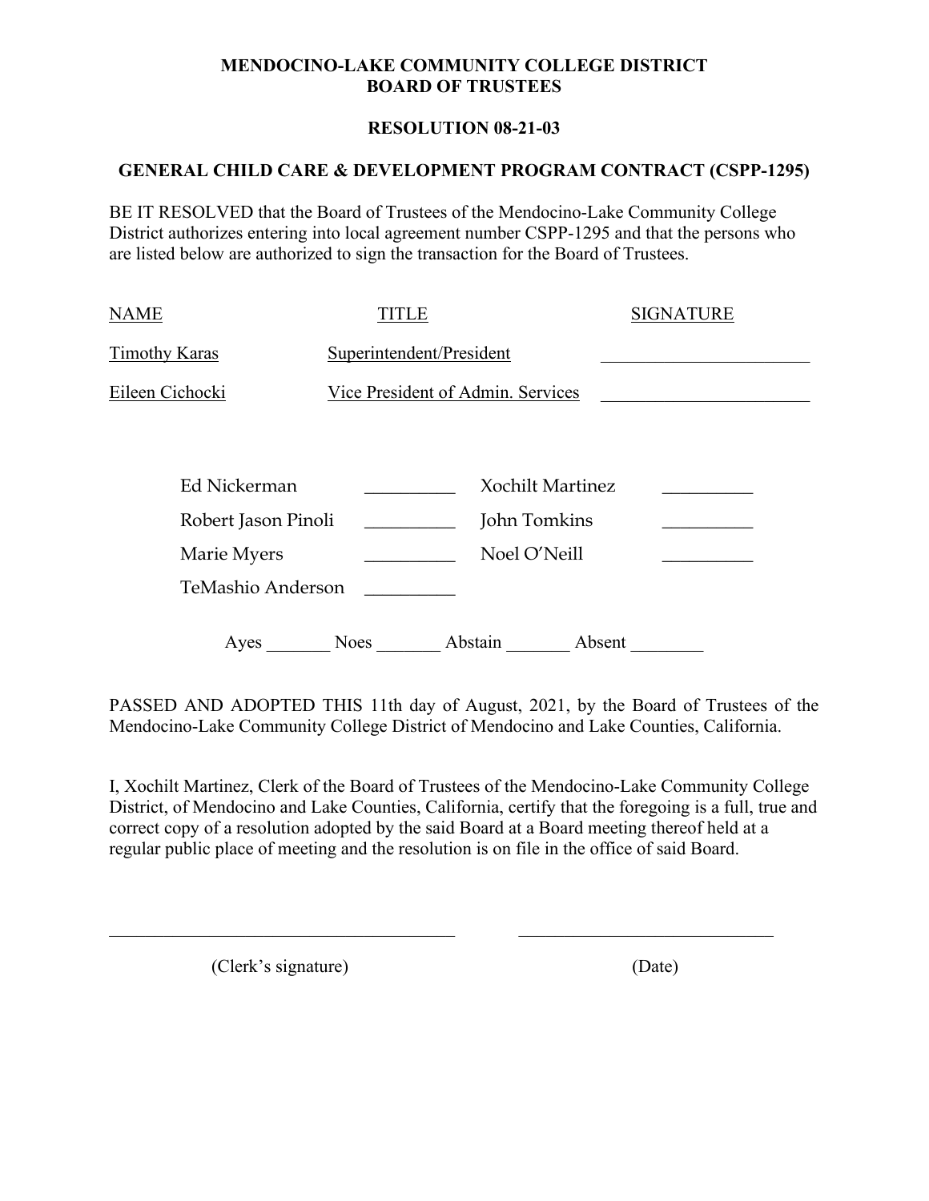**MENDOCINO-LAKE COMMUNITY COLLEGE DISTRICT**
**BOARD OF TRUSTEES**

**RESOLUTION 08-21-03**

**GENERAL CHILD CARE & DEVELOPMENT PROGRAM CONTRACT (CSPP-1295)**

BE IT RESOLVED that the Board of Trustees of the Mendocino-Lake Community College District authorizes entering into local agreement number CSPP-1295 and that the persons who are listed below are authorized to sign the transaction for the Board of Trustees.

| NAME | TITLE | SIGNATURE |
|---|---|---|
| Timothy Karas | Superintendent/President | _______________________ |
| Eileen Cichocki | Vice President of Admin. Services | _______________________ |

| | | | |
|---|---|---|---|
| Ed Nickerman | __________ | Xochilt Martinez | __________ |
| Robert Jason Pinoli | __________ | John Tomkins | __________ |
| Marie Myers | __________ | Noel O'Neill | __________ |
| TeMashio Anderson | __________ | | |

Ayes _______ Noes _______ Abstain _______ Absent ________

PASSED AND ADOPTED THIS 11th day of August, 2021, by the Board of Trustees of the Mendocino-Lake Community College District of Mendocino and Lake Counties, California.

I, Xochilt Martinez, Clerk of the Board of Trustees of the Mendocino-Lake Community College District, of Mendocino and Lake Counties, California, certify that the foregoing is a full, true and correct copy of a resolution adopted by the said Board at a Board meeting thereof held at a regular public place of meeting and the resolution is on file in the office of said Board.

_______________________________________ _____________________________

(Clerk's signature) (Date)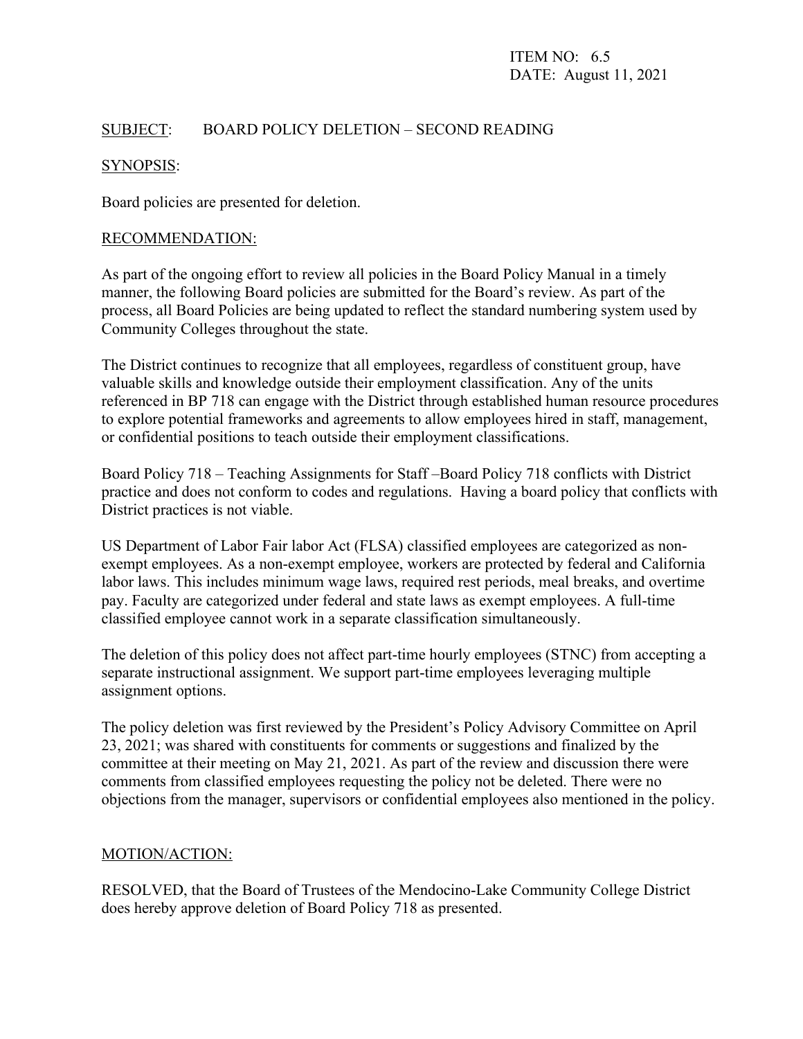ITEM NO: 6.5
DATE: August 11, 2021

SUBJECT: BOARD POLICY DELETION – SECOND READING

SYNOPSIS:

Board policies are presented for deletion.

RECOMMENDATION:

As part of the ongoing effort to review all policies in the Board Policy Manual in a timely manner, the following Board policies are submitted for the Board's review. As part of the process, all Board Policies are being updated to reflect the standard numbering system used by Community Colleges throughout the state.

The District continues to recognize that all employees, regardless of constituent group, have valuable skills and knowledge outside their employment classification. Any of the units referenced in BP 718 can engage with the District through established human resource procedures to explore potential frameworks and agreements to allow employees hired in staff, management, or confidential positions to teach outside their employment classifications.

Board Policy 718 – Teaching Assignments for Staff –Board Policy 718 conflicts with District practice and does not conform to codes and regulations. Having a board policy that conflicts with District practices is not viable.

US Department of Labor Fair labor Act (FLSA) classified employees are categorized as non-exempt employees. As a non-exempt employee, workers are protected by federal and California labor laws. This includes minimum wage laws, required rest periods, meal breaks, and overtime pay. Faculty are categorized under federal and state laws as exempt employees. A full-time classified employee cannot work in a separate classification simultaneously.

The deletion of this policy does not affect part-time hourly employees (STNC) from accepting a separate instructional assignment. We support part-time employees leveraging multiple assignment options.

The policy deletion was first reviewed by the President's Policy Advisory Committee on April 23, 2021; was shared with constituents for comments or suggestions and finalized by the committee at their meeting on May 21, 2021. As part of the review and discussion there were comments from classified employees requesting the policy not be deleted. There were no objections from the manager, supervisors or confidential employees also mentioned in the policy.

MOTION/ACTION:

RESOLVED, that the Board of Trustees of the Mendocino-Lake Community College District does hereby approve deletion of Board Policy 718 as presented.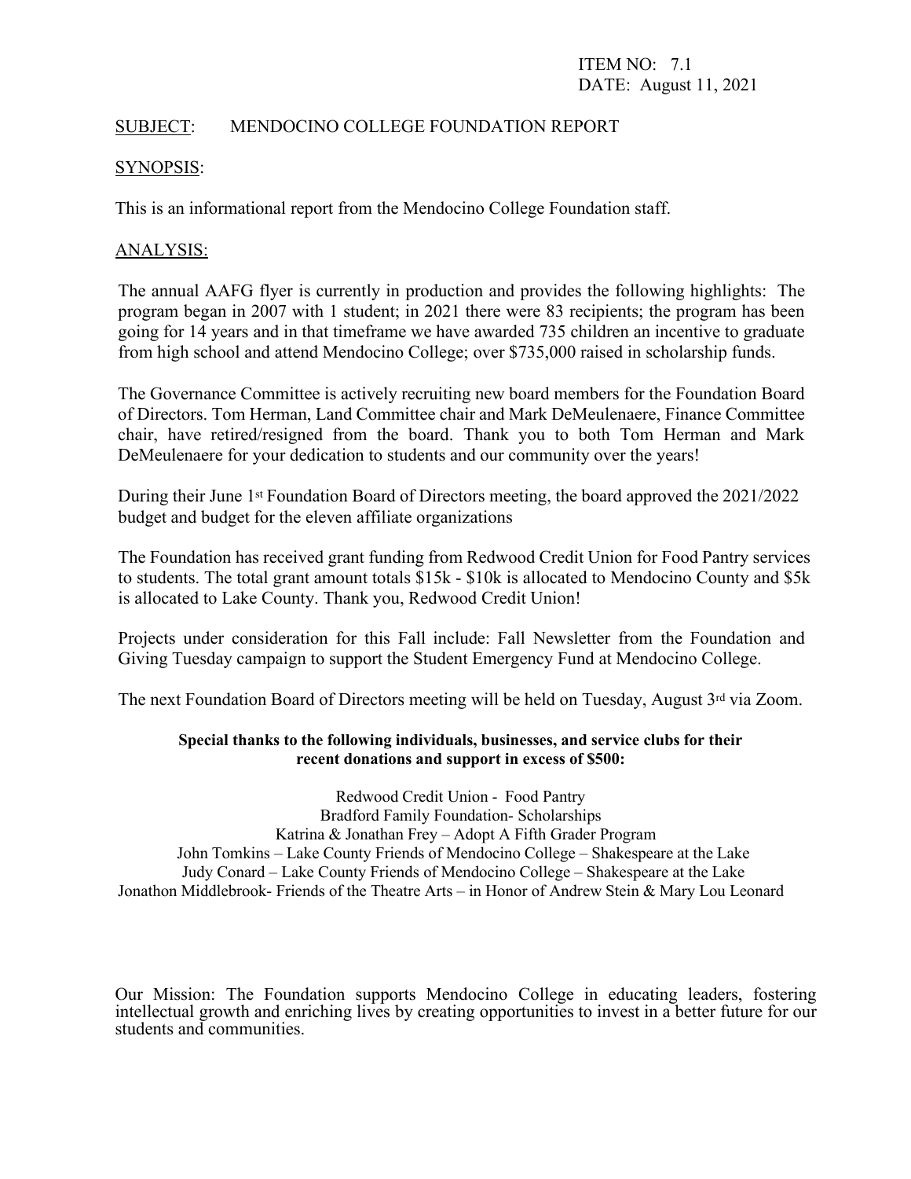ITEM NO: 7.1
DATE: August 11, 2021

SUBJECT: MENDOCINO COLLEGE FOUNDATION REPORT

SYNOPSIS:

This is an informational report from the Mendocino College Foundation staff.

ANALYSIS:

The annual AAFG flyer is currently in production and provides the following highlights: The program began in 2007 with 1 student; in 2021 there were 83 recipients; the program has been going for 14 years and in that timeframe we have awarded 735 children an incentive to graduate from high school and attend Mendocino College; over $735,000 raised in scholarship funds.

The Governance Committee is actively recruiting new board members for the Foundation Board of Directors. Tom Herman, Land Committee chair and Mark DeMeulenaere, Finance Committee chair, have retired/resigned from the board. Thank you to both Tom Herman and Mark DeMeulenaere for your dedication to students and our community over the years!

During their June 1st Foundation Board of Directors meeting, the board approved the 2021/2022 budget and budget for the eleven affiliate organizations

The Foundation has received grant funding from Redwood Credit Union for Food Pantry services to students. The total grant amount totals $15k - $10k is allocated to Mendocino County and $5k is allocated to Lake County. Thank you, Redwood Credit Union!

Projects under consideration for this Fall include: Fall Newsletter from the Foundation and Giving Tuesday campaign to support the Student Emergency Fund at Mendocino College.

The next Foundation Board of Directors meeting will be held on Tuesday, August 3rd via Zoom.

**Special thanks to the following individuals, businesses, and service clubs for their recent donations and support in excess of $500:**

Redwood Credit Union - Food Pantry
Bradford Family Foundation- Scholarships
Katrina & Jonathan Frey – Adopt A Fifth Grader Program
John Tomkins – Lake County Friends of Mendocino College – Shakespeare at the Lake
Judy Conard – Lake County Friends of Mendocino College – Shakespeare at the Lake
Jonathon Middlebrook- Friends of the Theatre Arts – in Honor of Andrew Stein & Mary Lou Leonard

Our Mission: The Foundation supports Mendocino College in educating leaders, fostering intellectual growth and enriching lives by creating opportunities to invest in a better future for our students and communities.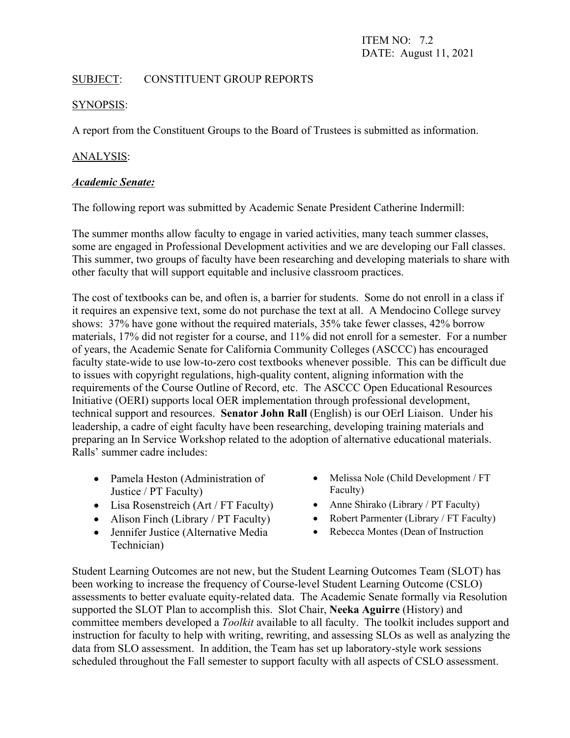ITEM NO: 7.2
DATE: August 11, 2021

SUBJECT: CONSTITUENT GROUP REPORTS

SYNOPSIS:

A report from the Constituent Groups to the Board of Trustees is submitted as information.

ANALYSIS:

***Academic Senate:***

The following report was submitted by Academic Senate President Catherine Indermill:

The summer months allow faculty to engage in varied activities, many teach summer classes, some are engaged in Professional Development activities and we are developing our Fall classes. This summer, two groups of faculty have been researching and developing materials to share with other faculty that will support equitable and inclusive classroom practices.

The cost of textbooks can be, and often is, a barrier for students. Some do not enroll in a class if it requires an expensive text, some do not purchase the text at all. A Mendocino College survey shows: 37% have gone without the required materials, 35% take fewer classes, 42% borrow materials, 17% did not register for a course, and 11% did not enroll for a semester. For a number of years, the Academic Senate for California Community Colleges (ASCCC) has encouraged faculty state-wide to use low-to-zero cost textbooks whenever possible. This can be difficult due to issues with copyright regulations, high-quality content, aligning information with the requirements of the Course Outline of Record, etc. The ASCCC Open Educational Resources Initiative (OERI) supports local OER implementation through professional development, technical support and resources. **Senator John Rall** (English) is our OErI Liaison. Under his leadership, a cadre of eight faculty have been researching, developing training materials and preparing an In Service Workshop related to the adoption of alternative educational materials. Ralls' summer cadre includes:

- Pamela Heston (Administration of Justice / PT Faculty)
- Lisa Rosenstreich (Art / FT Faculty)
- Alison Finch (Library / PT Faculty)
- Jennifer Justice (Alternative Media Technician)
- Melissa Nole (Child Development / FT Faculty)
- Anne Shirako (Library / PT Faculty)
- Robert Parmenter (Library / FT Faculty)
- Rebecca Montes (Dean of Instruction

Student Learning Outcomes are not new, but the Student Learning Outcomes Team (SLOT) has been working to increase the frequency of Course-level Student Learning Outcome (CSLO) assessments to better evaluate equity-related data. The Academic Senate formally via Resolution supported the SLOT Plan to accomplish this. Slot Chair, **Neeka Aguirre** (History) and committee members developed a *Toolkit* available to all faculty. The toolkit includes support and instruction for faculty to help with writing, rewriting, and assessing SLOs as well as analyzing the data from SLO assessment. In addition, the Team has set up laboratory-style work sessions scheduled throughout the Fall semester to support faculty with all aspects of CSLO assessment.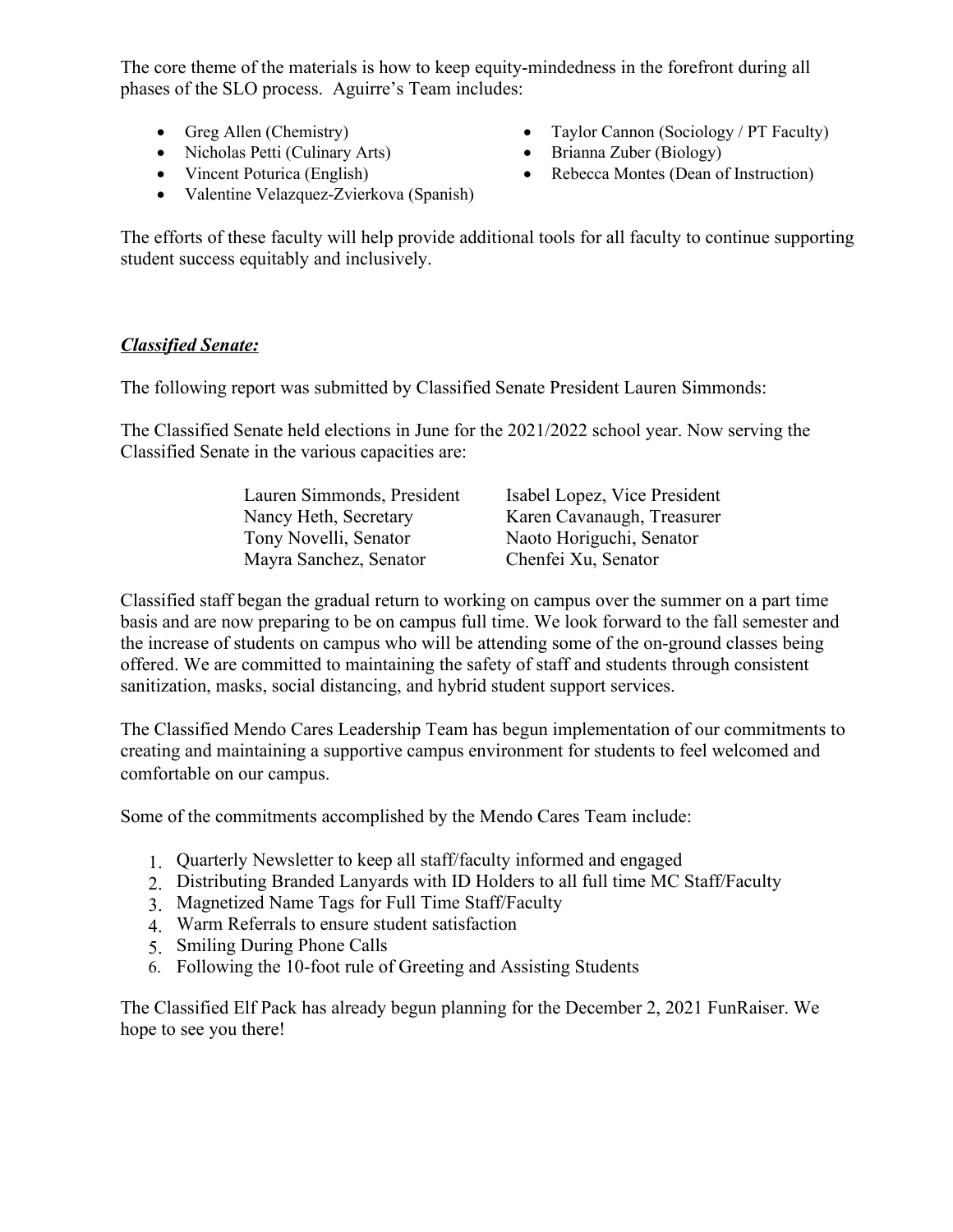The core theme of the materials is how to keep equity-mindedness in the forefront during all phases of the SLO process. Aguirre's Team includes:

- Greg Allen (Chemistry)
- Nicholas Petti (Culinary Arts)
- Vincent Poturica (English)
- Valentine Velazquez-Zvierkova (Spanish)
- Taylor Cannon (Sociology / PT Faculty)
- Brianna Zuber (Biology)
- Rebecca Montes (Dean of Instruction)

The efforts of these faculty will help provide additional tools for all faculty to continue supporting student success equitably and inclusively.

***<u>Classified Senate:</u>***

The following report was submitted by Classified Senate President Lauren Simmonds:

The Classified Senate held elections in June for the 2021/2022 school year. Now serving the Classified Senate in the various capacities are:

| | |
|---|---|
| Lauren Simmonds, President | Isabel Lopez, Vice President |
| Nancy Heth, Secretary | Karen Cavanaugh, Treasurer |
| Tony Novelli, Senator | Naoto Horiguchi, Senator |
| Mayra Sanchez, Senator | Chenfei Xu, Senator |

Classified staff began the gradual return to working on campus over the summer on a part time basis and are now preparing to be on campus full time. We look forward to the fall semester and the increase of students on campus who will be attending some of the on-ground classes being offered. We are committed to maintaining the safety of staff and students through consistent sanitization, masks, social distancing, and hybrid student support services.

The Classified Mendo Cares Leadership Team has begun implementation of our commitments to creating and maintaining a supportive campus environment for students to feel welcomed and comfortable on our campus.

Some of the commitments accomplished by the Mendo Cares Team include:

1. Quarterly Newsletter to keep all staff/faculty informed and engaged
2. Distributing Branded Lanyards with ID Holders to all full time MC Staff/Faculty
3. Magnetized Name Tags for Full Time Staff/Faculty
4. Warm Referrals to ensure student satisfaction
5. Smiling During Phone Calls
6. Following the 10-foot rule of Greeting and Assisting Students

The Classified Elf Pack has already begun planning for the December 2, 2021 FunRaiser. We hope to see you there!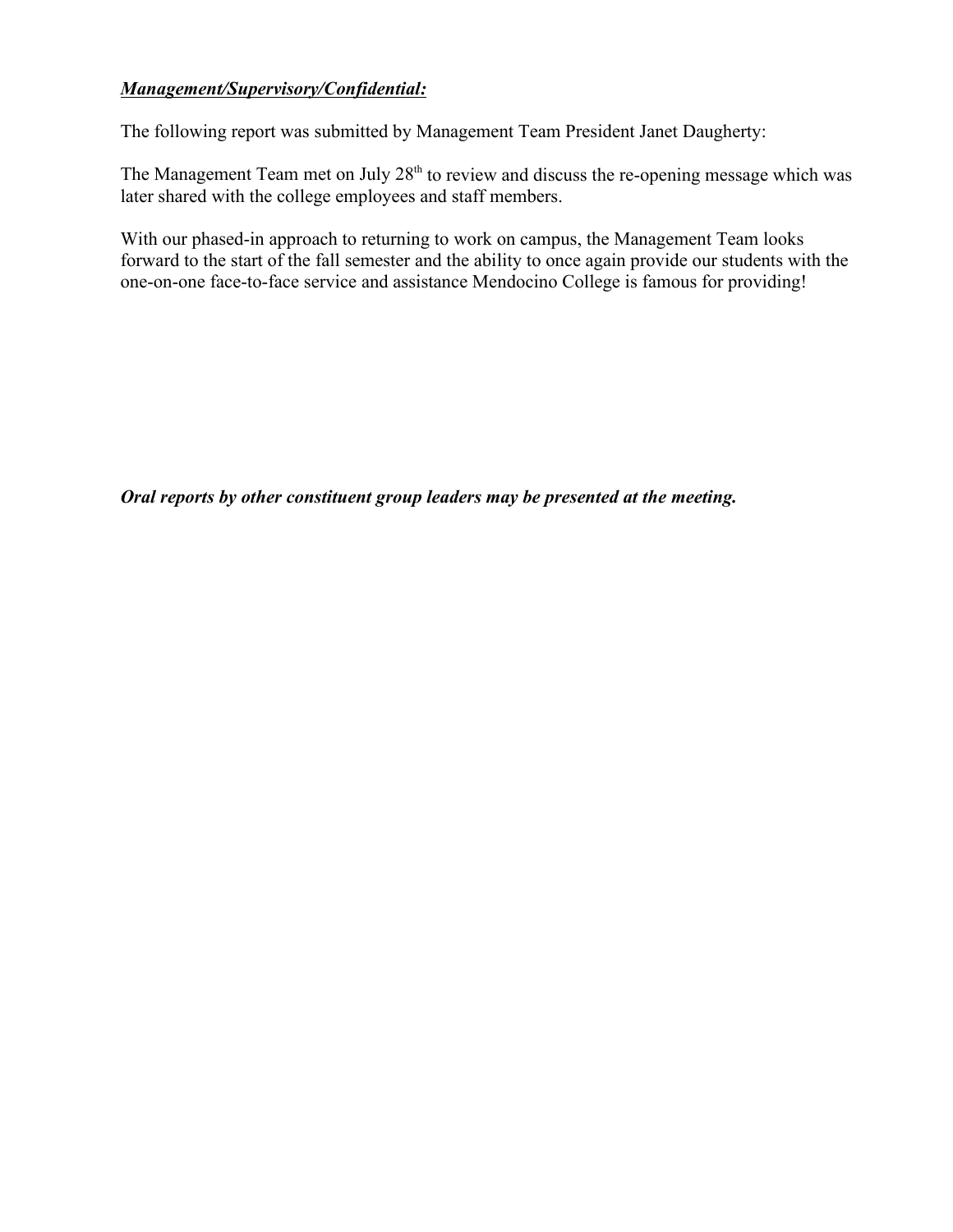***Management/Supervisory/Confidential:***

The following report was submitted by Management Team President Janet Daugherty:

The Management Team met on July 28th to review and discuss the re-opening message which was later shared with the college employees and staff members.

With our phased-in approach to returning to work on campus, the Management Team looks forward to the start of the fall semester and the ability to once again provide our students with the one-on-one face-to-face service and assistance Mendocino College is famous for providing!

***Oral reports by other constituent group leaders may be presented at the meeting.***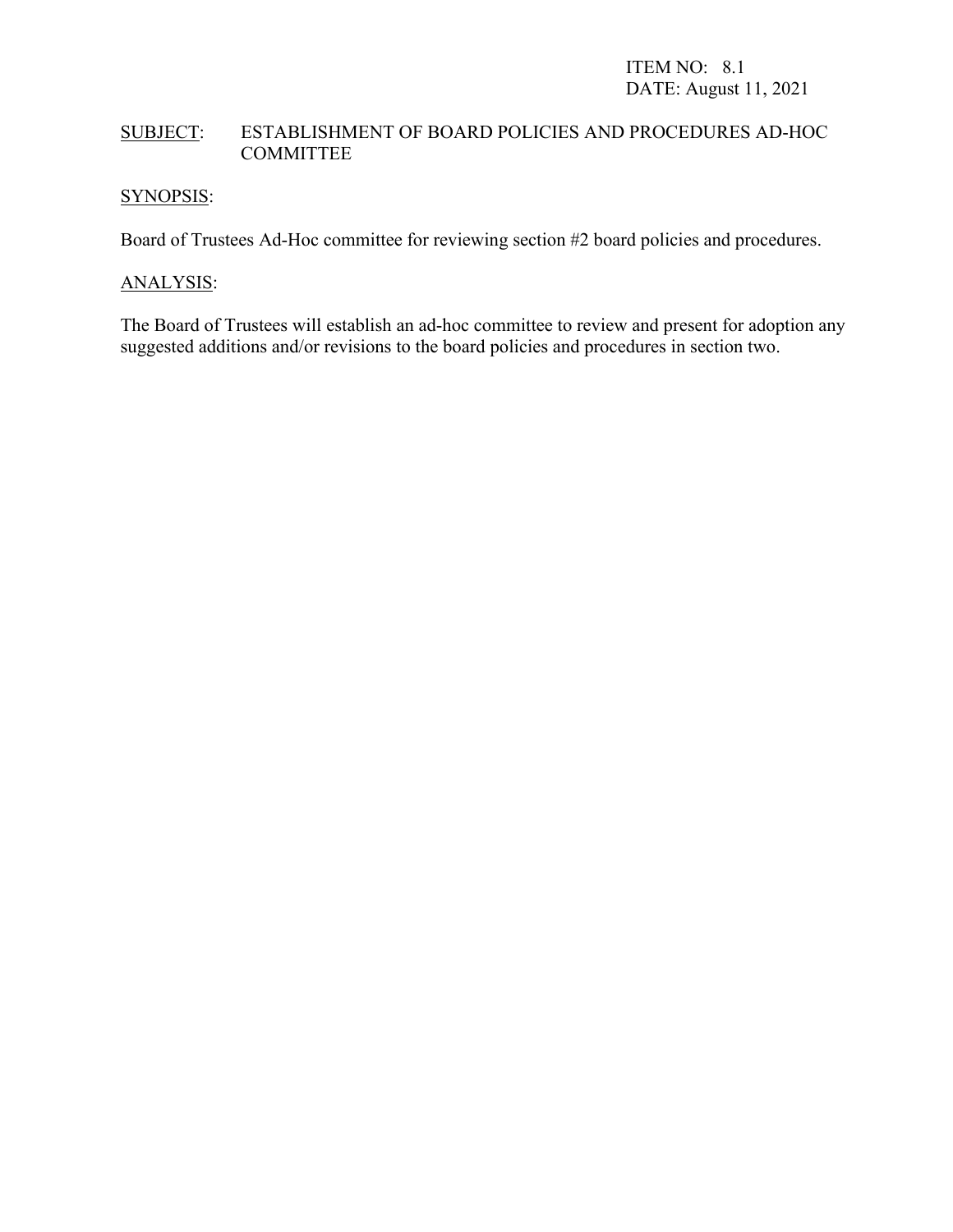ITEM NO: 8.1
DATE: August 11, 2021

SUBJECT: ESTABLISHMENT OF BOARD POLICIES AND PROCEDURES AD-HOC COMMITTEE

SYNOPSIS:

Board of Trustees Ad-Hoc committee for reviewing section #2 board policies and procedures.

ANALYSIS:

The Board of Trustees will establish an ad-hoc committee to review and present for adoption any suggested additions and/or revisions to the board policies and procedures in section two.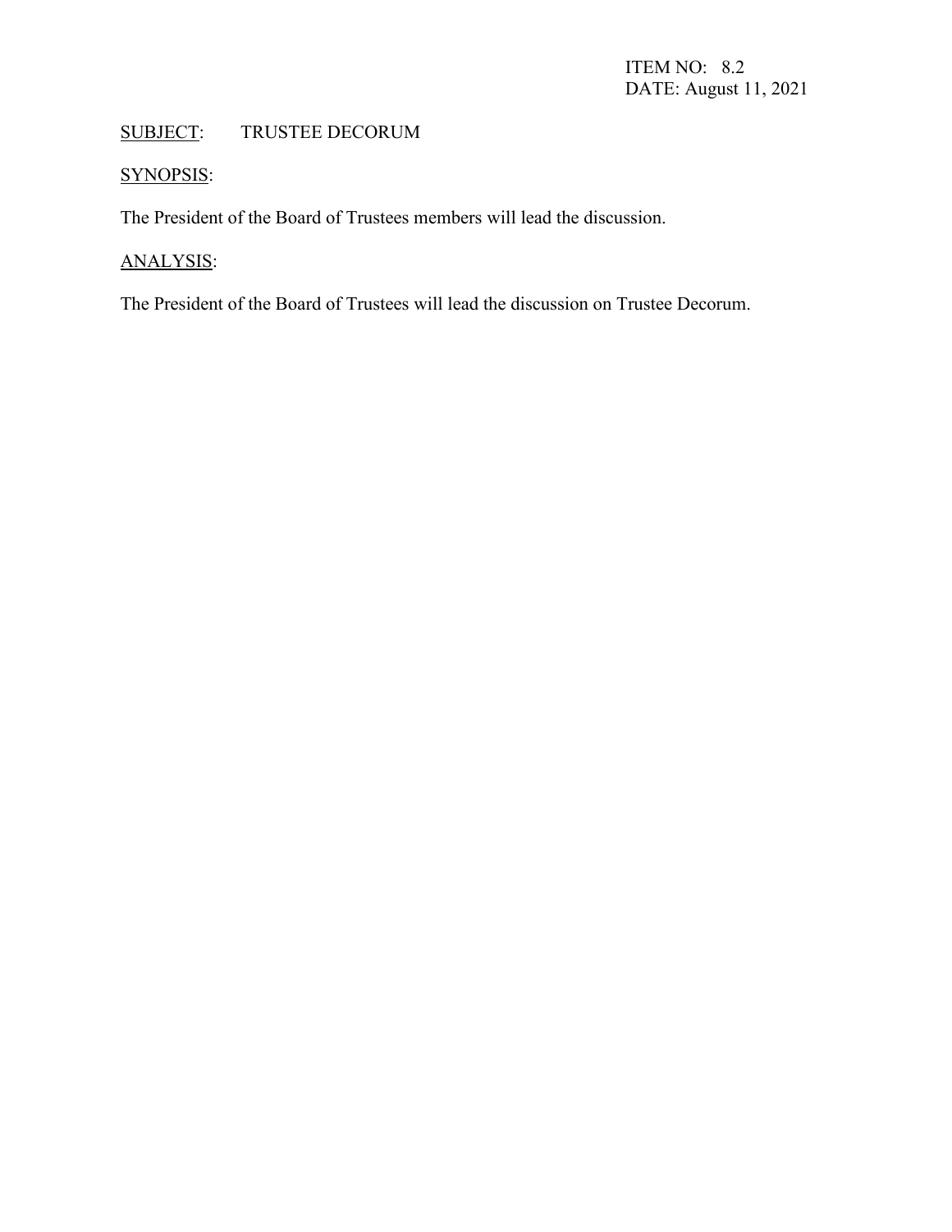ITEM NO: 8.2
DATE: August 11, 2021

<u>SUBJECT</u>: TRUSTEE DECORUM

<u>SYNOPSIS</u>:

The President of the Board of Trustees members will lead the discussion.

<u>ANALYSIS</u>:

The President of the Board of Trustees will lead the discussion on Trustee Decorum.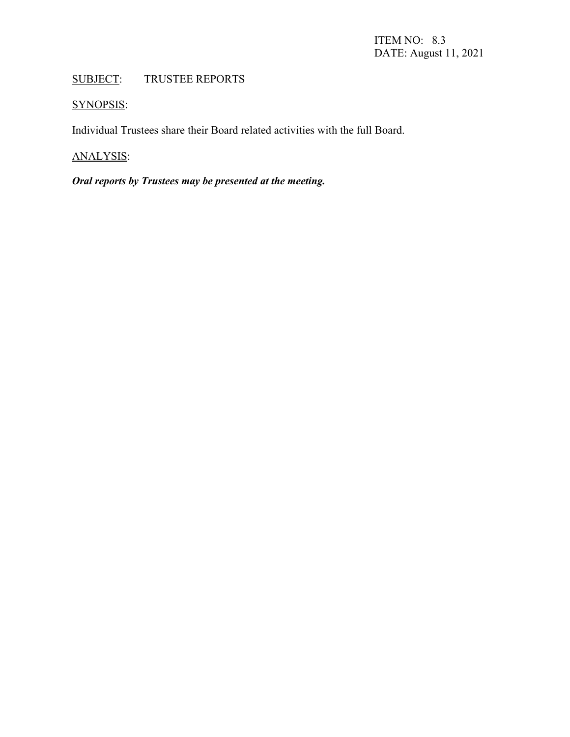ITEM NO: 8.3
DATE: August 11, 2021

<u>SUBJECT</u>: TRUSTEE REPORTS

<u>SYNOPSIS</u>:

Individual Trustees share their Board related activities with the full Board.

<u>ANALYSIS</u>:

***Oral reports by Trustees may be presented at the meeting.***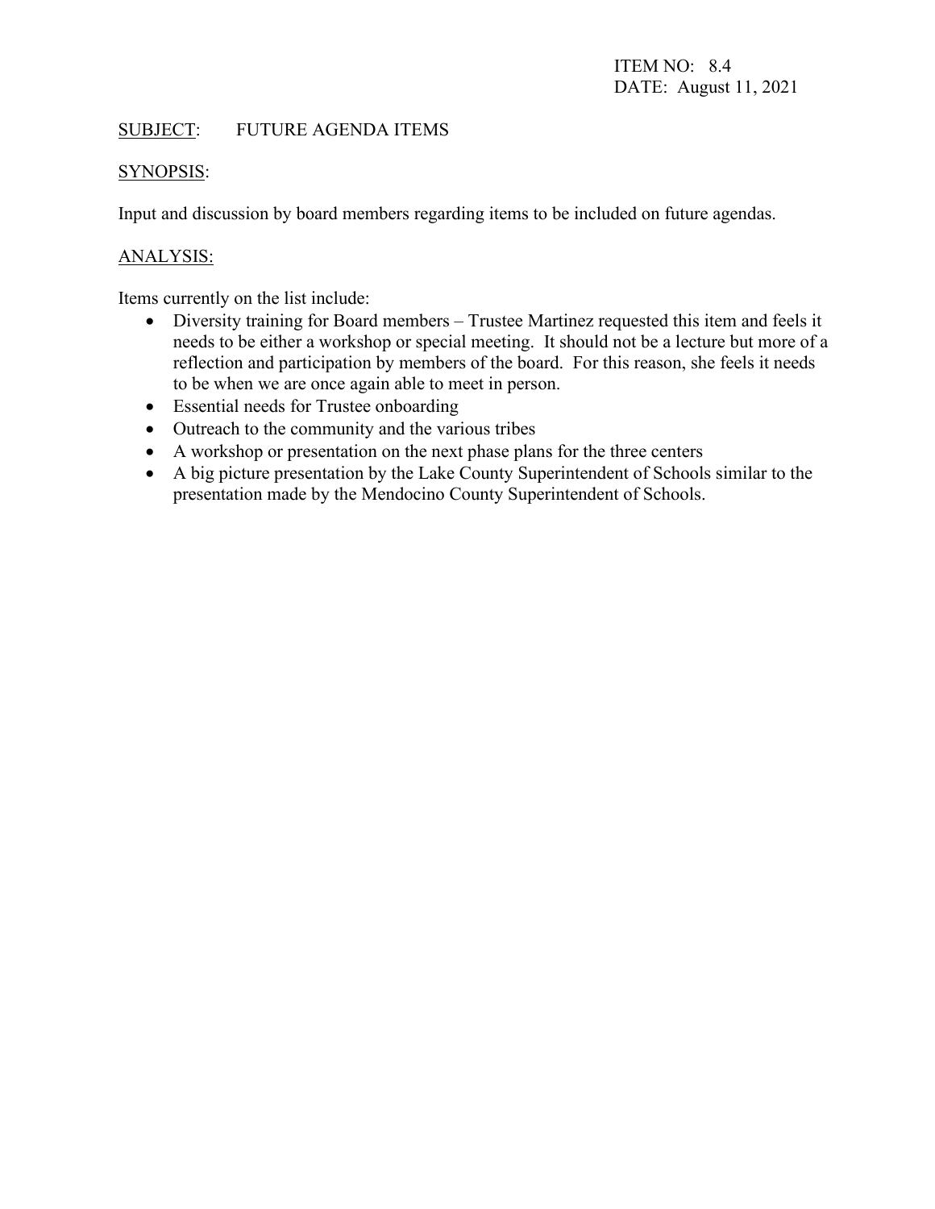ITEM NO: 8.4
DATE: August 11, 2021

SUBJECT: FUTURE AGENDA ITEMS

SYNOPSIS:

Input and discussion by board members regarding items to be included on future agendas.

ANALYSIS:

Items currently on the list include:

- Diversity training for Board members – Trustee Martinez requested this item and feels it needs to be either a workshop or special meeting. It should not be a lecture but more of a reflection and participation by members of the board. For this reason, she feels it needs to be when we are once again able to meet in person.
- Essential needs for Trustee onboarding
- Outreach to the community and the various tribes
- A workshop or presentation on the next phase plans for the three centers
- A big picture presentation by the Lake County Superintendent of Schools similar to the presentation made by the Mendocino County Superintendent of Schools.